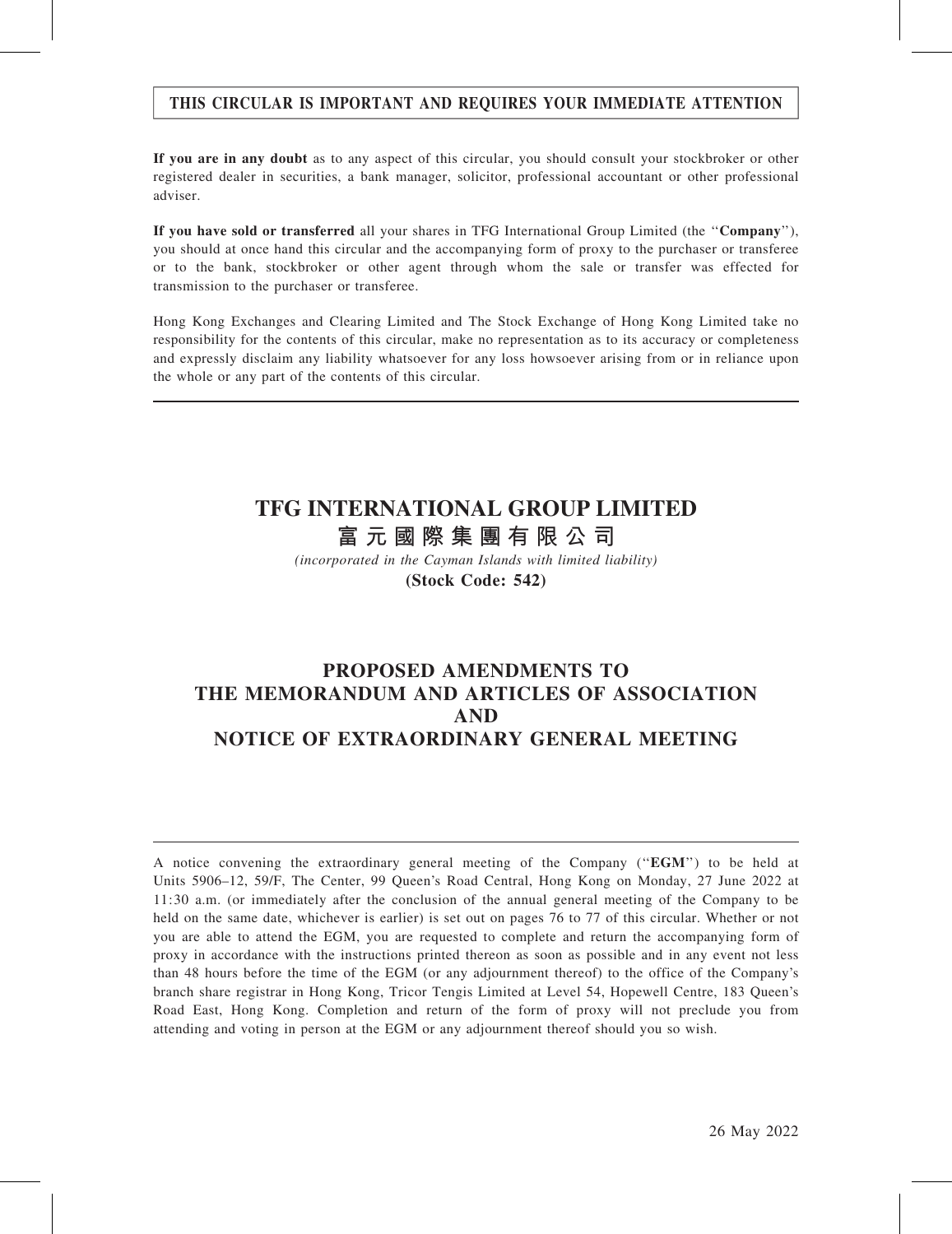**THIS CIRCULAR IS IMPORTANT AND REQUIRES YOUR IMMEDIATE ATTENTION**

**If you are in any doubt** as to any aspect of this circular, you should consult your stockbroker or other registered dealer in securities, a bank manager, solicitor, professional accountant or other professional adviser.

**If you have sold or transferred** all your shares in TFG International Group Limited (the "**Company**"), you should at once hand this circular and the accompanying form of proxy to the purchaser or transferee or to the bank, stockbroker or other agent through whom the sale or transfer was effected for transmission to the purchaser or transferee.

Hong Kong Exchanges and Clearing Limited and The Stock Exchange of Hong Kong Limited take no responsibility for the contents of this circular, make no representation as to its accuracy or completeness and expressly disclaim any liability whatsoever for any loss howsoever arising from or in reliance upon the whole or any part of the contents of this circular.

# TFG INTERNATIONAL GROUP LIMITED
# 富元國際集團有限公司

*(incorporated in the Cayman Islands with limited liability)*

**(Stock Code: 542)**

## PROPOSED AMENDMENTS TO THE MEMORANDUM AND ARTICLES OF ASSOCIATION AND NOTICE OF EXTRAORDINARY GENERAL MEETING

A notice convening the extraordinary general meeting of the Company ("**EGM**") to be held at Units 5906–12, 59/F, The Center, 99 Queen's Road Central, Hong Kong on Monday, 27 June 2022 at 11:30 a.m. (or immediately after the conclusion of the annual general meeting of the Company to be held on the same date, whichever is earlier) is set out on pages 76 to 77 of this circular. Whether or not you are able to attend the EGM, you are requested to complete and return the accompanying form of proxy in accordance with the instructions printed thereon as soon as possible and in any event not less than 48 hours before the time of the EGM (or any adjournment thereof) to the office of the Company's branch share registrar in Hong Kong, Tricor Tengis Limited at Level 54, Hopewell Centre, 183 Queen's Road East, Hong Kong. Completion and return of the form of proxy will not preclude you from attending and voting in person at the EGM or any adjournment thereof should you so wish.

26 May 2022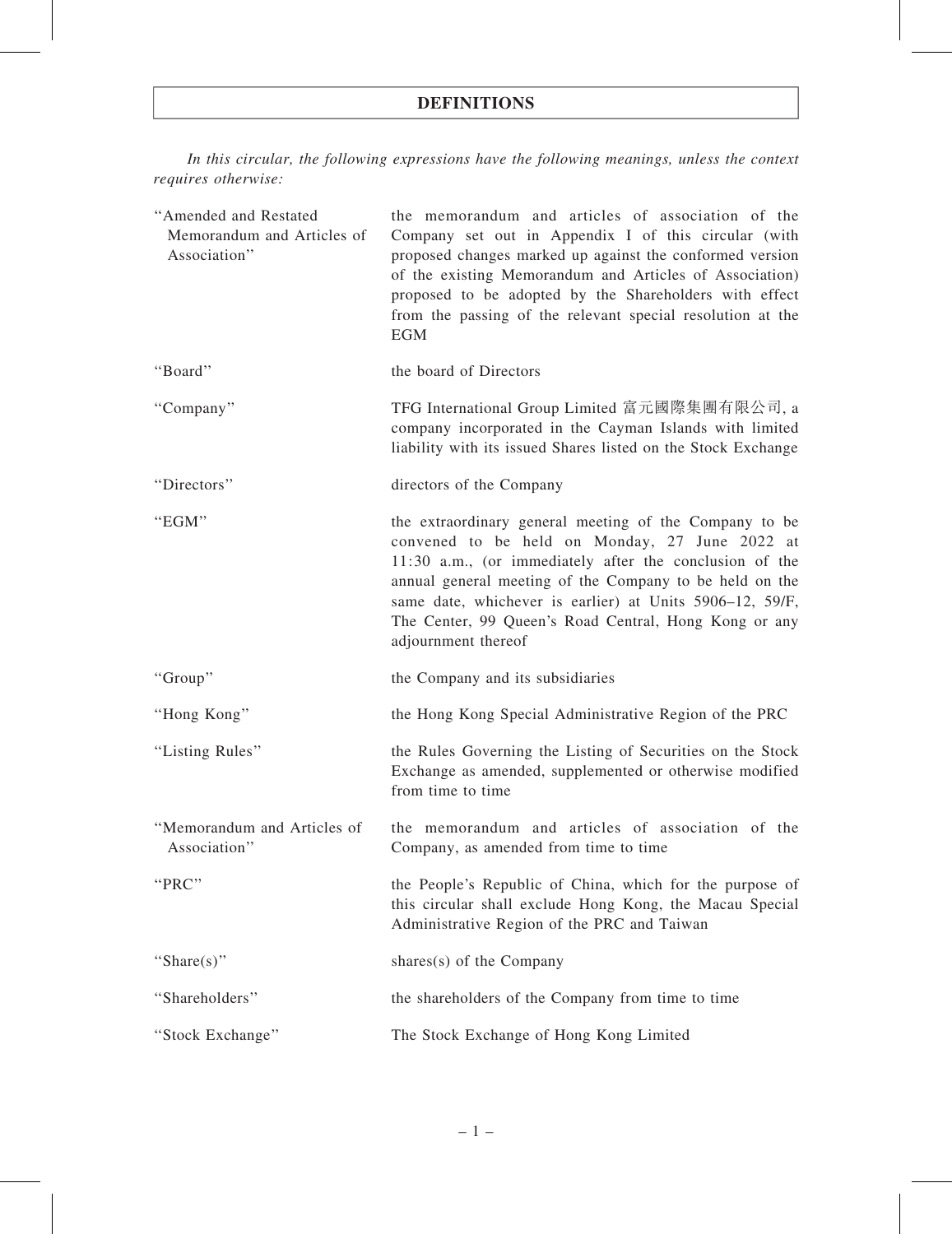# DEFINITIONS

*In this circular, the following expressions have the following meanings, unless the context requires otherwise:*

| | |
|---|---|
| "Amended and Restated Memorandum and Articles of Association" | the memorandum and articles of association of the Company set out in Appendix I of this circular (with proposed changes marked up against the conformed version of the existing Memorandum and Articles of Association) proposed to be adopted by the Shareholders with effect from the passing of the relevant special resolution at the EGM |
| "Board" | the board of Directors |
| "Company" | TFG International Group Limited 富元國際集團有限公司, a company incorporated in the Cayman Islands with limited liability with its issued Shares listed on the Stock Exchange |
| "Directors" | directors of the Company |
| "EGM" | the extraordinary general meeting of the Company to be convened to be held on Monday, 27 June 2022 at 11:30 a.m., (or immediately after the conclusion of the annual general meeting of the Company to be held on the same date, whichever is earlier) at Units 5906–12, 59/F, The Center, 99 Queen's Road Central, Hong Kong or any adjournment thereof |
| "Group" | the Company and its subsidiaries |
| "Hong Kong" | the Hong Kong Special Administrative Region of the PRC |
| "Listing Rules" | the Rules Governing the Listing of Securities on the Stock Exchange as amended, supplemented or otherwise modified from time to time |
| "Memorandum and Articles of Association" | the memorandum and articles of association of the Company, as amended from time to time |
| "PRC" | the People's Republic of China, which for the purpose of this circular shall exclude Hong Kong, the Macau Special Administrative Region of the PRC and Taiwan |
| "Share(s)" | shares(s) of the Company |
| "Shareholders" | the shareholders of the Company from time to time |
| "Stock Exchange" | The Stock Exchange of Hong Kong Limited |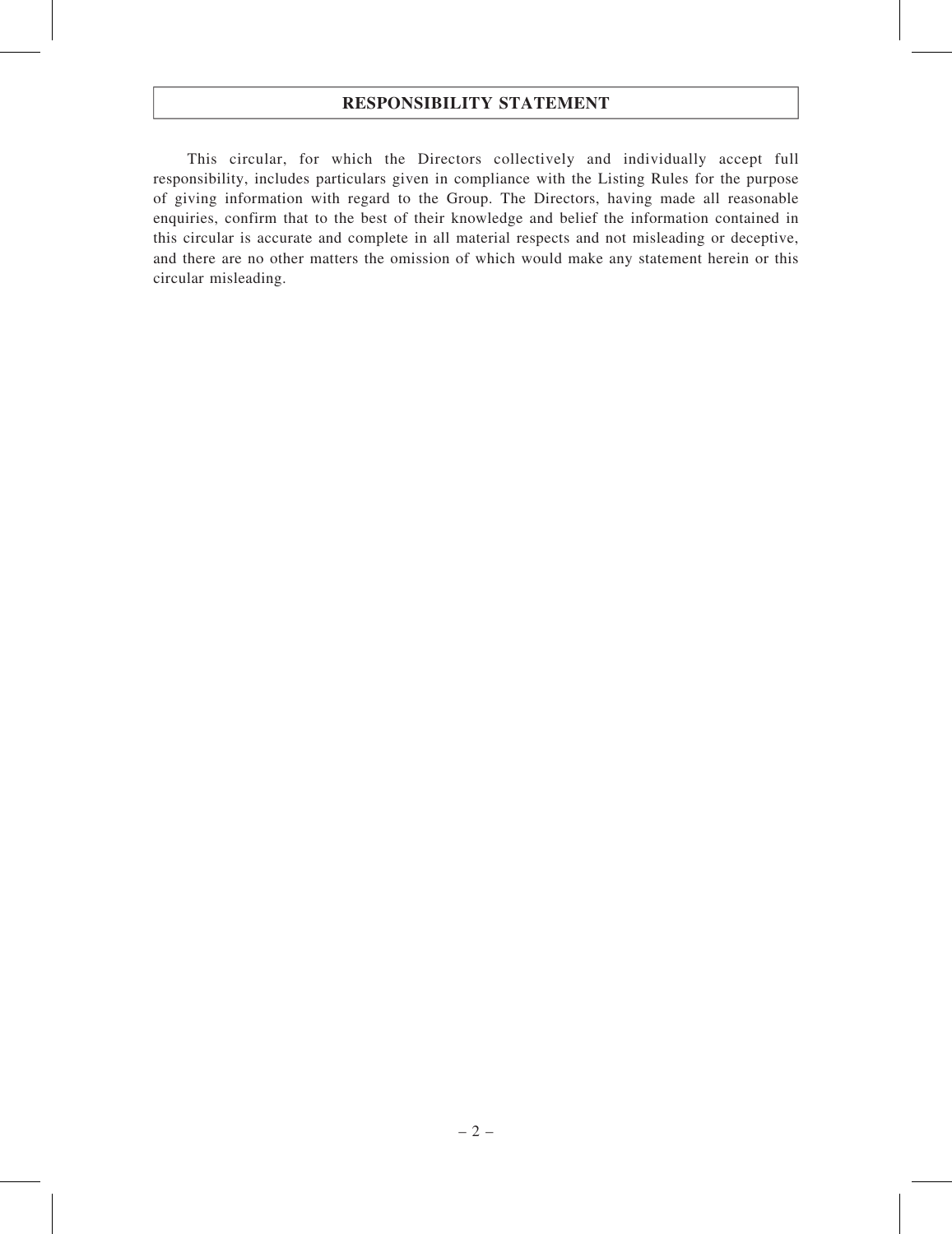# RESPONSIBILITY STATEMENT

This circular, for which the Directors collectively and individually accept full responsibility, includes particulars given in compliance with the Listing Rules for the purpose of giving information with regard to the Group. The Directors, having made all reasonable enquiries, confirm that to the best of their knowledge and belief the information contained in this circular is accurate and complete in all material respects and not misleading or deceptive, and there are no other matters the omission of which would make any statement herein or this circular misleading.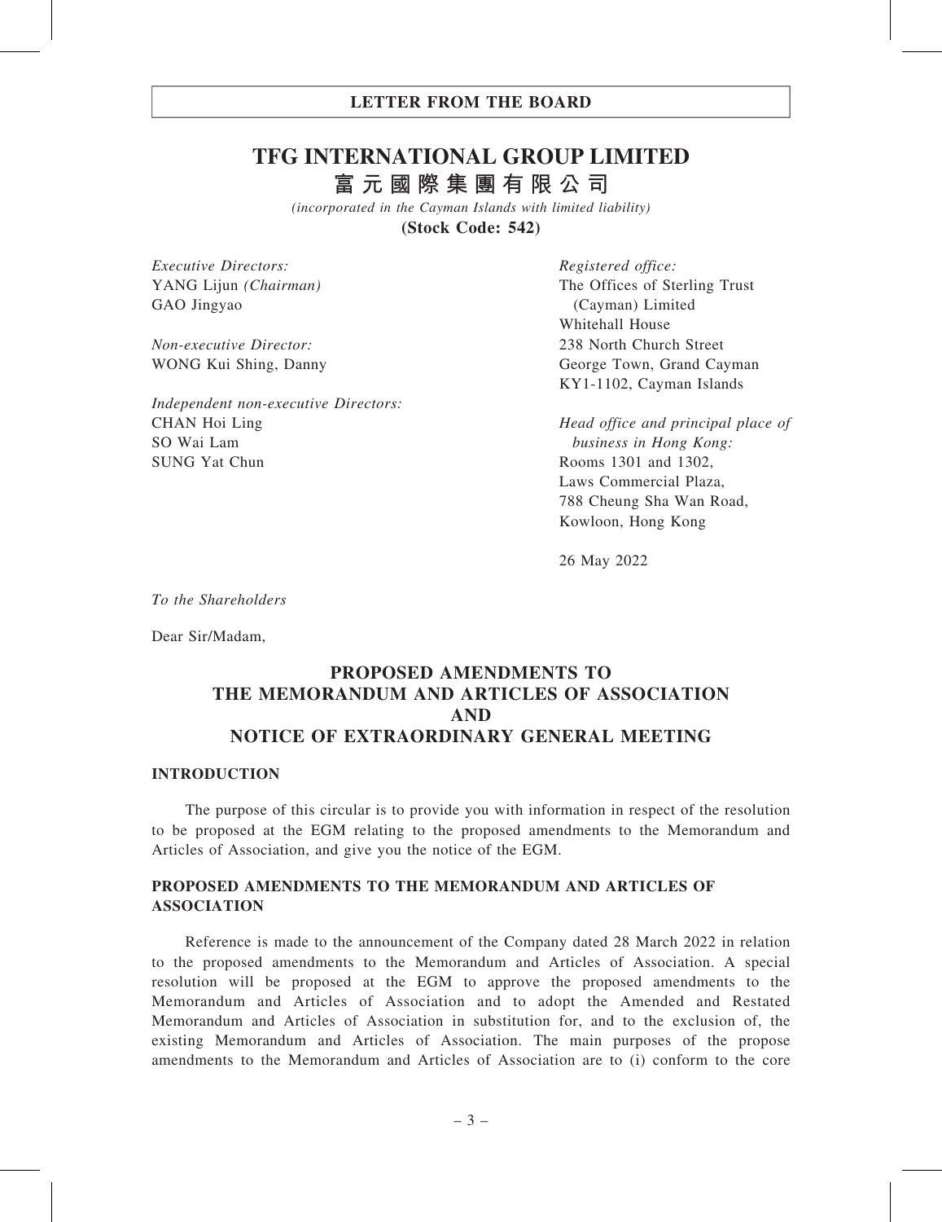# LETTER FROM THE BOARD

# TFG INTERNATIONAL GROUP LIMITED

## 富元國際集團有限公司

*(incorporated in the Cayman Islands with limited liability)*

**(Stock Code: 542)**

*Executive Directors:*
YANG Lijun *(Chairman)*
GAO Jingyao

*Non-executive Director:*
WONG Kui Shing, Danny

*Independent non-executive Directors:*
CHAN Hoi Ling
SO Wai Lam
SUNG Yat Chun

*Registered office:*
The Offices of Sterling Trust (Cayman) Limited
Whitehall House
238 North Church Street
George Town, Grand Cayman
KY1-1102, Cayman Islands

*Head office and principal place of business in Hong Kong:*
Rooms 1301 and 1302,
Laws Commercial Plaza,
788 Cheung Sha Wan Road,
Kowloon, Hong Kong

26 May 2022

*To the Shareholders*

Dear Sir/Madam,

## PROPOSED AMENDMENTS TO THE MEMORANDUM AND ARTICLES OF ASSOCIATION AND NOTICE OF EXTRAORDINARY GENERAL MEETING

### INTRODUCTION

The purpose of this circular is to provide you with information in respect of the resolution to be proposed at the EGM relating to the proposed amendments to the Memorandum and Articles of Association, and give you the notice of the EGM.

### PROPOSED AMENDMENTS TO THE MEMORANDUM AND ARTICLES OF ASSOCIATION

Reference is made to the announcement of the Company dated 28 March 2022 in relation to the proposed amendments to the Memorandum and Articles of Association. A special resolution will be proposed at the EGM to approve the proposed amendments to the Memorandum and Articles of Association and to adopt the Amended and Restated Memorandum and Articles of Association in substitution for, and to the exclusion of, the existing Memorandum and Articles of Association. The main purposes of the propose amendments to the Memorandum and Articles of Association are to (i) conform to the core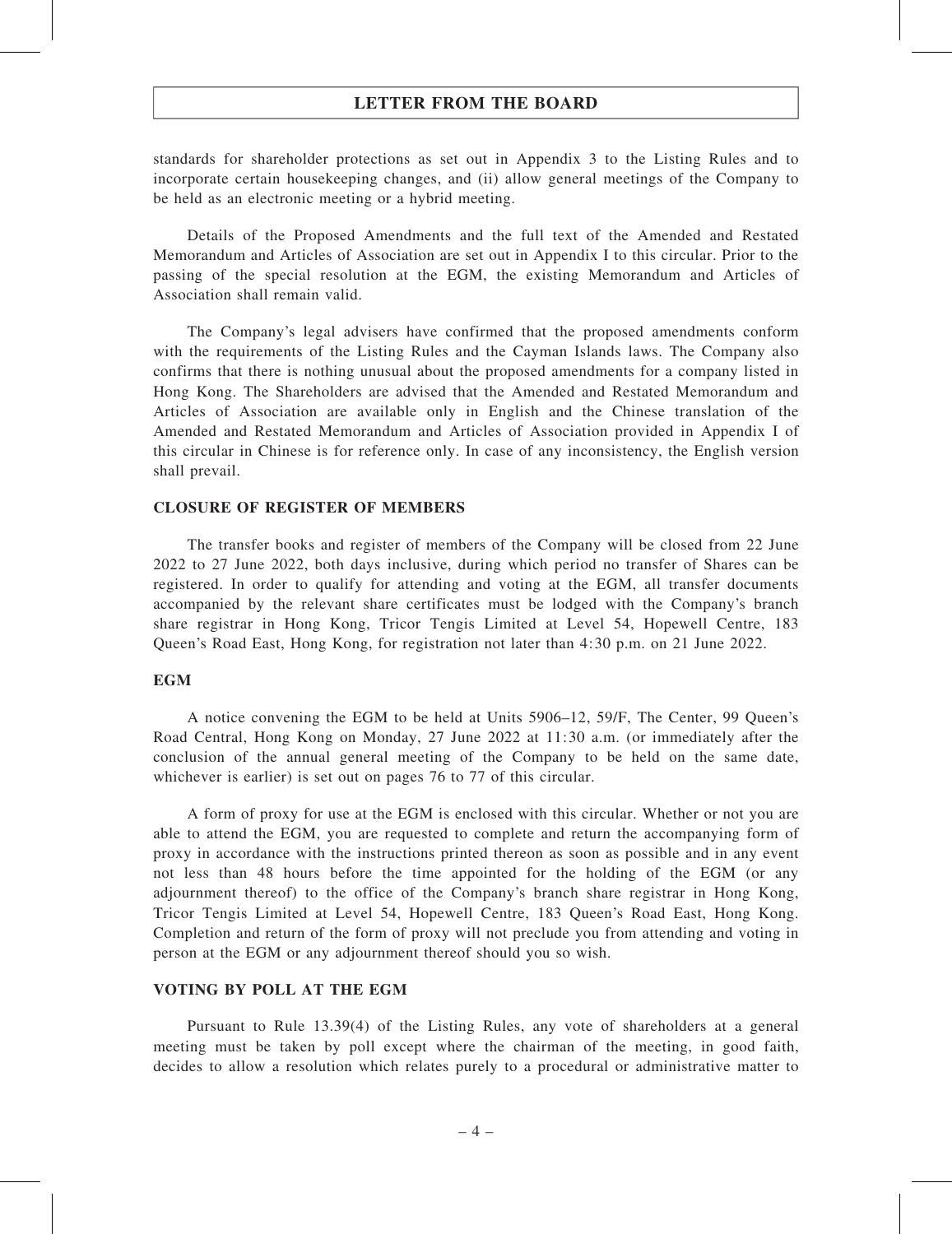standards for shareholder protections as set out in Appendix 3 to the Listing Rules and to incorporate certain housekeeping changes, and (ii) allow general meetings of the Company to be held as an electronic meeting or a hybrid meeting.

Details of the Proposed Amendments and the full text of the Amended and Restated Memorandum and Articles of Association are set out in Appendix I to this circular. Prior to the passing of the special resolution at the EGM, the existing Memorandum and Articles of Association shall remain valid.

The Company's legal advisers have confirmed that the proposed amendments conform with the requirements of the Listing Rules and the Cayman Islands laws. The Company also confirms that there is nothing unusual about the proposed amendments for a company listed in Hong Kong. The Shareholders are advised that the Amended and Restated Memorandum and Articles of Association are available only in English and the Chinese translation of the Amended and Restated Memorandum and Articles of Association provided in Appendix I of this circular in Chinese is for reference only. In case of any inconsistency, the English version shall prevail.

## CLOSURE OF REGISTER OF MEMBERS

The transfer books and register of members of the Company will be closed from 22 June 2022 to 27 June 2022, both days inclusive, during which period no transfer of Shares can be registered. In order to qualify for attending and voting at the EGM, all transfer documents accompanied by the relevant share certificates must be lodged with the Company's branch share registrar in Hong Kong, Tricor Tengis Limited at Level 54, Hopewell Centre, 183 Queen's Road East, Hong Kong, for registration not later than 4:30 p.m. on 21 June 2022.

## EGM

A notice convening the EGM to be held at Units 5906–12, 59/F, The Center, 99 Queen's Road Central, Hong Kong on Monday, 27 June 2022 at 11:30 a.m. (or immediately after the conclusion of the annual general meeting of the Company to be held on the same date, whichever is earlier) is set out on pages 76 to 77 of this circular.

A form of proxy for use at the EGM is enclosed with this circular. Whether or not you are able to attend the EGM, you are requested to complete and return the accompanying form of proxy in accordance with the instructions printed thereon as soon as possible and in any event not less than 48 hours before the time appointed for the holding of the EGM (or any adjournment thereof) to the office of the Company's branch share registrar in Hong Kong, Tricor Tengis Limited at Level 54, Hopewell Centre, 183 Queen's Road East, Hong Kong. Completion and return of the form of proxy will not preclude you from attending and voting in person at the EGM or any adjournment thereof should you so wish.

## VOTING BY POLL AT THE EGM

Pursuant to Rule 13.39(4) of the Listing Rules, any vote of shareholders at a general meeting must be taken by poll except where the chairman of the meeting, in good faith, decides to allow a resolution which relates purely to a procedural or administrative matter to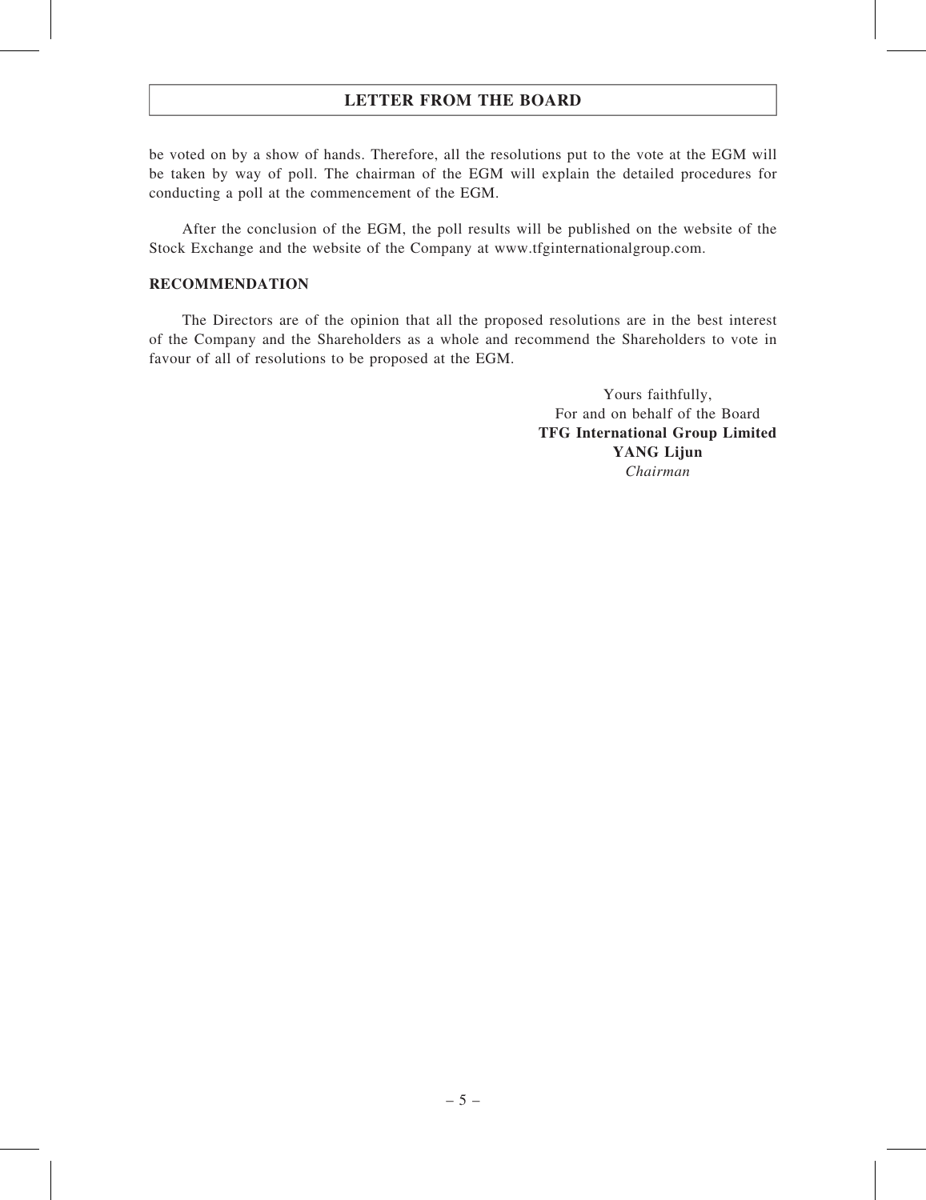be voted on by a show of hands. Therefore, all the resolutions put to the vote at the EGM will be taken by way of poll. The chairman of the EGM will explain the detailed procedures for conducting a poll at the commencement of the EGM.

After the conclusion of the EGM, the poll results will be published on the website of the Stock Exchange and the website of the Company at www.tfginternationalgroup.com.

**RECOMMENDATION**

The Directors are of the opinion that all the proposed resolutions are in the best interest of the Company and the Shareholders as a whole and recommend the Shareholders to vote in favour of all of resolutions to be proposed at the EGM.

Yours faithfully,
For and on behalf of the Board
**TFG International Group Limited**
**YANG Lijun**
*Chairman*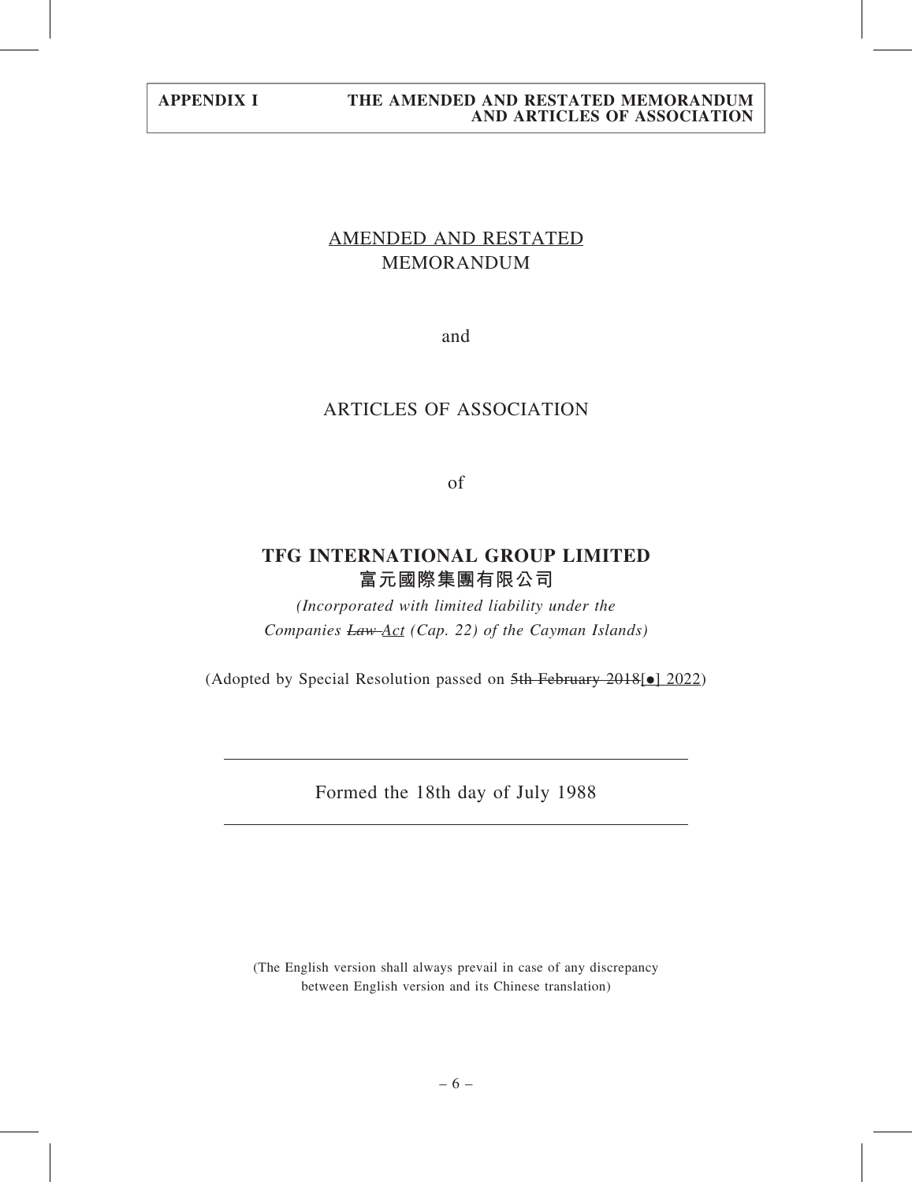AMENDED AND RESTATED
MEMORANDUM

and

ARTICLES OF ASSOCIATION

of

**TFG INTERNATIONAL GROUP LIMITED**
**富元國際集團有限公司**

*(Incorporated with limited liability under the Companies ~~Law~~ Act (Cap. 22) of the Cayman Islands)*

(Adopted by Special Resolution passed on ~~5th February 2018~~[●] 2022)

---

Formed the 18th day of July 1988

---

(The English version shall always prevail in case of any discrepancy between English version and its Chinese translation)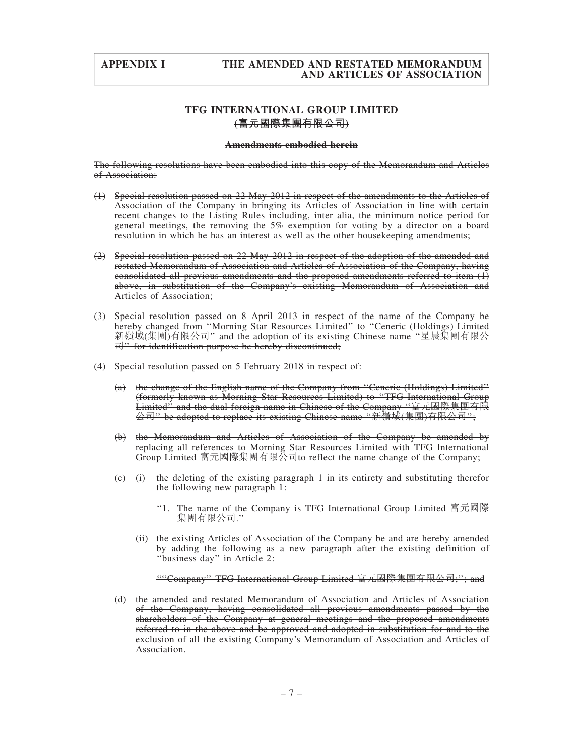## TFG INTERNATIONAL GROUP LIMITED
## (富元國際集團有限公司)

**Amendments embodied herein**

The following resolutions have been embodied into this copy of the Memorandum and Articles of Association:

(1) Special resolution passed on 22 May 2012 in respect of the amendments to the Articles of Association of the Company in bringing its Articles of Association in line with certain recent changes to the Listing Rules including, inter alia, the minimum notice period for general meetings, the removing the 5% exemption for voting by a director on a board resolution in which he has an interest as well as the other housekeeping amendments;

(2) Special resolution passed on 22 May 2012 in respect of the adoption of the amended and restated Memorandum of Association and Articles of Association of the Company, having consolidated all previous amendments and the proposed amendments referred to item (1) above, in substitution of the Company's existing Memorandum of Association and Articles of Association;

(3) Special resolution passed on 8 April 2013 in respect of the name of the Company be hereby changed from "Morning Star Resources Limited" to "Ceneric (Holdings) Limited 新嶺域(集團)有限公司" and the adoption of its existing Chinese name "星晨集團有限公司" for identification purpose be hereby discontinued;

(4) Special resolution passed on 5 February 2018 in respect of:

(a) the change of the English name of the Company from "Ceneric (Holdings) Limited" (formerly known as Morning Star Resources Limited) to "TFG International Group Limited" and the dual foreign name in Chinese of the Company "富元國際集團有限公司" be adopted to replace its existing Chinese name "新嶺域(集團)有限公司";

(b) the Memorandum and Articles of Association of the Company be amended by replacing all references to Morning Star Resources Limited with TFG International Group Limited 富元國際集團有限公司to reflect the name change of the Company;

(c) (i) the deleting of the existing paragraph 1 in its entirety and substituting therefor the following new paragraph 1:

"1. The name of the Company is TFG International Group Limited 富元國際集團有限公司."

(ii) the existing Articles of Association of the Company be and are hereby amended by adding the following as a new paragraph after the existing definition of "business day" in Article 2:

""Company" TFG International Group Limited 富元國際集團有限公司;"; and

(d) the amended and restated Memorandum of Association and Articles of Association of the Company, having consolidated all previous amendments passed by the shareholders of the Company at general meetings and the proposed amendments referred to in the above and be approved and adopted in substitution for and to the exclusion of all the existing Company's Memorandum of Association and Articles of Association.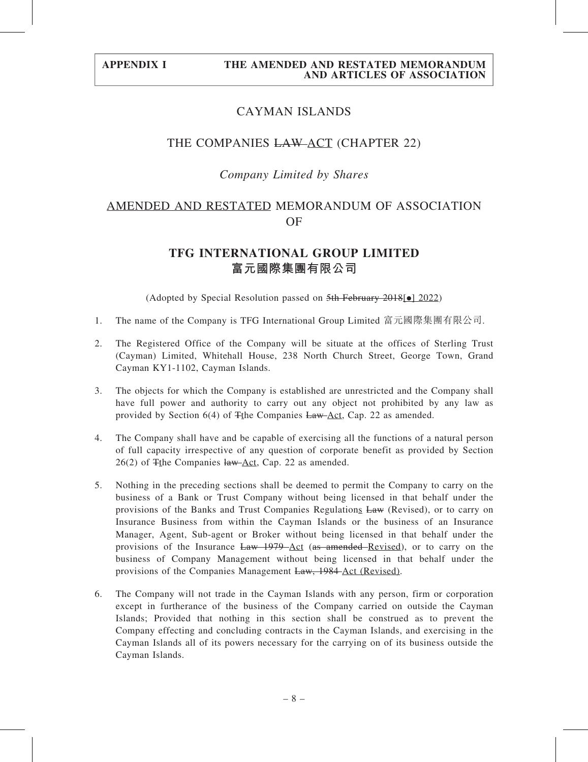# CAYMAN ISLANDS

## THE COMPANIES ~~LAW~~ <u>ACT</u> (CHAPTER 22)

*Company Limited by Shares*

## <u>AMENDED AND RESTATED</u> MEMORANDUM OF ASSOCIATION OF

# **TFG INTERNATIONAL GROUP LIMITED**
# **富元國際集團有限公司**

(Adopted by Special Resolution passed on ~~5th February 2018~~<u>[●] 2022</u>)

1. The name of the Company is TFG International Group Limited 富元國際集團有限公司.

2. The Registered Office of the Company will be situate at the offices of Sterling Trust (Cayman) Limited, Whitehall House, 238 North Church Street, George Town, Grand Cayman KY1-1102, Cayman Islands.

3. The objects for which the Company is established are unrestricted and the Company shall have full power and authority to carry out any object not prohibited by any law as provided by Section 6(4) of ~~T~~<u>t</u>he Companies ~~Law~~ <u>Act</u>, Cap. 22 as amended.

4. The Company shall have and be capable of exercising all the functions of a natural person of full capacity irrespective of any question of corporate benefit as provided by Section 26(2) of ~~T~~<u>t</u>he Companies ~~law~~ <u>Act</u>, Cap. 22 as amended.

5. Nothing in the preceding sections shall be deemed to permit the Company to carry on the business of a Bank or Trust Company without being licensed in that behalf under the provisions of the Banks and Trust Companies Regulation<u>s</u> ~~Law~~ (Revised), or to carry on Insurance Business from within the Cayman Islands or the business of an Insurance Manager, Agent, Sub-agent or Broker without being licensed in that behalf under the provisions of the Insurance ~~Law 1979~~ <u>Act</u> (~~as amended~~ <u>Revised</u>), or to carry on the business of Company Management without being licensed in that behalf under the provisions of the Companies Management ~~Law, 1984~~ <u>Act (Revised)</u>.

6. The Company will not trade in the Cayman Islands with any person, firm or corporation except in furtherance of the business of the Company carried on outside the Cayman Islands; Provided that nothing in this section shall be construed as to prevent the Company effecting and concluding contracts in the Cayman Islands, and exercising in the Cayman Islands all of its powers necessary for the carrying on of its business outside the Cayman Islands.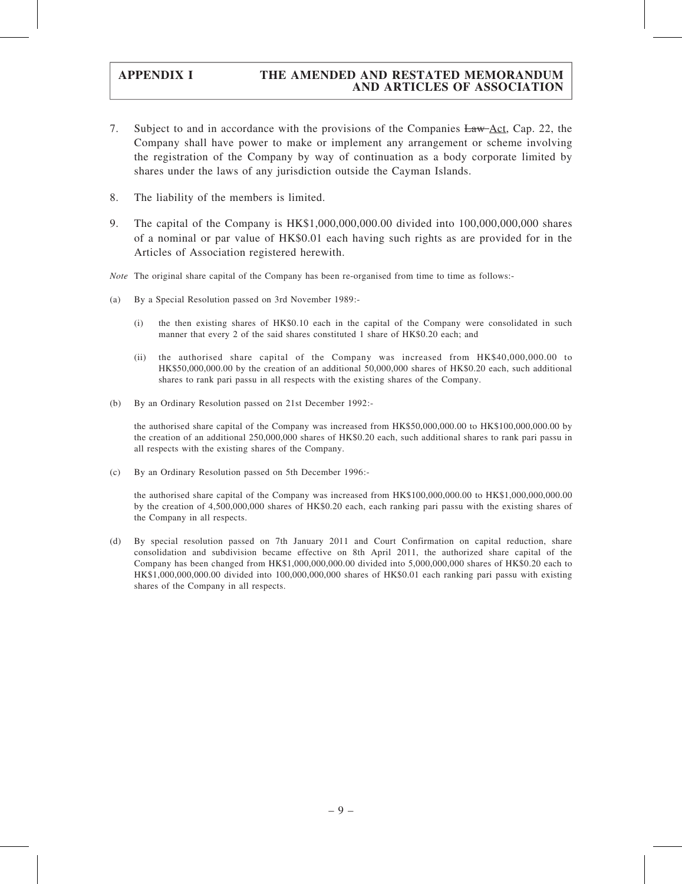7. Subject to and in accordance with the provisions of the Companies ~~Law~~ Act, Cap. 22, the Company shall have power to make or implement any arrangement or scheme involving the registration of the Company by way of continuation as a body corporate limited by shares under the laws of any jurisdiction outside the Cayman Islands.

8. The liability of the members is limited.

9. The capital of the Company is HK$1,000,000,000.00 divided into 100,000,000,000 shares of a nominal or par value of HK$0.01 each having such rights as are provided for in the Articles of Association registered herewith.

*Note* The original share capital of the Company has been re-organised from time to time as follows:-

(a) By a Special Resolution passed on 3rd November 1989:-

   (i) the then existing shares of HK$0.10 each in the capital of the Company were consolidated in such manner that every 2 of the said shares constituted 1 share of HK$0.20 each; and

   (ii) the authorised share capital of the Company was increased from HK$40,000,000.00 to HK$50,000,000.00 by the creation of an additional 50,000,000 shares of HK$0.20 each, such additional shares to rank pari passu in all respects with the existing shares of the Company.

(b) By an Ordinary Resolution passed on 21st December 1992:-

   the authorised share capital of the Company was increased from HK$50,000,000.00 to HK$100,000,000.00 by the creation of an additional 250,000,000 shares of HK$0.20 each, such additional shares to rank pari passu in all respects with the existing shares of the Company.

(c) By an Ordinary Resolution passed on 5th December 1996:-

   the authorised share capital of the Company was increased from HK$100,000,000.00 to HK$1,000,000,000.00 by the creation of 4,500,000,000 shares of HK$0.20 each, each ranking pari passu with the existing shares of the Company in all respects.

(d) By special resolution passed on 7th January 2011 and Court Confirmation on capital reduction, share consolidation and subdivision became effective on 8th April 2011, the authorized share capital of the Company has been changed from HK$1,000,000,000.00 divided into 5,000,000,000 shares of HK$0.20 each to HK$1,000,000,000.00 divided into 100,000,000,000 shares of HK$0.01 each ranking pari passu with existing shares of the Company in all respects.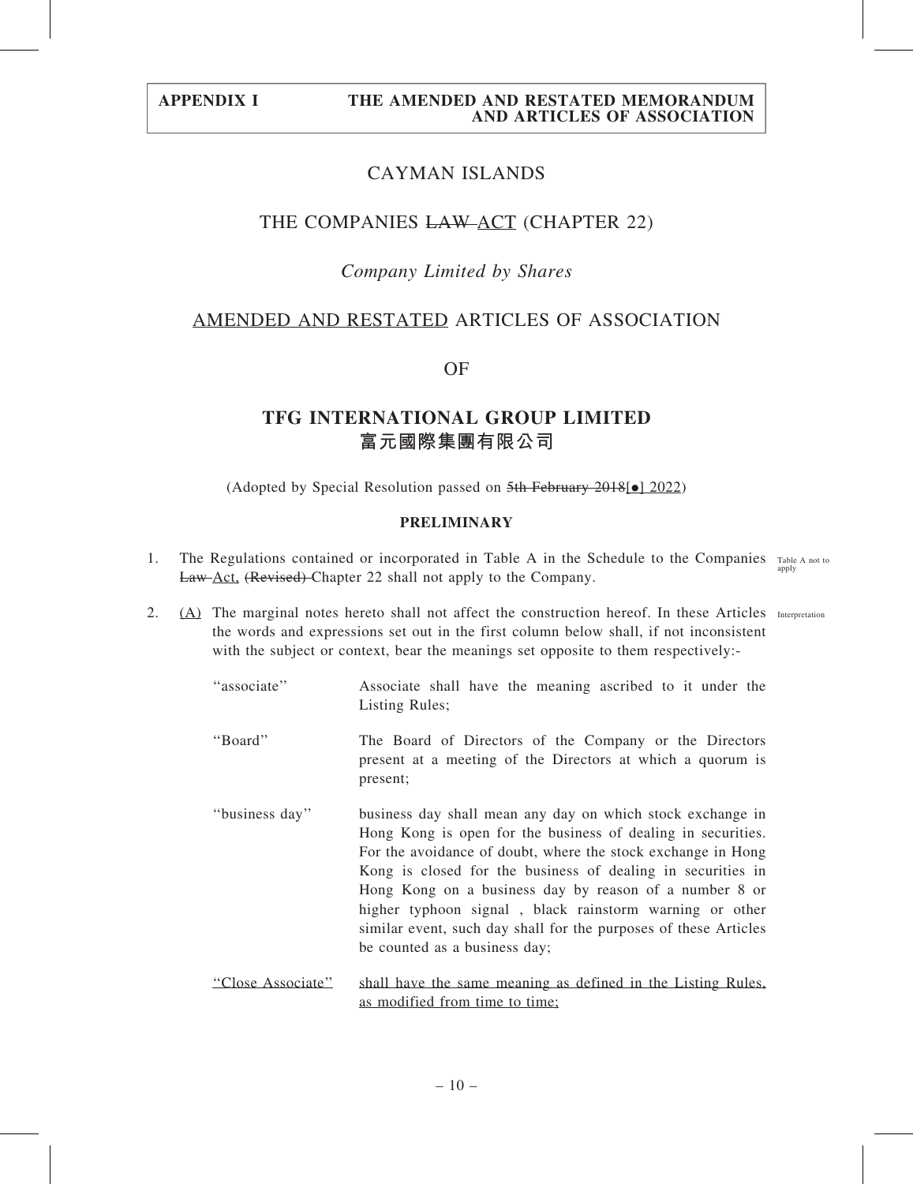**APPENDIX I — THE AMENDED AND RESTATED MEMORANDUM AND ARTICLES OF ASSOCIATION**

# CAYMAN ISLANDS

## THE COMPANIES ~~LAW~~ ACT (CHAPTER 22)

*Company Limited by Shares*

## AMENDED AND RESTATED ARTICLES OF ASSOCIATION

## OF

# TFG INTERNATIONAL GROUP LIMITED
# 富元國際集團有限公司

(Adopted by Special Resolution passed on ~~5th February 2018~~[●] 2022)

### PRELIMINARY

1. The Regulations contained or incorporated in Table A in the Schedule to the Companies ~~Law~~ Act, ~~(Revised)~~ Chapter 22 shall not apply to the Company. *Table A not to apply*

2. (A) The marginal notes hereto shall not affect the construction hereof. In these Articles the words and expressions set out in the first column below shall, if not inconsistent with the subject or context, bear the meanings set opposite to them respectively:- *Interpretation*

| | |
|---|---|
| "associate" | Associate shall have the meaning ascribed to it under the Listing Rules; |
| "Board" | The Board of Directors of the Company or the Directors present at a meeting of the Directors at which a quorum is present; |
| "business day" | business day shall mean any day on which stock exchange in Hong Kong is open for the business of dealing in securities. For the avoidance of doubt, where the stock exchange in Hong Kong is closed for the business of dealing in securities in Hong Kong on a business day by reason of a number 8 or higher typhoon signal , black rainstorm warning or other similar event, such day shall for the purposes of these Articles be counted as a business day; |
| "Close Associate" | shall have the same meaning as defined in the Listing Rules, as modified from time to time; |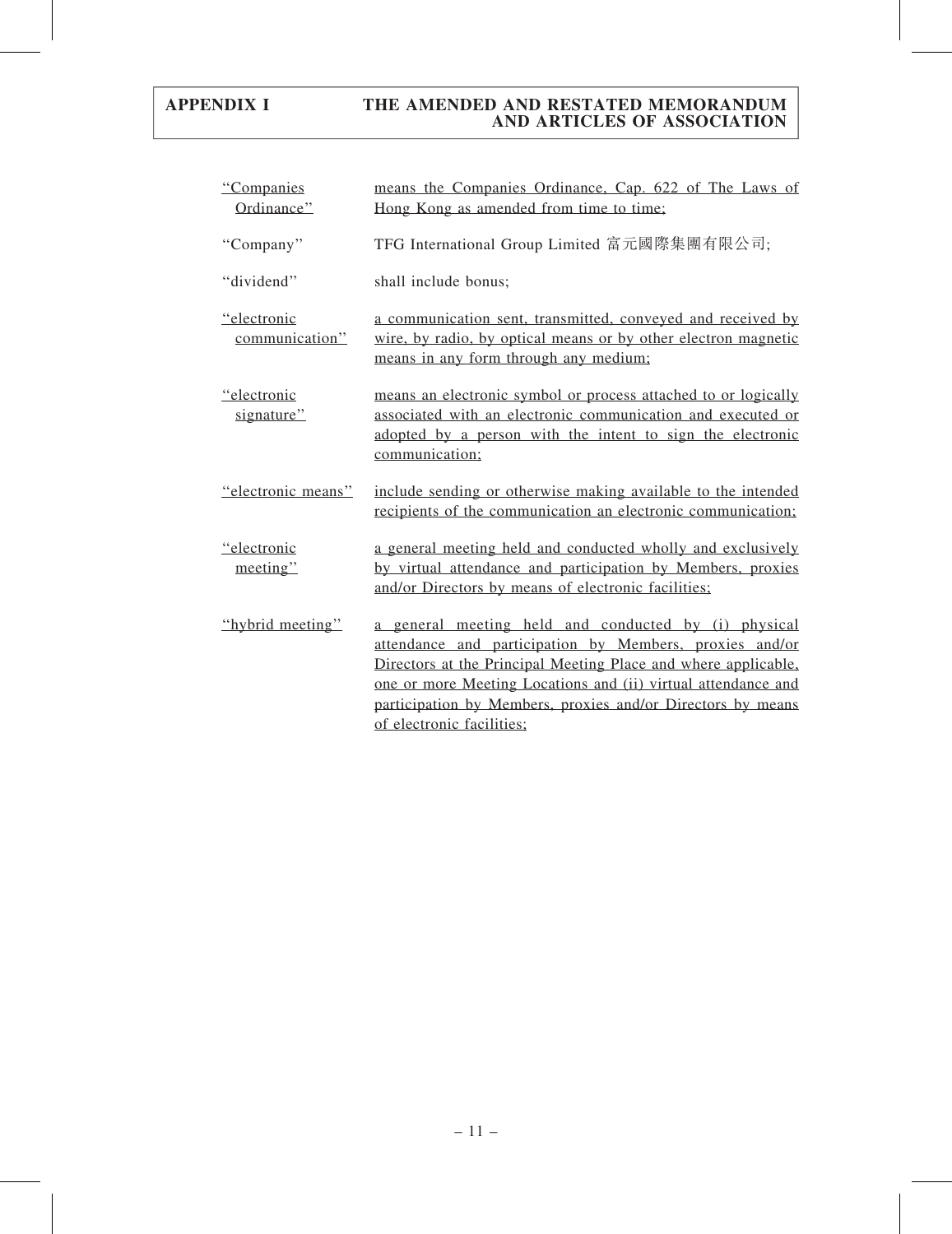| | |
|---|---|
| "Companies Ordinance" | means the Companies Ordinance, Cap. 622 of The Laws of Hong Kong as amended from time to time; |
| "Company" | TFG International Group Limited 富元國際集團有限公司; |
| "dividend" | shall include bonus; |
| "electronic communication" | a communication sent, transmitted, conveyed and received by wire, by radio, by optical means or by other electron magnetic means in any form through any medium; |
| "electronic signature" | means an electronic symbol or process attached to or logically associated with an electronic communication and executed or adopted by a person with the intent to sign the electronic communication; |
| "electronic means" | include sending or otherwise making available to the intended recipients of the communication an electronic communication; |
| "electronic meeting" | a general meeting held and conducted wholly and exclusively by virtual attendance and participation by Members, proxies and/or Directors by means of electronic facilities; |
| "hybrid meeting" | a general meeting held and conducted by (i) physical attendance and participation by Members, proxies and/or Directors at the Principal Meeting Place and where applicable, one or more Meeting Locations and (ii) virtual attendance and participation by Members, proxies and/or Directors by means of electronic facilities; |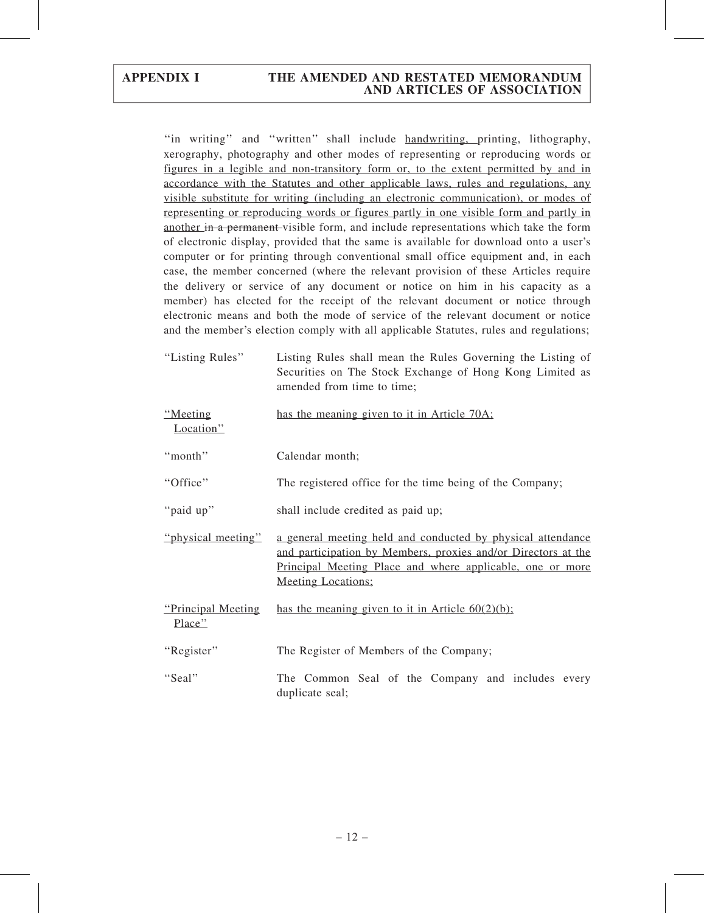"in writing" and "written" shall include handwriting, printing, lithography, xerography, photography and other modes of representing or reproducing words or figures in a legible and non-transitory form or, to the extent permitted by and in accordance with the Statutes and other applicable laws, rules and regulations, any visible substitute for writing (including an electronic communication), or modes of representing or reproducing words or figures partly in one visible form and partly in another ~~in a permanent~~ visible form, and include representations which take the form of electronic display, provided that the same is available for download onto a user's computer or for printing through conventional small office equipment and, in each case, the member concerned (where the relevant provision of these Articles require the delivery or service of any document or notice on him in his capacity as a member) has elected for the receipt of the relevant document or notice through electronic means and both the mode of service of the relevant document or notice and the member's election comply with all applicable Statutes, rules and regulations;

| | |
|---|---|
| "Listing Rules" | Listing Rules shall mean the Rules Governing the Listing of Securities on The Stock Exchange of Hong Kong Limited as amended from time to time; |
| "Meeting Location" | has the meaning given to it in Article 70A; |
| "month" | Calendar month; |
| "Office" | The registered office for the time being of the Company; |
| "paid up" | shall include credited as paid up; |
| "physical meeting" | a general meeting held and conducted by physical attendance and participation by Members, proxies and/or Directors at the Principal Meeting Place and where applicable, one or more Meeting Locations; |
| "Principal Meeting Place" | has the meaning given to it in Article 60(2)(b); |
| "Register" | The Register of Members of the Company; |
| "Seal" | The Common Seal of the Company and includes every duplicate seal; |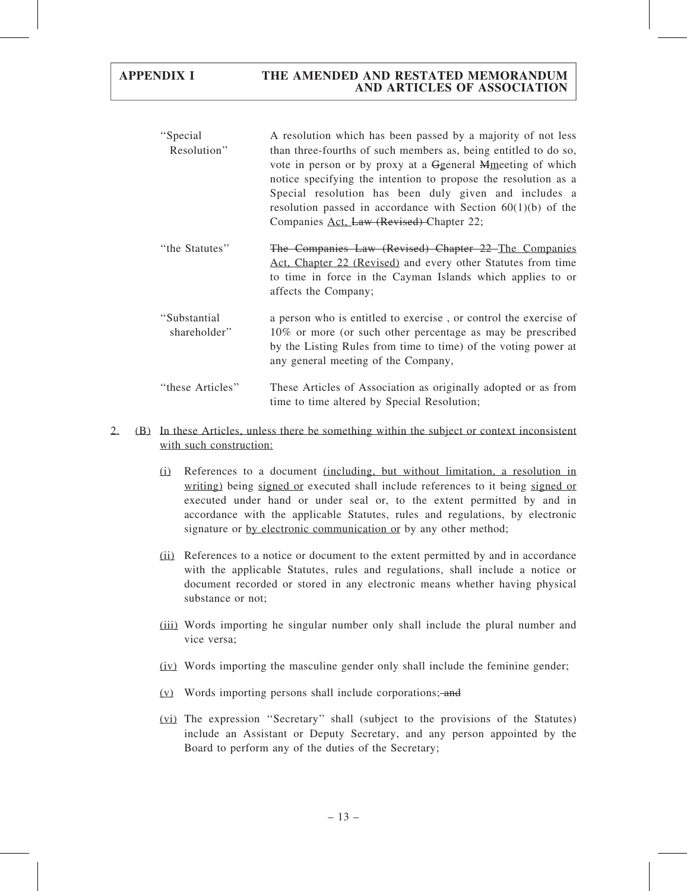| | |
|---|---|
| "Special Resolution" | A resolution which has been passed by a majority of not less than three-fourths of such members as, being entitled to do so, vote in person or by proxy at a ~~G~~general ~~M~~meeting of which notice specifying the intention to propose the resolution as a Special resolution has been duly given and includes a resolution passed in accordance with Section 60(1)(b) of the Companies Act, ~~Law (Revised)~~ Chapter 22; |
| "the Statutes" | ~~The Companies Law (Revised) Chapter 22~~ The Companies Act, Chapter 22 (Revised) and every other Statutes from time to time in force in the Cayman Islands which applies to or affects the Company; |
| "Substantial shareholder" | a person who is entitled to exercise , or control the exercise of 10% or more (or such other percentage as may be prescribed by the Listing Rules from time to time) of the voting power at any general meeting of the Company, |
| "these Articles" | These Articles of Association as originally adopted or as from time to time altered by Special Resolution; |

2. (B) In these Articles, unless there be something within the subject or context inconsistent with such construction:

   (i) References to a document (including, but without limitation, a resolution in writing) being signed or executed shall include references to it being signed or executed under hand or under seal or, to the extent permitted by and in accordance with the applicable Statutes, rules and regulations, by electronic signature or by electronic communication or by any other method;

   (ii) References to a notice or document to the extent permitted by and in accordance with the applicable Statutes, rules and regulations, shall include a notice or document recorded or stored in any electronic means whether having physical substance or not;

   (iii) Words importing he singular number only shall include the plural number and vice versa;

   (iv) Words importing the masculine gender only shall include the feminine gender;

   (v) Words importing persons shall include corporations; ~~and~~

   (vi) The expression "Secretary" shall (subject to the provisions of the Statutes) include an Assistant or Deputy Secretary, and any person appointed by the Board to perform any of the duties of the Secretary;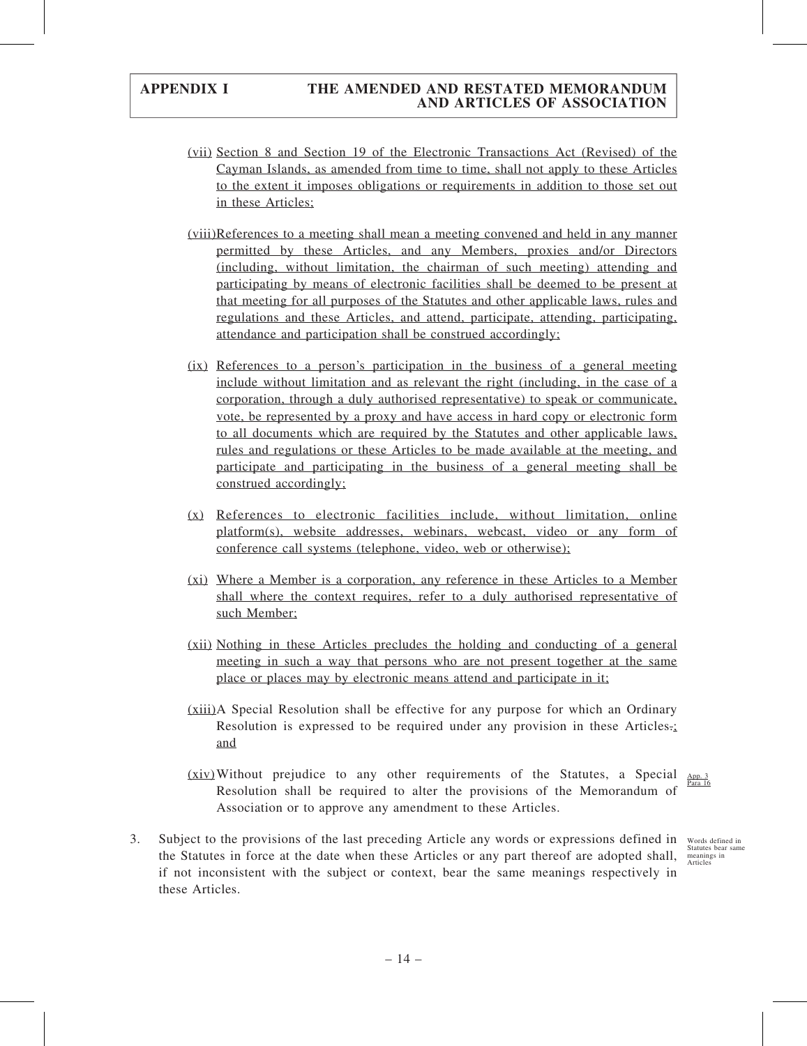(vii) Section 8 and Section 19 of the Electronic Transactions Act (Revised) of the Cayman Islands, as amended from time to time, shall not apply to these Articles to the extent it imposes obligations or requirements in addition to those set out in these Articles;

(viii) References to a meeting shall mean a meeting convened and held in any manner permitted by these Articles, and any Members, proxies and/or Directors (including, without limitation, the chairman of such meeting) attending and participating by means of electronic facilities shall be deemed to be present at that meeting for all purposes of the Statutes and other applicable laws, rules and regulations and these Articles, and attend, participate, attending, participating, attendance and participation shall be construed accordingly;

(ix) References to a person's participation in the business of a general meeting include without limitation and as relevant the right (including, in the case of a corporation, through a duly authorised representative) to speak or communicate, vote, be represented by a proxy and have access in hard copy or electronic form to all documents which are required by the Statutes and other applicable laws, rules and regulations or these Articles to be made available at the meeting, and participate and participating in the business of a general meeting shall be construed accordingly;

(x) References to electronic facilities include, without limitation, online platform(s), website addresses, webinars, webcast, video or any form of conference call systems (telephone, video, web or otherwise);

(xi) Where a Member is a corporation, any reference in these Articles to a Member shall where the context requires, refer to a duly authorised representative of such Member;

(xii) Nothing in these Articles precludes the holding and conducting of a general meeting in such a way that persons who are not present together at the same place or places may by electronic means attend and participate in it;

(xiii) A Special Resolution shall be effective for any purpose for which an Ordinary Resolution is expressed to be required under any provision in these Articles.; and

(xiv) Without prejudice to any other requirements of the Statutes, a Special Resolution shall be required to alter the provisions of the Memorandum of Association or to approve any amendment to these Articles. *App. 3 Para 16*

3. Subject to the provisions of the last preceding Article any words or expressions defined in the Statutes in force at the date when these Articles or any part thereof are adopted shall, if not inconsistent with the subject or context, bear the same meanings respectively in these Articles. *Words defined in Statutes bear same meanings in Articles*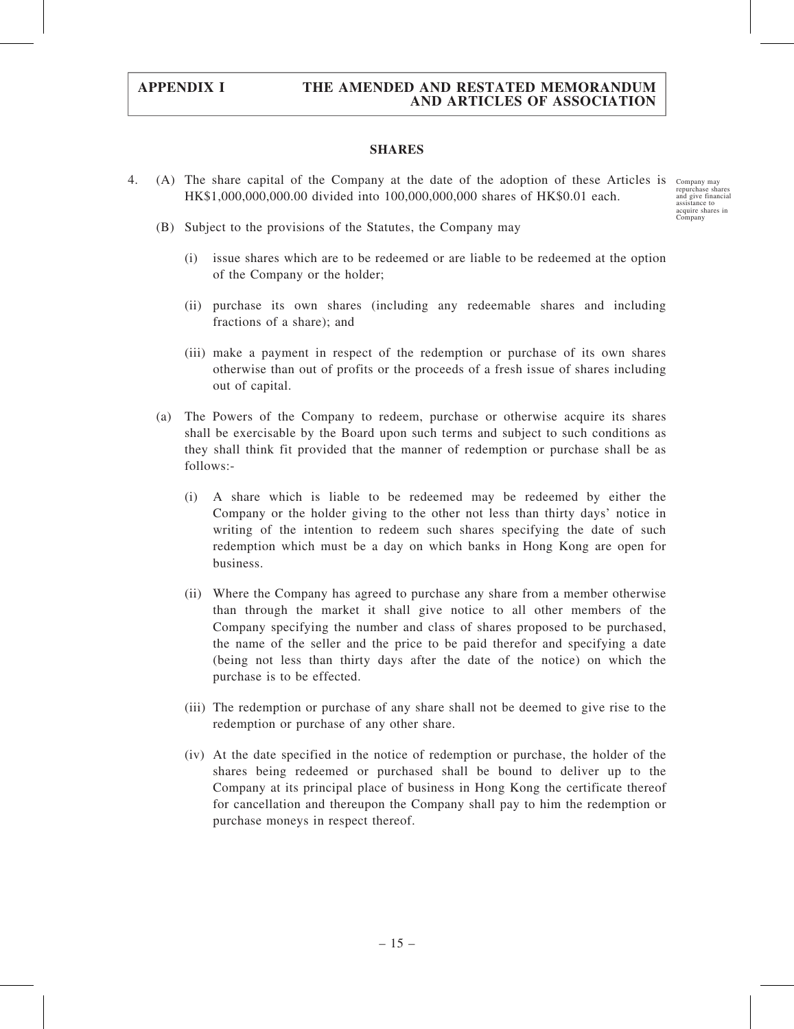## SHARES

4. (A) The share capital of the Company at the date of the adoption of these Articles is HK$1,000,000,000.00 divided into 100,000,000,000 shares of HK$0.01 each.

Company may repurchase shares and give financial assistance to acquire shares in Company

(B) Subject to the provisions of the Statutes, the Company may

(i) issue shares which are to be redeemed or are liable to be redeemed at the option of the Company or the holder;

(ii) purchase its own shares (including any redeemable shares and including fractions of a share); and

(iii) make a payment in respect of the redemption or purchase of its own shares otherwise than out of profits or the proceeds of a fresh issue of shares including out of capital.

(a) The Powers of the Company to redeem, purchase or otherwise acquire its shares shall be exercisable by the Board upon such terms and subject to such conditions as they shall think fit provided that the manner of redemption or purchase shall be as follows:-

(i) A share which is liable to be redeemed may be redeemed by either the Company or the holder giving to the other not less than thirty days' notice in writing of the intention to redeem such shares specifying the date of such redemption which must be a day on which banks in Hong Kong are open for business.

(ii) Where the Company has agreed to purchase any share from a member otherwise than through the market it shall give notice to all other members of the Company specifying the number and class of shares proposed to be purchased, the name of the seller and the price to be paid therefor and specifying a date (being not less than thirty days after the date of the notice) on which the purchase is to be effected.

(iii) The redemption or purchase of any share shall not be deemed to give rise to the redemption or purchase of any other share.

(iv) At the date specified in the notice of redemption or purchase, the holder of the shares being redeemed or purchased shall be bound to deliver up to the Company at its principal place of business in Hong Kong the certificate thereof for cancellation and thereupon the Company shall pay to him the redemption or purchase moneys in respect thereof.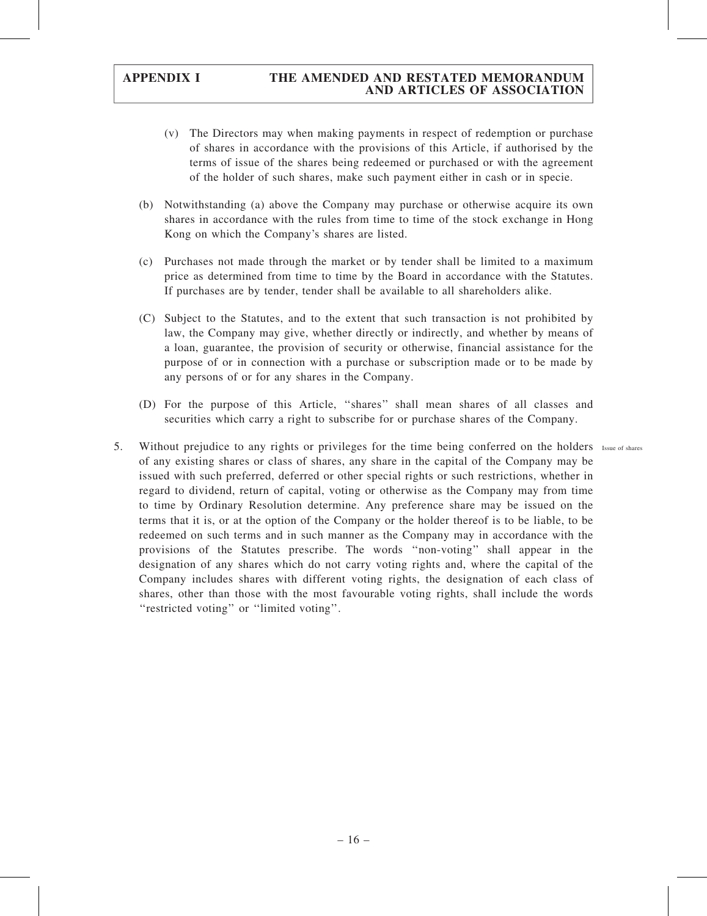(v) The Directors may when making payments in respect of redemption or purchase of shares in accordance with the provisions of this Article, if authorised by the terms of issue of the shares being redeemed or purchased or with the agreement of the holder of such shares, make such payment either in cash or in specie.

(b) Notwithstanding (a) above the Company may purchase or otherwise acquire its own shares in accordance with the rules from time to time of the stock exchange in Hong Kong on which the Company's shares are listed.

(c) Purchases not made through the market or by tender shall be limited to a maximum price as determined from time to time by the Board in accordance with the Statutes. If purchases are by tender, tender shall be available to all shareholders alike.

(C) Subject to the Statutes, and to the extent that such transaction is not prohibited by law, the Company may give, whether directly or indirectly, and whether by means of a loan, guarantee, the provision of security or otherwise, financial assistance for the purpose of or in connection with a purchase or subscription made or to be made by any persons of or for any shares in the Company.

(D) For the purpose of this Article, ''shares'' shall mean shares of all classes and securities which carry a right to subscribe for or purchase shares of the Company.

5. Without prejudice to any rights or privileges for the time being conferred on the holders of any existing shares or class of shares, any share in the capital of the Company may be issued with such preferred, deferred or other special rights or such restrictions, whether in regard to dividend, return of capital, voting or otherwise as the Company may from time to time by Ordinary Resolution determine. Any preference share may be issued on the terms that it is, or at the option of the Company or the holder thereof is to be liable, to be redeemed on such terms and in such manner as the Company may in accordance with the provisions of the Statutes prescribe. The words ''non-voting'' shall appear in the designation of any shares which do not carry voting rights and, where the capital of the Company includes shares with different voting rights, the designation of each class of shares, other than those with the most favourable voting rights, shall include the words ''restricted voting'' or ''limited voting''. *Issue of shares*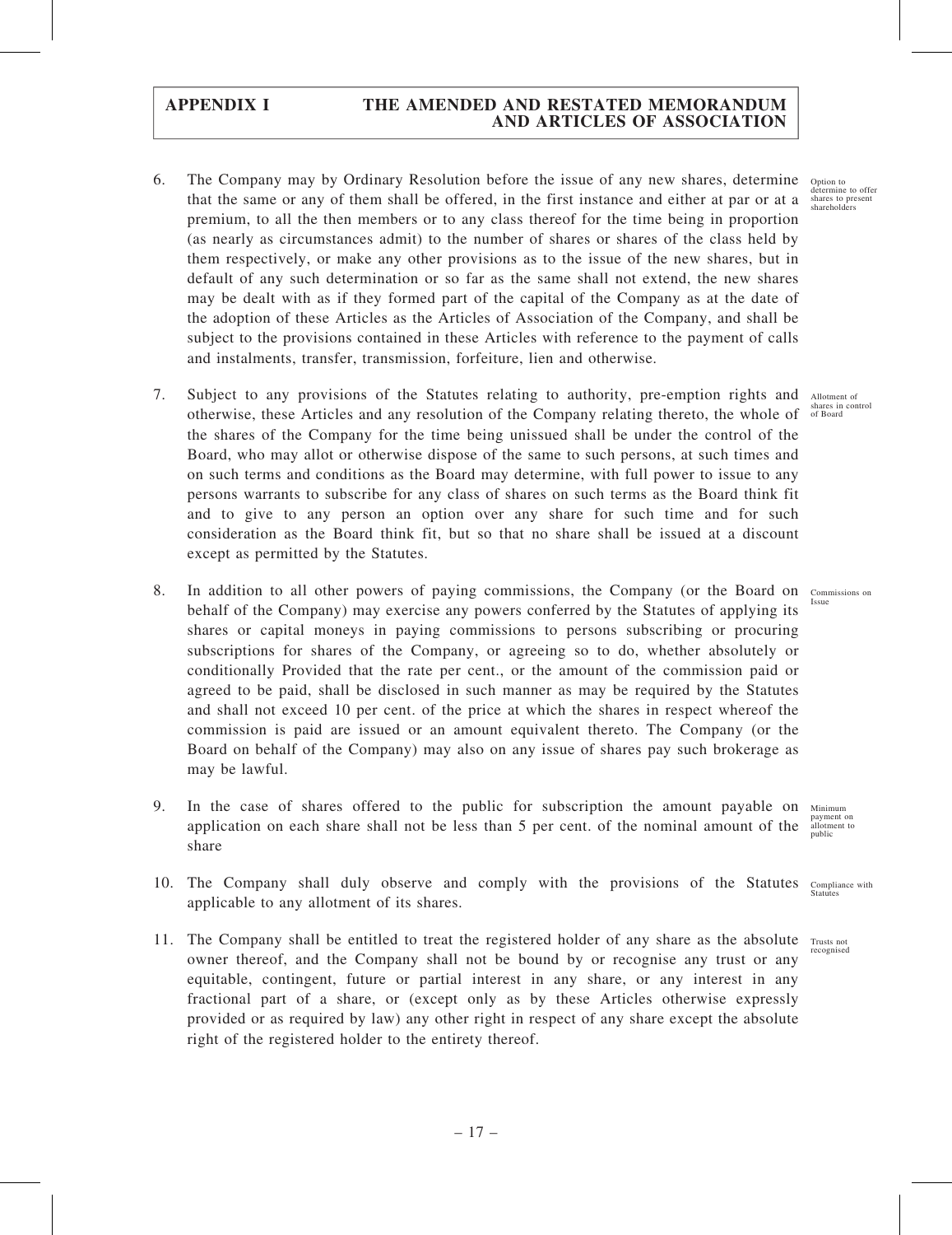6. The Company may by Ordinary Resolution before the issue of any new shares, determine that the same or any of them shall be offered, in the first instance and either at par or at a premium, to all the then members or to any class thereof for the time being in proportion (as nearly as circumstances admit) to the number of shares or shares of the class held by them respectively, or make any other provisions as to the issue of the new shares, but in default of any such determination or so far as the same shall not extend, the new shares may be dealt with as if they formed part of the capital of the Company as at the date of the adoption of these Articles as the Articles of Association of the Company, and shall be subject to the provisions contained in these Articles with reference to the payment of calls and instalments, transfer, transmission, forfeiture, lien and otherwise.

   *Option to determine to offer shares to present shareholders*

7. Subject to any provisions of the Statutes relating to authority, pre-emption rights and otherwise, these Articles and any resolution of the Company relating thereto, the whole of the shares of the Company for the time being unissued shall be under the control of the Board, who may allot or otherwise dispose of the same to such persons, at such times and on such terms and conditions as the Board may determine, with full power to issue to any persons warrants to subscribe for any class of shares on such terms as the Board think fit and to give to any person an option over any share for such time and for such consideration as the Board think fit, but so that no share shall be issued at a discount except as permitted by the Statutes.

   *Allotment of shares in control of Board*

8. In addition to all other powers of paying commissions, the Company (or the Board on behalf of the Company) may exercise any powers conferred by the Statutes of applying its shares or capital moneys in paying commissions to persons subscribing or procuring subscriptions for shares of the Company, or agreeing so to do, whether absolutely or conditionally Provided that the rate per cent., or the amount of the commission paid or agreed to be paid, shall be disclosed in such manner as may be required by the Statutes and shall not exceed 10 per cent. of the price at which the shares in respect whereof the commission is paid are issued or an amount equivalent thereto. The Company (or the Board on behalf of the Company) may also on any issue of shares pay such brokerage as may be lawful.

   *Commissions on Issue*

9. In the case of shares offered to the public for subscription the amount payable on application on each share shall not be less than 5 per cent. of the nominal amount of the share

   *Minimum payment on allotment to public*

10. The Company shall duly observe and comply with the provisions of the Statutes applicable to any allotment of its shares.

    *Compliance with Statutes*

11. The Company shall be entitled to treat the registered holder of any share as the absolute owner thereof, and the Company shall not be bound by or recognise any trust or any equitable, contingent, future or partial interest in any share, or any interest in any fractional part of a share, or (except only as by these Articles otherwise expressly provided or as required by law) any other right in respect of any share except the absolute right of the registered holder to the entirety thereof.

    *Trusts not recognised*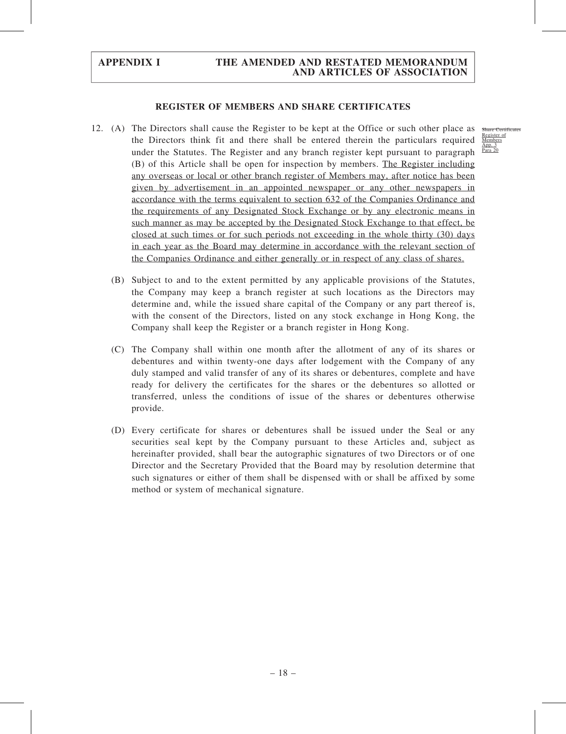## REGISTER OF MEMBERS AND SHARE CERTIFICATES

Share Certificates Register of Members App. 3 Para 20

12. (A) The Directors shall cause the Register to be kept at the Office or such other place as the Directors think fit and there shall be entered therein the particulars required under the Statutes. The Register and any branch register kept pursuant to paragraph (B) of this Article shall be open for inspection by members. The Register including any overseas or local or other branch register of Members may, after notice has been given by advertisement in an appointed newspaper or any other newspapers in accordance with the terms equivalent to section 632 of the Companies Ordinance and the requirements of any Designated Stock Exchange or by any electronic means in such manner as may be accepted by the Designated Stock Exchange to that effect, be closed at such times or for such periods not exceeding in the whole thirty (30) days in each year as the Board may determine in accordance with the relevant section of the Companies Ordinance and either generally or in respect of any class of shares.

    (B) Subject to and to the extent permitted by any applicable provisions of the Statutes, the Company may keep a branch register at such locations as the Directors may determine and, while the issued share capital of the Company or any part thereof is, with the consent of the Directors, listed on any stock exchange in Hong Kong, the Company shall keep the Register or a branch register in Hong Kong.

    (C) The Company shall within one month after the allotment of any of its shares or debentures and within twenty-one days after lodgement with the Company of any duly stamped and valid transfer of any of its shares or debentures, complete and have ready for delivery the certificates for the shares or the debentures so allotted or transferred, unless the conditions of issue of the shares or debentures otherwise provide.

    (D) Every certificate for shares or debentures shall be issued under the Seal or any securities seal kept by the Company pursuant to these Articles and, subject as hereinafter provided, shall bear the autographic signatures of two Directors or of one Director and the Secretary Provided that the Board may by resolution determine that such signatures or either of them shall be dispensed with or shall be affixed by some method or system of mechanical signature.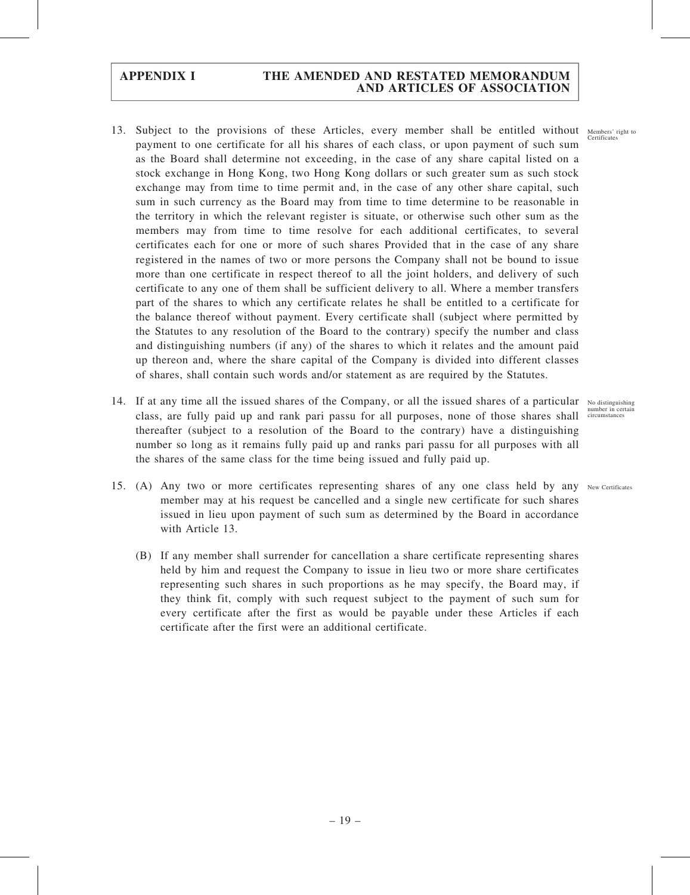13. Subject to the provisions of these Articles, every member shall be entitled without payment to one certificate for all his shares of each class, or upon payment of such sum as the Board shall determine not exceeding, in the case of any share capital listed on a stock exchange in Hong Kong, two Hong Kong dollars or such greater sum as such stock exchange may from time to time permit and, in the case of any other share capital, such sum in such currency as the Board may from time to time determine to be reasonable in the territory in which the relevant register is situate, or otherwise such other sum as the members may from time to time resolve for each additional certificates, to several certificates each for one or more of such shares Provided that in the case of any share registered in the names of two or more persons the Company shall not be bound to issue more than one certificate in respect thereof to all the joint holders, and delivery of such certificate to any one of them shall be sufficient delivery to all. Where a member transfers part of the shares to which any certificate relates he shall be entitled to a certificate for the balance thereof without payment. Every certificate shall (subject where permitted by the Statutes to any resolution of the Board to the contrary) specify the number and class and distinguishing numbers (if any) of the shares to which it relates and the amount paid up thereon and, where the share capital of the Company is divided into different classes of shares, shall contain such words and/or statement as are required by the Statutes. *Members' right to Certificates*

14. If at any time all the issued shares of the Company, or all the issued shares of a particular class, are fully paid up and rank pari passu for all purposes, none of those shares shall thereafter (subject to a resolution of the Board to the contrary) have a distinguishing number so long as it remains fully paid up and ranks pari passu for all purposes with all the shares of the same class for the time being issued and fully paid up. *No distinguishing number in certain circumstances*

15. (A) Any two or more certificates representing shares of any one class held by any member may at his request be cancelled and a single new certificate for such shares issued in lieu upon payment of such sum as determined by the Board in accordance with Article 13. *New Certificates*

    (B) If any member shall surrender for cancellation a share certificate representing shares held by him and request the Company to issue in lieu two or more share certificates representing such shares in such proportions as he may specify, the Board may, if they think fit, comply with such request subject to the payment of such sum for every certificate after the first as would be payable under these Articles if each certificate after the first were an additional certificate.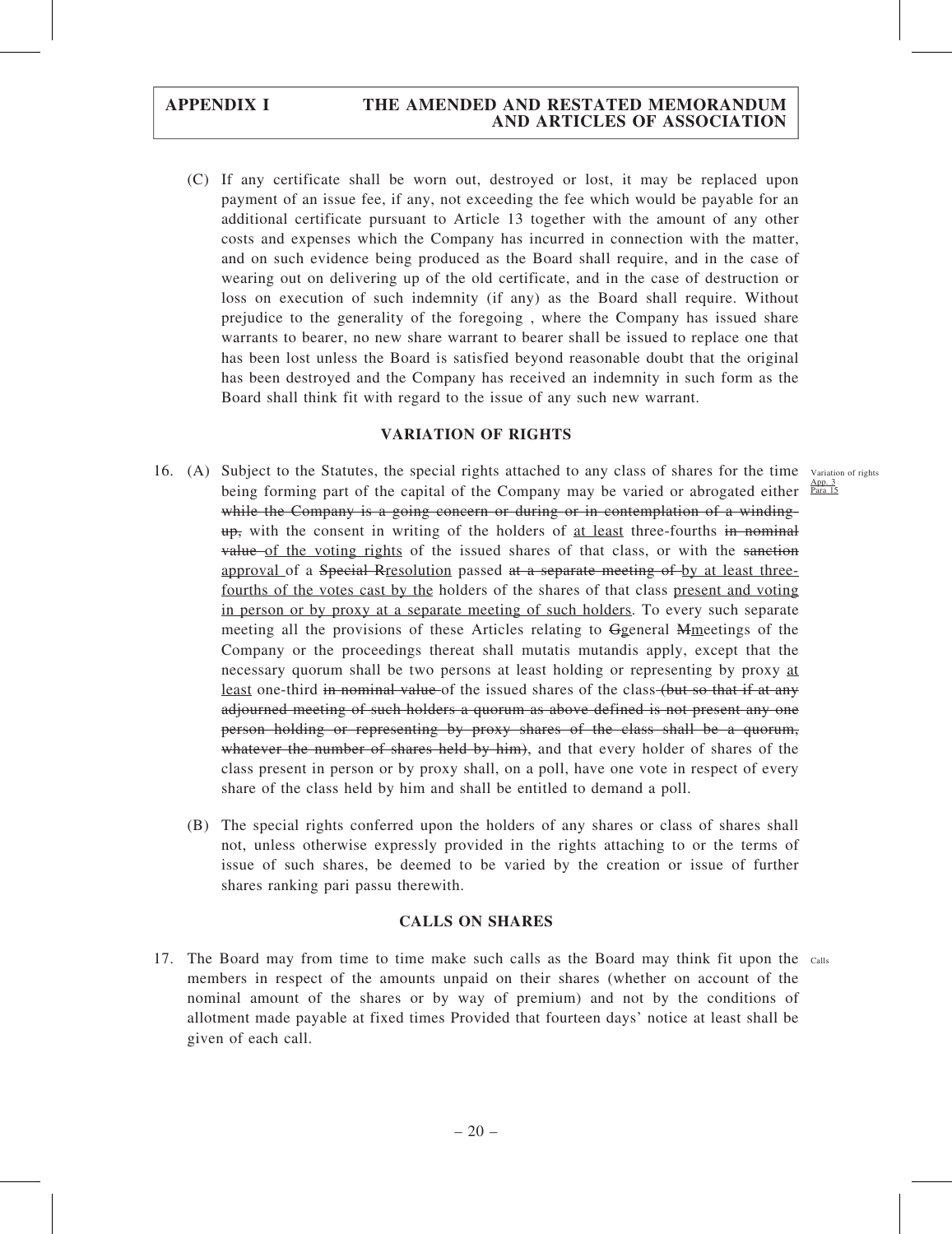(C) If any certificate shall be worn out, destroyed or lost, it may be replaced upon payment of an issue fee, if any, not exceeding the fee which would be payable for an additional certificate pursuant to Article 13 together with the amount of any other costs and expenses which the Company has incurred in connection with the matter, and on such evidence being produced as the Board shall require, and in the case of wearing out on delivering up of the old certificate, and in the case of destruction or loss on execution of such indemnity (if any) as the Board shall require. Without prejudice to the generality of the foregoing , where the Company has issued share warrants to bearer, no new share warrant to bearer shall be issued to replace one that has been lost unless the Board is satisfied beyond reasonable doubt that the original has been destroyed and the Company has received an indemnity in such form as the Board shall think fit with regard to the issue of any such new warrant.

## VARIATION OF RIGHTS

16. (A) Subject to the Statutes, the special rights attached to any class of shares for the time being forming part of the capital of the Company may be varied or abrogated either ~~while the Company is a going concern or during or in contemplation of a winding-up,~~ with the consent in writing of the holders of <u>at least</u> three-fourths ~~in nominal value~~ <u>of the voting rights</u> of the issued shares of that class, or with the ~~sanction~~ <u>approval</u> of a ~~Special R~~<u>r</u>esolution passed ~~at a separate meeting of~~ <u>by at least three-fourths of the votes cast by the</u> holders of the shares of that class <u>present and voting in person or by proxy at a separate meeting of such holders</u>. To every such separate meeting all the provisions of these Articles relating to ~~G~~<u>g</u>eneral ~~M~~<u>m</u>eetings of the Company or the proceedings thereat shall mutatis mutandis apply, except that the necessary quorum shall be two persons at least holding or representing by proxy <u>at least</u> one-third ~~in nominal value~~ of the issued shares of the class ~~(but so that if at any adjourned meeting of such holders a quorum as above defined is not present any one person holding or representing by proxy shares of the class shall be a quorum, whatever the number of shares held by him)~~, and that every holder of shares of the class present in person or by proxy shall, on a poll, have one vote in respect of every share of the class held by him and shall be entitled to demand a poll.

Variation of rights <u>App. 3 Para 15</u>

(B) The special rights conferred upon the holders of any shares or class of shares shall not, unless otherwise expressly provided in the rights attaching to or the terms of issue of such shares, be deemed to be varied by the creation or issue of further shares ranking pari passu therewith.

## CALLS ON SHARES

17. The Board may from time to time make such calls as the Board may think fit upon the members in respect of the amounts unpaid on their shares (whether on account of the nominal amount of the shares or by way of premium) and not by the conditions of allotment made payable at fixed times Provided that fourteen days' notice at least shall be given of each call.

Calls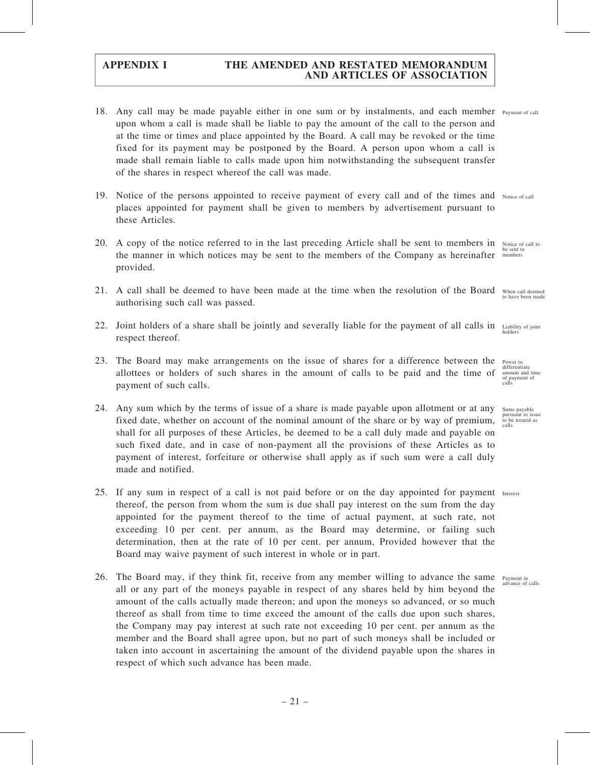18. Any call may be made payable either in one sum or by instalments, and each member upon whom a call is made shall be liable to pay the amount of the call to the person and at the time or times and place appointed by the Board. A call may be revoked or the time fixed for its payment may be postponed by the Board. A person upon whom a call is made shall remain liable to calls made upon him notwithstanding the subsequent transfer of the shares in respect whereof the call was made. *Payment of call*

19. Notice of the persons appointed to receive payment of every call and of the times and places appointed for payment shall be given to members by advertisement pursuant to these Articles. *Notice of call*

20. A copy of the notice referred to in the last preceding Article shall be sent to members in the manner in which notices may be sent to the members of the Company as hereinafter provided. *Notice of call to be sent to members*

21. A call shall be deemed to have been made at the time when the resolution of the Board authorising such call was passed. *When call deemed to have been made*

22. Joint holders of a share shall be jointly and severally liable for the payment of all calls in respect thereof. *Liability of joint holders*

23. The Board may make arrangements on the issue of shares for a difference between the allottees or holders of such shares in the amount of calls to be paid and the time of payment of such calls. *Power to differentiate amount and time of payment of calls*

24. Any sum which by the terms of issue of a share is made payable upon allotment or at any fixed date, whether on account of the nominal amount of the share or by way of premium, shall for all purposes of these Articles, be deemed to be a call duly made and payable on such fixed date, and in case of non-payment all the provisions of these Articles as to payment of interest, forfeiture or otherwise shall apply as if such sum were a call duly made and notified. *Sums payable pursuant to issue to be treated as calls*

25. If any sum in respect of a call is not paid before or on the day appointed for payment thereof, the person from whom the sum is due shall pay interest on the sum from the day appointed for the payment thereof to the time of actual payment, at such rate, not exceeding 10 per cent. per annum, as the Board may determine, or failing such determination, then at the rate of 10 per cent. per annum, Provided however that the Board may waive payment of such interest in whole or in part. *Interest*

26. The Board may, if they think fit, receive from any member willing to advance the same all or any part of the moneys payable in respect of any shares held by him beyond the amount of the calls actually made thereon; and upon the moneys so advanced, or so much thereof as shall from time to time exceed the amount of the calls due upon such shares, the Company may pay interest at such rate not exceeding 10 per cent. per annum as the member and the Board shall agree upon, but no part of such moneys shall be included or taken into account in ascertaining the amount of the dividend payable upon the shares in respect of which such advance has been made. *Payment in advance of calls*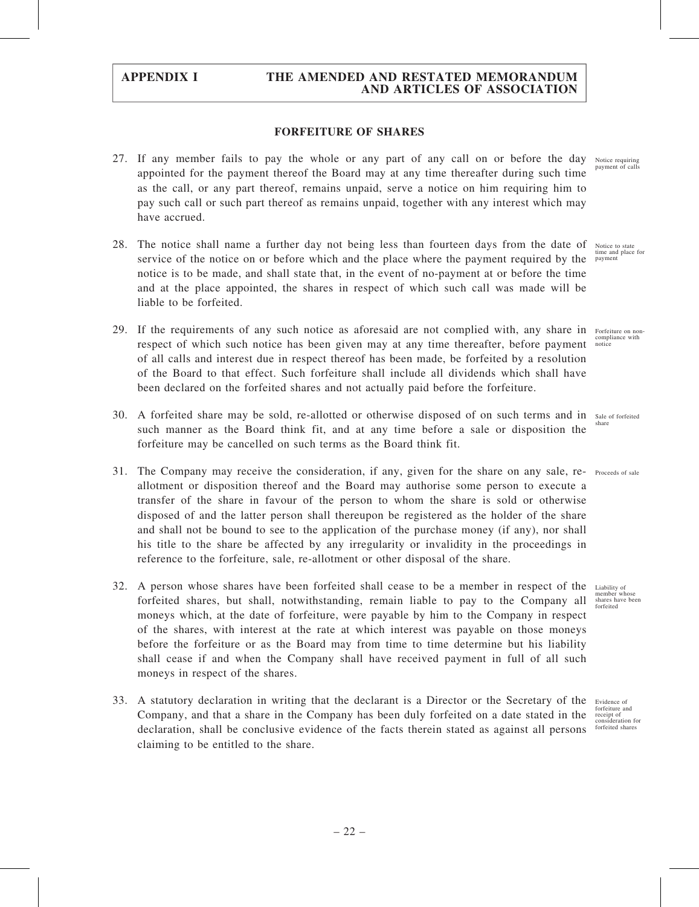## FORFEITURE OF SHARES

27. If any member fails to pay the whole or any part of any call on or before the day appointed for the payment thereof the Board may at any time thereafter during such time as the call, or any part thereof, remains unpaid, serve a notice on him requiring him to pay such call or such part thereof as remains unpaid, together with any interest which may have accrued.

Notice requiring payment of calls

28. The notice shall name a further day not being less than fourteen days from the date of service of the notice on or before which and the place where the payment required by the notice is to be made, and shall state that, in the event of no-payment at or before the time and at the place appointed, the shares in respect of which such call was made will be liable to be forfeited.

Notice to state time and place for payment

29. If the requirements of any such notice as aforesaid are not complied with, any share in respect of which such notice has been given may at any time thereafter, before payment of all calls and interest due in respect thereof has been made, be forfeited by a resolution of the Board to that effect. Such forfeiture shall include all dividends which shall have been declared on the forfeited shares and not actually paid before the forfeiture.

Forfeiture on non-compliance with notice

30. A forfeited share may be sold, re-allotted or otherwise disposed of on such terms and in such manner as the Board think fit, and at any time before a sale or disposition the forfeiture may be cancelled on such terms as the Board think fit.

Sale of forfeited share

31. The Company may receive the consideration, if any, given for the share on any sale, re-allotment or disposition thereof and the Board may authorise some person to execute a transfer of the share in favour of the person to whom the share is sold or otherwise disposed of and the latter person shall thereupon be registered as the holder of the share and shall not be bound to see to the application of the purchase money (if any), nor shall his title to the share be affected by any irregularity or invalidity in the proceedings in reference to the forfeiture, sale, re-allotment or other disposal of the share.

Proceeds of sale

32. A person whose shares have been forfeited shall cease to be a member in respect of the forfeited shares, but shall, notwithstanding, remain liable to pay to the Company all moneys which, at the date of forfeiture, were payable by him to the Company in respect of the shares, with interest at the rate at which interest was payable on those moneys before the forfeiture or as the Board may from time to time determine but his liability shall cease if and when the Company shall have received payment in full of all such moneys in respect of the shares.

Liability of member whose shares have been forfeited

33. A statutory declaration in writing that the declarant is a Director or the Secretary of the Company, and that a share in the Company has been duly forfeited on a date stated in the declaration, shall be conclusive evidence of the facts therein stated as against all persons claiming to be entitled to the share.

Evidence of forfeiture and receipt of consideration for forfeited shares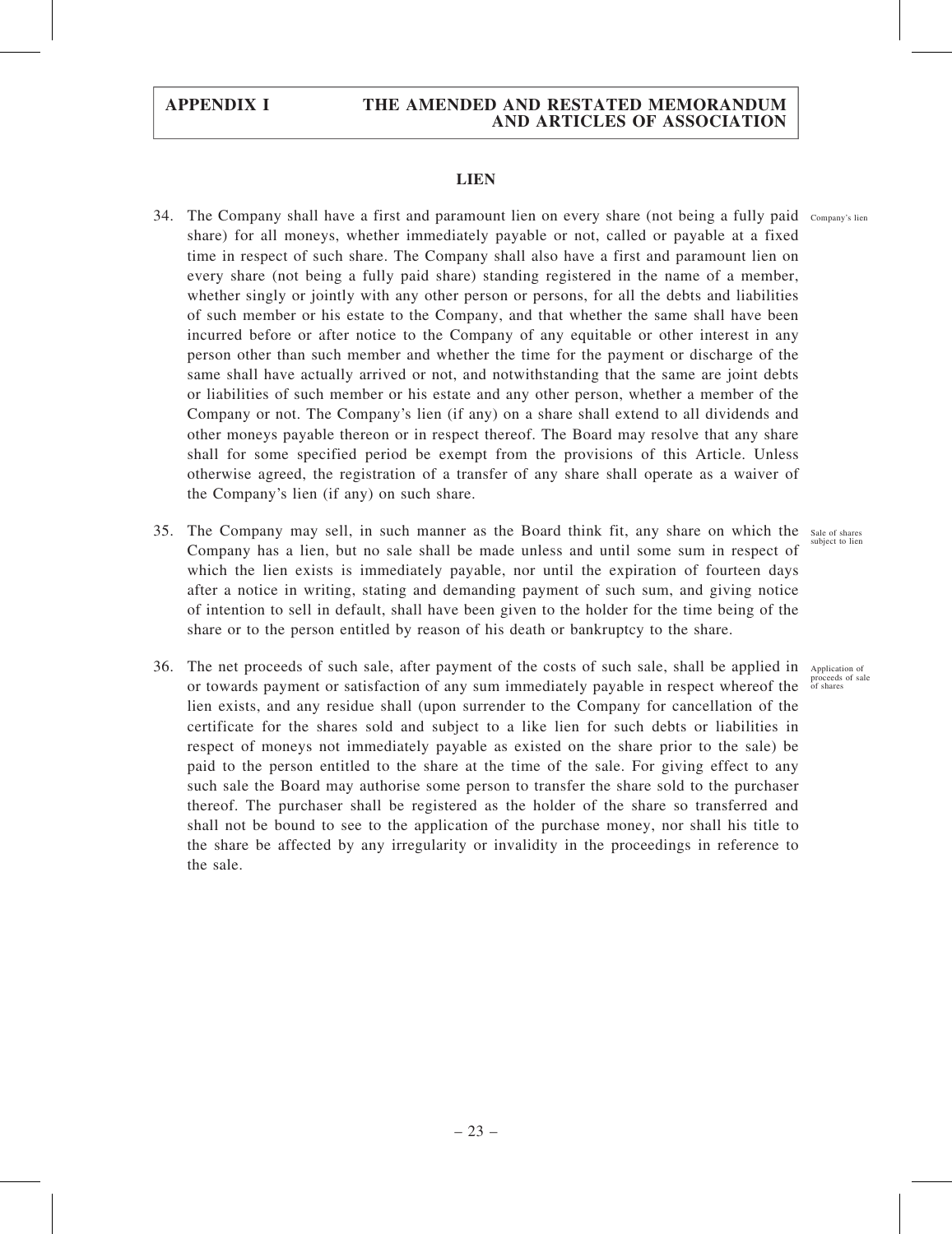## LIEN

34. The Company shall have a first and paramount lien on every share (not being a fully paid share) for all moneys, whether immediately payable or not, called or payable at a fixed time in respect of such share. The Company shall also have a first and paramount lien on every share (not being a fully paid share) standing registered in the name of a member, whether singly or jointly with any other person or persons, for all the debts and liabilities of such member or his estate to the Company, and that whether the same shall have been incurred before or after notice to the Company of any equitable or other interest in any person other than such member and whether the time for the payment or discharge of the same shall have actually arrived or not, and notwithstanding that the same are joint debts or liabilities of such member or his estate and any other person, whether a member of the Company or not. The Company's lien (if any) on a share shall extend to all dividends and other moneys payable thereon or in respect thereof. The Board may resolve that any share shall for some specified period be exempt from the provisions of this Article. Unless otherwise agreed, the registration of a transfer of any share shall operate as a waiver of the Company's lien (if any) on such share.

Company's lien

35. The Company may sell, in such manner as the Board think fit, any share on which the Company has a lien, but no sale shall be made unless and until some sum in respect of which the lien exists is immediately payable, nor until the expiration of fourteen days after a notice in writing, stating and demanding payment of such sum, and giving notice of intention to sell in default, shall have been given to the holder for the time being of the share or to the person entitled by reason of his death or bankruptcy to the share.

Sale of shares subject to lien

36. The net proceeds of such sale, after payment of the costs of such sale, shall be applied in or towards payment or satisfaction of any sum immediately payable in respect whereof the lien exists, and any residue shall (upon surrender to the Company for cancellation of the certificate for the shares sold and subject to a like lien for such debts or liabilities in respect of moneys not immediately payable as existed on the share prior to the sale) be paid to the person entitled to the share at the time of the sale. For giving effect to any such sale the Board may authorise some person to transfer the share sold to the purchaser thereof. The purchaser shall be registered as the holder of the share so transferred and shall not be bound to see to the application of the purchase money, nor shall his title to the share be affected by any irregularity or invalidity in the proceedings in reference to the sale.

Application of proceeds of sale of shares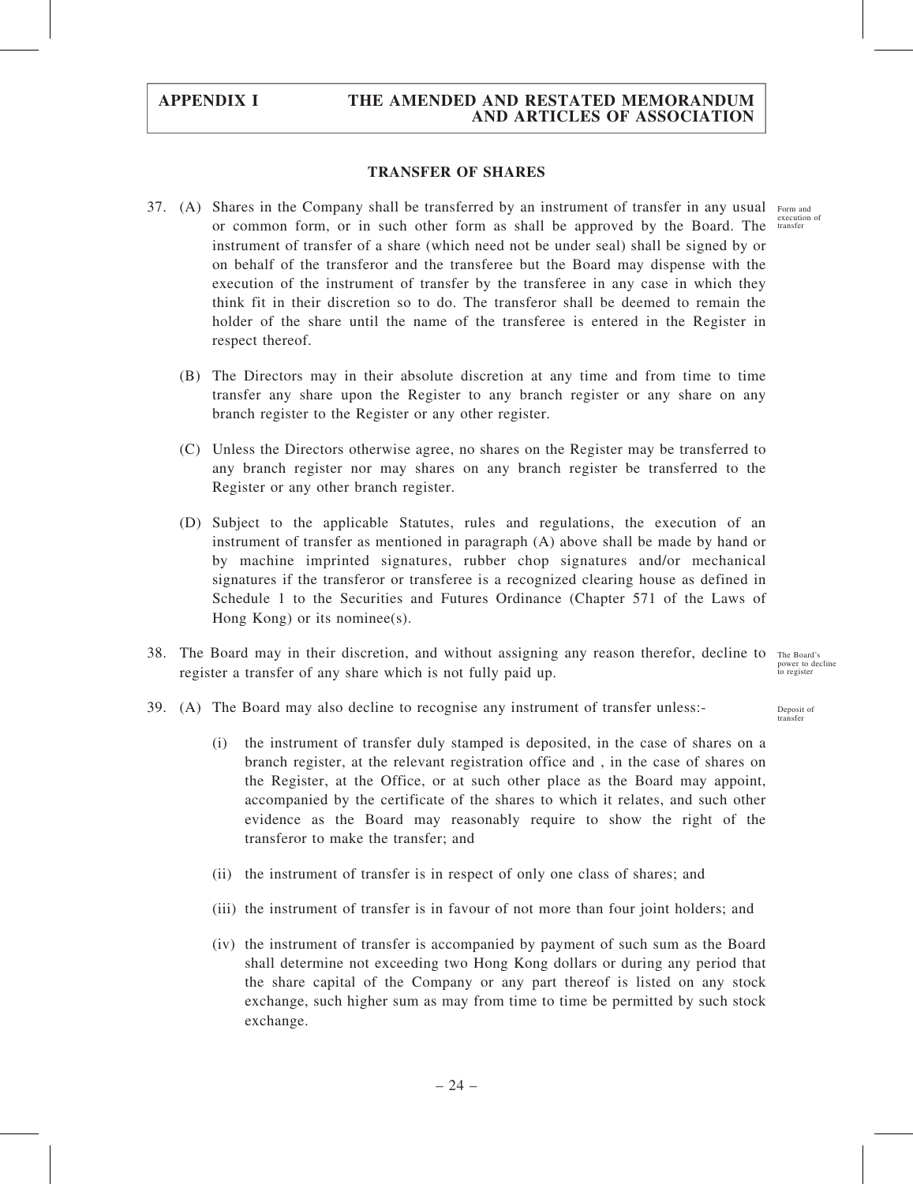## TRANSFER OF SHARES

37. (A) Shares in the Company shall be transferred by an instrument of transfer in any usual or common form, or in such other form as shall be approved by the Board. The instrument of transfer of a share (which need not be under seal) shall be signed by or on behalf of the transferor and the transferee but the Board may dispense with the execution of the instrument of transfer by the transferee in any case in which they think fit in their discretion so to do. The transferor shall be deemed to remain the holder of the share until the name of the transferee is entered in the Register in respect thereof.

Form and execution of transfer

(B) The Directors may in their absolute discretion at any time and from time to time transfer any share upon the Register to any branch register or any share on any branch register to the Register or any other register.

(C) Unless the Directors otherwise agree, no shares on the Register may be transferred to any branch register nor may shares on any branch register be transferred to the Register or any other branch register.

(D) Subject to the applicable Statutes, rules and regulations, the execution of an instrument of transfer as mentioned in paragraph (A) above shall be made by hand or by machine imprinted signatures, rubber chop signatures and/or mechanical signatures if the transferor or transferee is a recognized clearing house as defined in Schedule 1 to the Securities and Futures Ordinance (Chapter 571 of the Laws of Hong Kong) or its nominee(s).

38. The Board may in their discretion, and without assigning any reason therefor, decline to register a transfer of any share which is not fully paid up.

The Board's power to decline to register

39. (A) The Board may also decline to recognise any instrument of transfer unless:-

Deposit of transfer

(i) the instrument of transfer duly stamped is deposited, in the case of shares on a branch register, at the relevant registration office and , in the case of shares on the Register, at the Office, or at such other place as the Board may appoint, accompanied by the certificate of the shares to which it relates, and such other evidence as the Board may reasonably require to show the right of the transferor to make the transfer; and

(ii) the instrument of transfer is in respect of only one class of shares; and

(iii) the instrument of transfer is in favour of not more than four joint holders; and

(iv) the instrument of transfer is accompanied by payment of such sum as the Board shall determine not exceeding two Hong Kong dollars or during any period that the share capital of the Company or any part thereof is listed on any stock exchange, such higher sum as may from time to time be permitted by such stock exchange.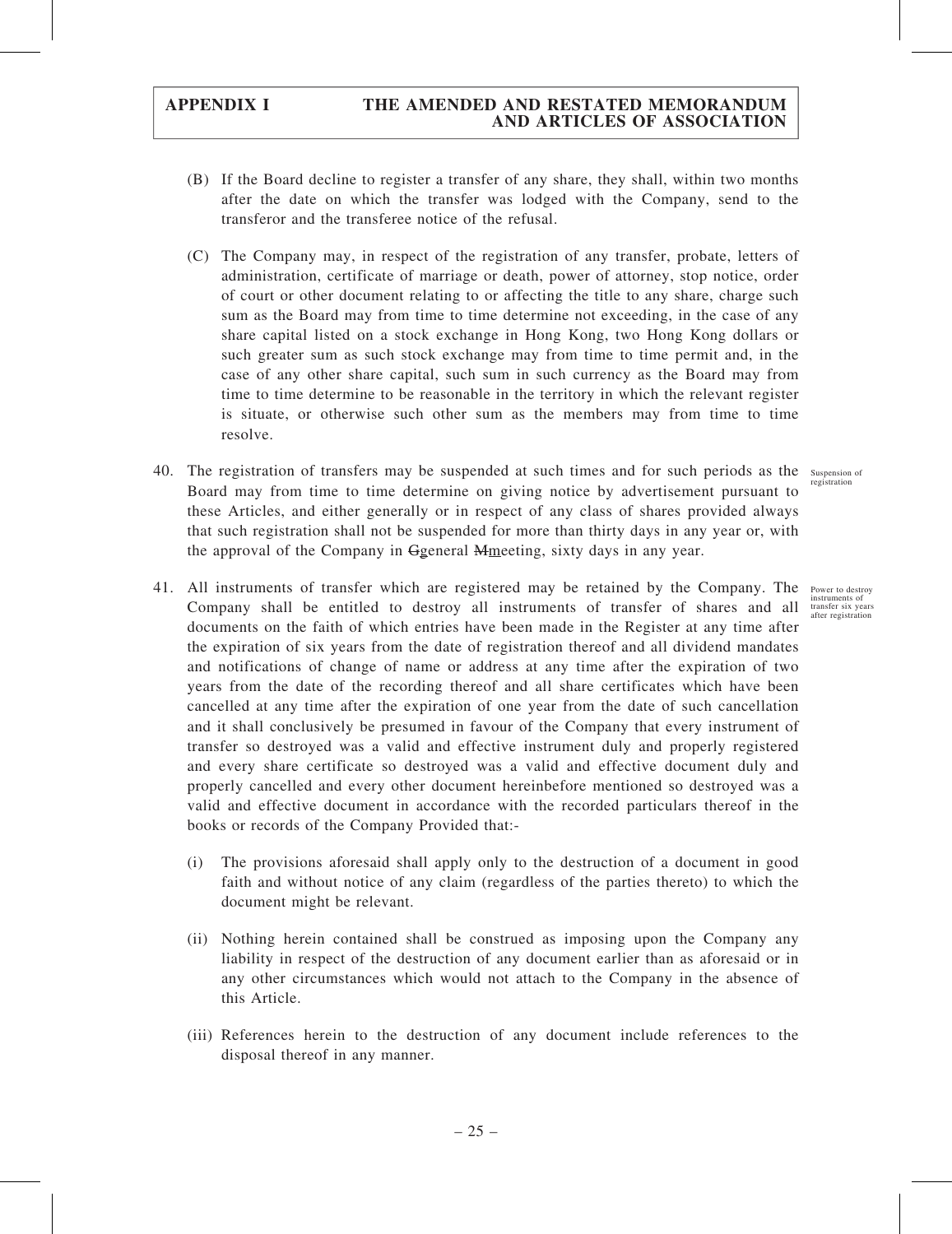(B) If the Board decline to register a transfer of any share, they shall, within two months after the date on which the transfer was lodged with the Company, send to the transferor and the transferee notice of the refusal.

(C) The Company may, in respect of the registration of any transfer, probate, letters of administration, certificate of marriage or death, power of attorney, stop notice, order of court or other document relating to or affecting the title to any share, charge such sum as the Board may from time to time determine not exceeding, in the case of any share capital listed on a stock exchange in Hong Kong, two Hong Kong dollars or such greater sum as such stock exchange may from time to time permit and, in the case of any other share capital, such sum in such currency as the Board may from time to time determine to be reasonable in the territory in which the relevant register is situate, or otherwise such other sum as the members may from time to time resolve.

*Suspension of registration*

40. The registration of transfers may be suspended at such times and for such periods as the Board may from time to time determine on giving notice by advertisement pursuant to these Articles, and either generally or in respect of any class of shares provided always that such registration shall not be suspended for more than thirty days in any year or, with the approval of the Company in ~~G~~general ~~M~~meeting, sixty days in any year.

*Power to destroy instruments of transfer six years after registration*

41. All instruments of transfer which are registered may be retained by the Company. The Company shall be entitled to destroy all instruments of transfer of shares and all documents on the faith of which entries have been made in the Register at any time after the expiration of six years from the date of registration thereof and all dividend mandates and notifications of change of name or address at any time after the expiration of two years from the date of the recording thereof and all share certificates which have been cancelled at any time after the expiration of one year from the date of such cancellation and it shall conclusively be presumed in favour of the Company that every instrument of transfer so destroyed was a valid and effective instrument duly and properly registered and every share certificate so destroyed was a valid and effective document duly and properly cancelled and every other document hereinbefore mentioned so destroyed was a valid and effective document in accordance with the recorded particulars thereof in the books or records of the Company Provided that:-

(i) The provisions aforesaid shall apply only to the destruction of a document in good faith and without notice of any claim (regardless of the parties thereto) to which the document might be relevant.

(ii) Nothing herein contained shall be construed as imposing upon the Company any liability in respect of the destruction of any document earlier than as aforesaid or in any other circumstances which would not attach to the Company in the absence of this Article.

(iii) References herein to the destruction of any document include references to the disposal thereof in any manner.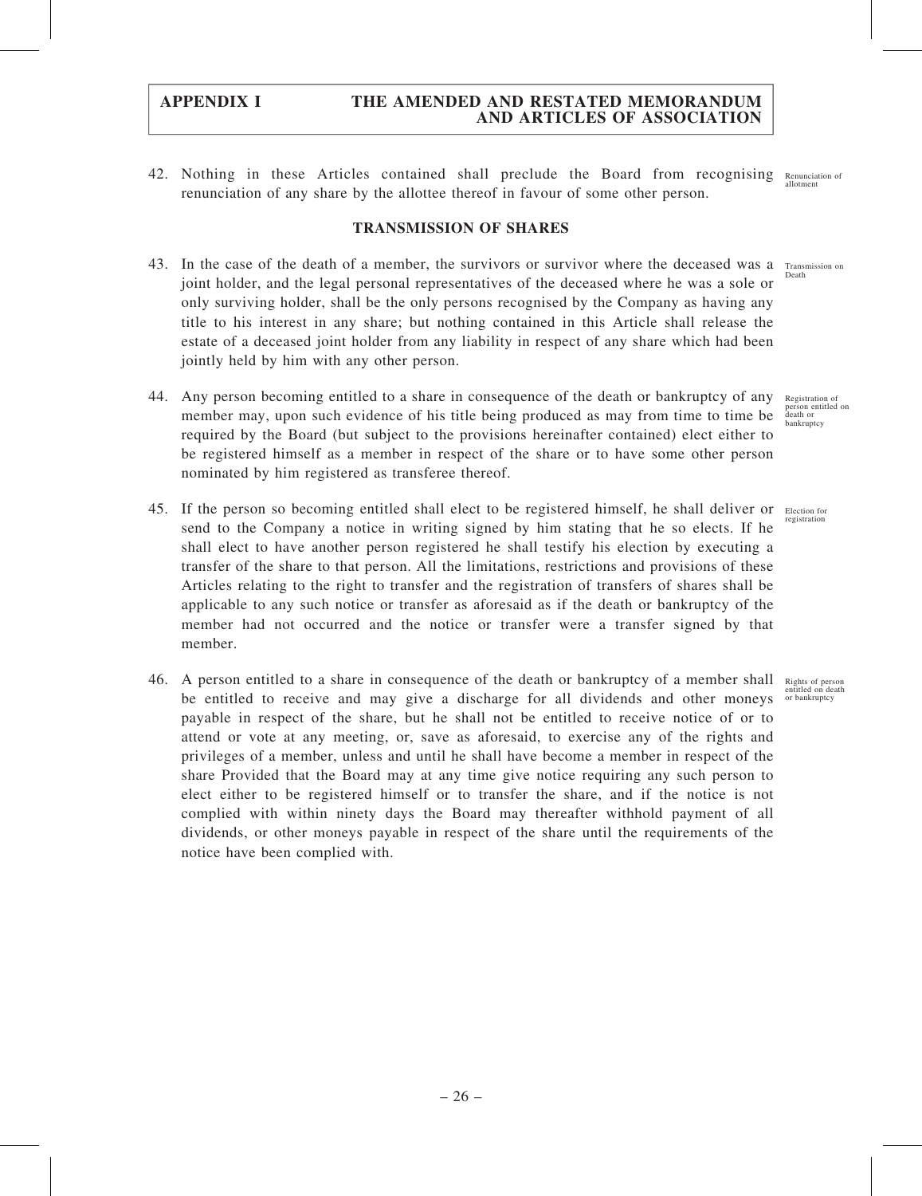42. Nothing in these Articles contained shall preclude the Board from recognising renunciation of any share by the allottee thereof in favour of some other person. Renunciation of allotment

## TRANSMISSION OF SHARES

43. In the case of the death of a member, the survivors or survivor where the deceased was a joint holder, and the legal personal representatives of the deceased where he was a sole or only surviving holder, shall be the only persons recognised by the Company as having any title to his interest in any share; but nothing contained in this Article shall release the estate of a deceased joint holder from any liability in respect of any share which had been jointly held by him with any other person. Transmission on Death

44. Any person becoming entitled to a share in consequence of the death or bankruptcy of any member may, upon such evidence of his title being produced as may from time to time be required by the Board (but subject to the provisions hereinafter contained) elect either to be registered himself as a member in respect of the share or to have some other person nominated by him registered as transferee thereof. Registration of person entitled on death or bankruptcy

45. If the person so becoming entitled shall elect to be registered himself, he shall deliver or send to the Company a notice in writing signed by him stating that he so elects. If he shall elect to have another person registered he shall testify his election by executing a transfer of the share to that person. All the limitations, restrictions and provisions of these Articles relating to the right to transfer and the registration of transfers of shares shall be applicable to any such notice or transfer as aforesaid as if the death or bankruptcy of the member had not occurred and the notice or transfer were a transfer signed by that member. Election for registration

46. A person entitled to a share in consequence of the death or bankruptcy of a member shall be entitled to receive and may give a discharge for all dividends and other moneys payable in respect of the share, but he shall not be entitled to receive notice of or to attend or vote at any meeting, or, save as aforesaid, to exercise any of the rights and privileges of a member, unless and until he shall have become a member in respect of the share Provided that the Board may at any time give notice requiring any such person to elect either to be registered himself or to transfer the share, and if the notice is not complied with within ninety days the Board may thereafter withhold payment of all dividends, or other moneys payable in respect of the share until the requirements of the notice have been complied with. Rights of person entitled on death or bankruptcy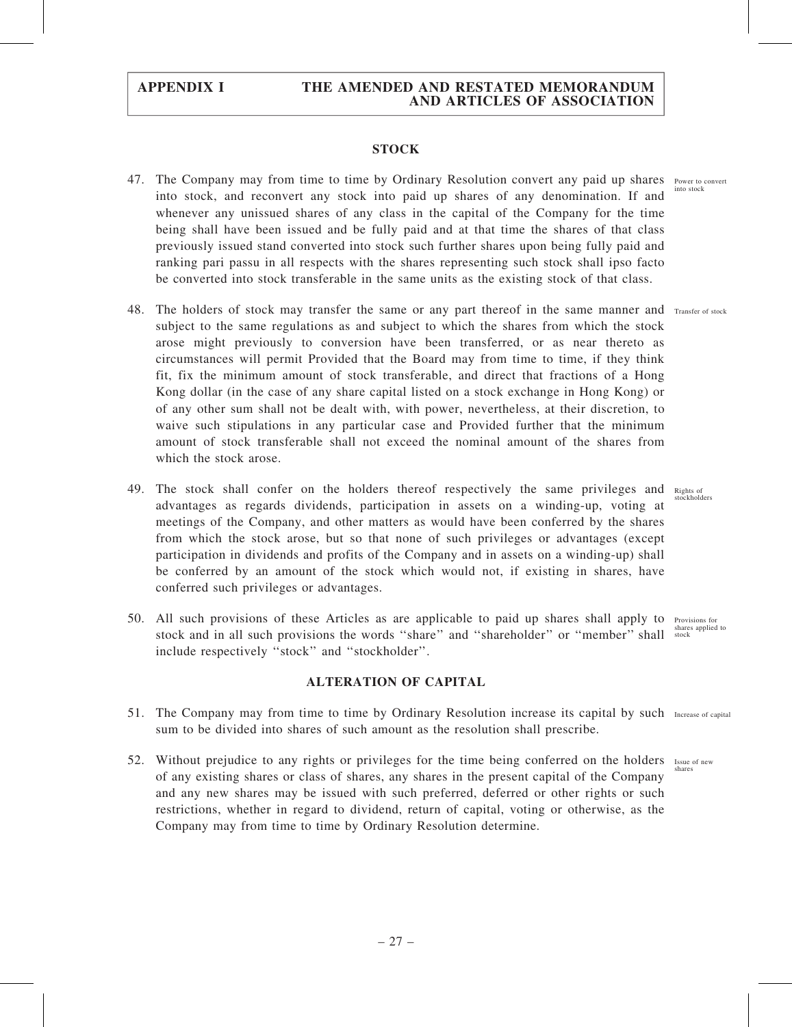## STOCK

47. The Company may from time to time by Ordinary Resolution convert any paid up shares into stock, and reconvert any stock into paid up shares of any denomination. If and whenever any unissued shares of any class in the capital of the Company for the time being shall have been issued and be fully paid and at that time the shares of that class previously issued stand converted into stock such further shares upon being fully paid and ranking pari passu in all respects with the shares representing such stock shall ipso facto be converted into stock transferable in the same units as the existing stock of that class.

   Power to convert into stock

48. The holders of stock may transfer the same or any part thereof in the same manner and subject to the same regulations as and subject to which the shares from which the stock arose might previously to conversion have been transferred, or as near thereto as circumstances will permit Provided that the Board may from time to time, if they think fit, fix the minimum amount of stock transferable, and direct that fractions of a Hong Kong dollar (in the case of any share capital listed on a stock exchange in Hong Kong) or of any other sum shall not be dealt with, with power, nevertheless, at their discretion, to waive such stipulations in any particular case and Provided further that the minimum amount of stock transferable shall not exceed the nominal amount of the shares from which the stock arose.

   Transfer of stock

49. The stock shall confer on the holders thereof respectively the same privileges and advantages as regards dividends, participation in assets on a winding-up, voting at meetings of the Company, and other matters as would have been conferred by the shares from which the stock arose, but so that none of such privileges or advantages (except participation in dividends and profits of the Company and in assets on a winding-up) shall be conferred by an amount of the stock which would not, if existing in shares, have conferred such privileges or advantages.

   Rights of stockholders

50. All such provisions of these Articles as are applicable to paid up shares shall apply to stock and in all such provisions the words ''share'' and ''shareholder'' or ''member'' shall include respectively ''stock'' and ''stockholder''.

   Provisions for shares applied to stock

## ALTERATION OF CAPITAL

51. The Company may from time to time by Ordinary Resolution increase its capital by such sum to be divided into shares of such amount as the resolution shall prescribe.

   Increase of capital

52. Without prejudice to any rights or privileges for the time being conferred on the holders of any existing shares or class of shares, any shares in the present capital of the Company and any new shares may be issued with such preferred, deferred or other rights or such restrictions, whether in regard to dividend, return of capital, voting or otherwise, as the Company may from time to time by Ordinary Resolution determine.

   Issue of new shares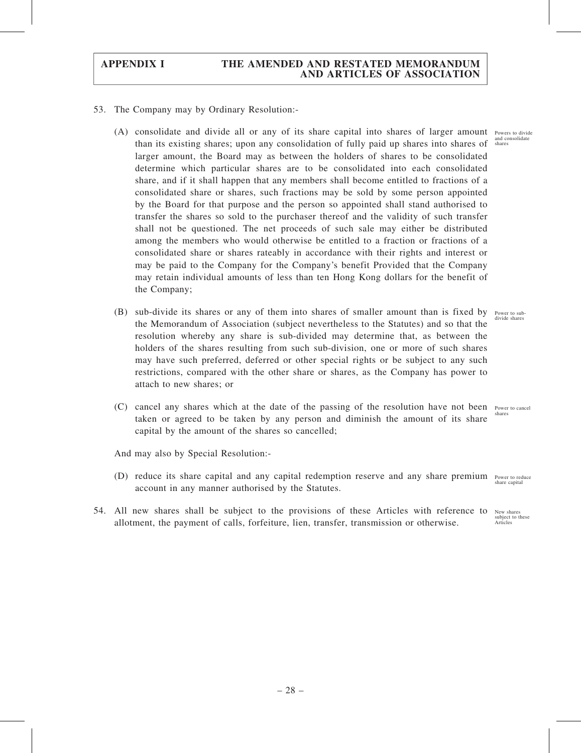53. The Company may by Ordinary Resolution:-

    (A) consolidate and divide all or any of its share capital into shares of larger amount than its existing shares; upon any consolidation of fully paid up shares into shares of larger amount, the Board may as between the holders of shares to be consolidated determine which particular shares are to be consolidated into each consolidated share, and if it shall happen that any members shall become entitled to fractions of a consolidated share or shares, such fractions may be sold by some person appointed by the Board for that purpose and the person so appointed shall stand authorised to transfer the shares so sold to the purchaser thereof and the validity of such transfer shall not be questioned. The net proceeds of such sale may either be distributed among the members who would otherwise be entitled to a fraction or fractions of a consolidated share or shares rateably in accordance with their rights and interest or may be paid to the Company for the Company's benefit Provided that the Company may retain individual amounts of less than ten Hong Kong dollars for the benefit of the Company; *Powers to divide and consolidate shares*

    (B) sub-divide its shares or any of them into shares of smaller amount than is fixed by the Memorandum of Association (subject nevertheless to the Statutes) and so that the resolution whereby any share is sub-divided may determine that, as between the holders of the shares resulting from such sub-division, one or more of such shares may have such preferred, deferred or other special rights or be subject to any such restrictions, compared with the other share or shares, as the Company has power to attach to new shares; or *Power to sub-divide shares*

    (C) cancel any shares which at the date of the passing of the resolution have not been taken or agreed to be taken by any person and diminish the amount of its share capital by the amount of the shares so cancelled; *Power to cancel shares*

    And may also by Special Resolution:-

    (D) reduce its share capital and any capital redemption reserve and any share premium account in any manner authorised by the Statutes. *Power to reduce share capital*

54. All new shares shall be subject to the provisions of these Articles with reference to allotment, the payment of calls, forfeiture, lien, transfer, transmission or otherwise. *New shares subject to these Articles*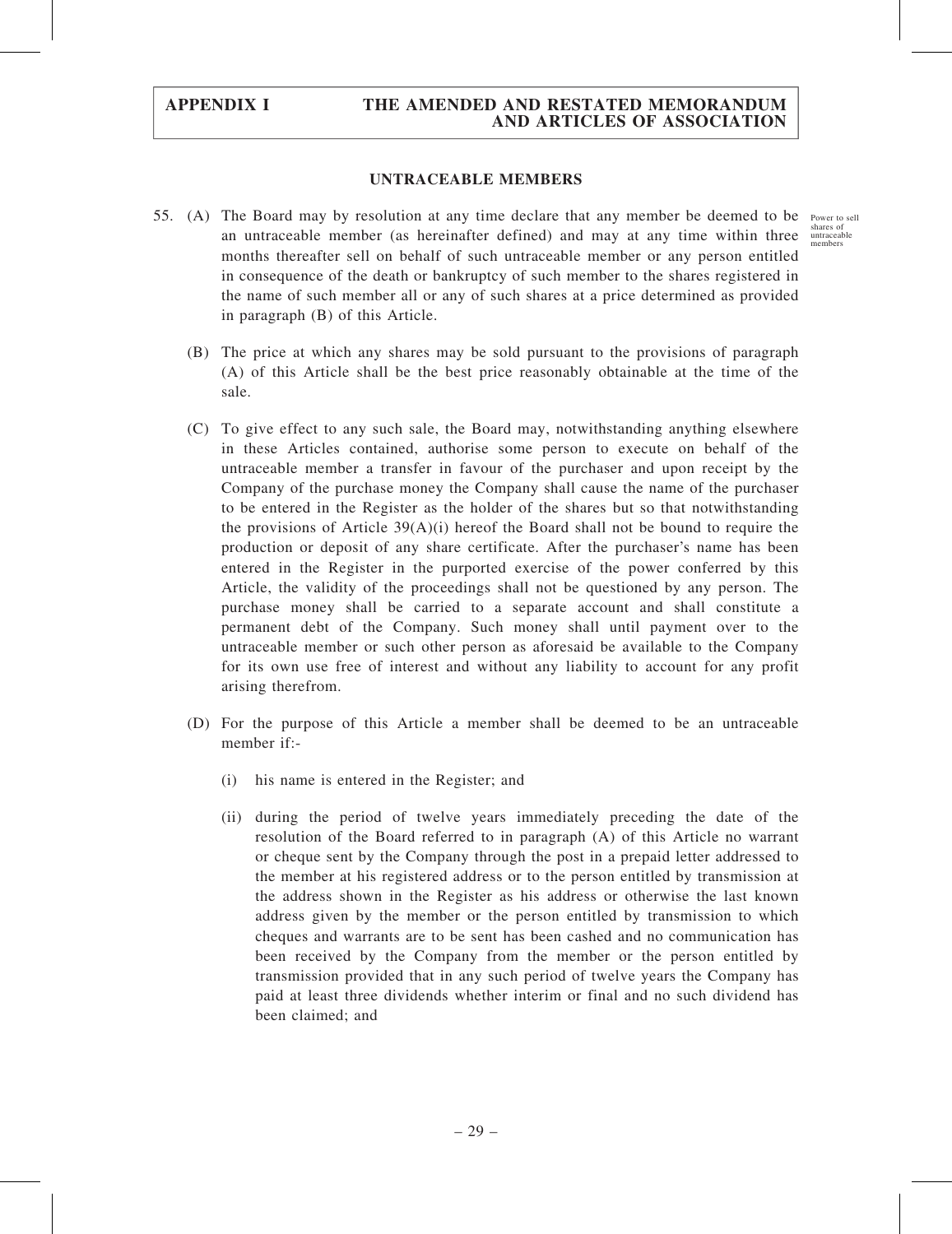## UNTRACEABLE MEMBERS

55. (A) The Board may by resolution at any time declare that any member be deemed to be an untraceable member (as hereinafter defined) and may at any time within three months thereafter sell on behalf of such untraceable member or any person entitled in consequence of the death or bankruptcy of such member to the shares registered in the name of such member all or any of such shares at a price determined as provided in paragraph (B) of this Article.

Power to sell shares of untraceable members

(B) The price at which any shares may be sold pursuant to the provisions of paragraph (A) of this Article shall be the best price reasonably obtainable at the time of the sale.

(C) To give effect to any such sale, the Board may, notwithstanding anything elsewhere in these Articles contained, authorise some person to execute on behalf of the untraceable member a transfer in favour of the purchaser and upon receipt by the Company of the purchase money the Company shall cause the name of the purchaser to be entered in the Register as the holder of the shares but so that notwithstanding the provisions of Article 39(A)(i) hereof the Board shall not be bound to require the production or deposit of any share certificate. After the purchaser's name has been entered in the Register in the purported exercise of the power conferred by this Article, the validity of the proceedings shall not be questioned by any person. The purchase money shall be carried to a separate account and shall constitute a permanent debt of the Company. Such money shall until payment over to the untraceable member or such other person as aforesaid be available to the Company for its own use free of interest and without any liability to account for any profit arising therefrom.

(D) For the purpose of this Article a member shall be deemed to be an untraceable member if:-

(i) his name is entered in the Register; and

(ii) during the period of twelve years immediately preceding the date of the resolution of the Board referred to in paragraph (A) of this Article no warrant or cheque sent by the Company through the post in a prepaid letter addressed to the member at his registered address or to the person entitled by transmission at the address shown in the Register as his address or otherwise the last known address given by the member or the person entitled by transmission to which cheques and warrants are to be sent has been cashed and no communication has been received by the Company from the member or the person entitled by transmission provided that in any such period of twelve years the Company has paid at least three dividends whether interim or final and no such dividend has been claimed; and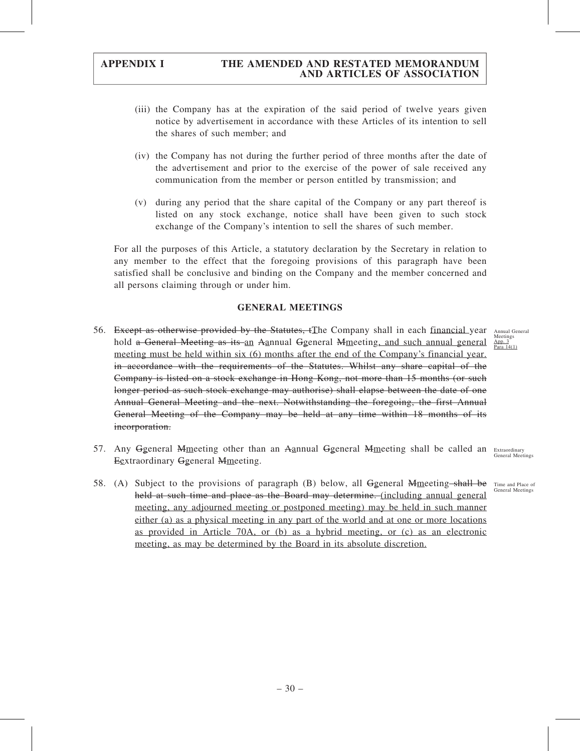(iii) the Company has at the expiration of the said period of twelve years given notice by advertisement in accordance with these Articles of its intention to sell the shares of such member; and

(iv) the Company has not during the further period of three months after the date of the advertisement and prior to the exercise of the power of sale received any communication from the member or person entitled by transmission; and

(v) during any period that the share capital of the Company or any part thereof is listed on any stock exchange, notice shall have been given to such stock exchange of the Company's intention to sell the shares of such member.

For all the purposes of this Article, a statutory declaration by the Secretary in relation to any member to the effect that the foregoing provisions of this paragraph have been satisfied shall be conclusive and binding on the Company and the member concerned and all persons claiming through or under him.

## GENERAL MEETINGS

56. ~~Except as otherwise provided by the Statutes, t~~The Company shall in each financial year hold ~~a General Meeting as its~~ an ~~A~~annual ~~G~~general ~~M~~meeting, and such annual general meeting must be held within six (6) months after the end of the Company's financial year. ~~in accordance with the requirements of the Statutes. Whilst any share capital of the Company is listed on a stock exchange in Hong Kong, not more than 15 months (or such longer period as such stock exchange may authorise) shall elapse between the date of one Annual General Meeting and the next. Notwithstanding the foregoing, the first Annual General Meeting of the Company may be held at any time within 18 months of its incorporation.~~

   Annual General Meetings
   App. 3 Para 14(1)

57. Any ~~G~~general ~~M~~meeting other than an ~~A~~annual ~~G~~general ~~M~~meeting shall be called an ~~E~~extraordinary ~~G~~general ~~M~~meeting.

   Extraordinary General Meetings

58. (A) Subject to the provisions of paragraph (B) below, all ~~G~~general ~~M~~meeting ~~shall be held at such time and place as the Board may determine.~~ (including annual general meeting, any adjourned meeting or postponed meeting) may be held in such manner either (a) as a physical meeting in any part of the world and at one or more locations as provided in Article 70A, or (b) as a hybrid meeting, or (c) as an electronic meeting, as may be determined by the Board in its absolute discretion.

   Time and Place of General Meetings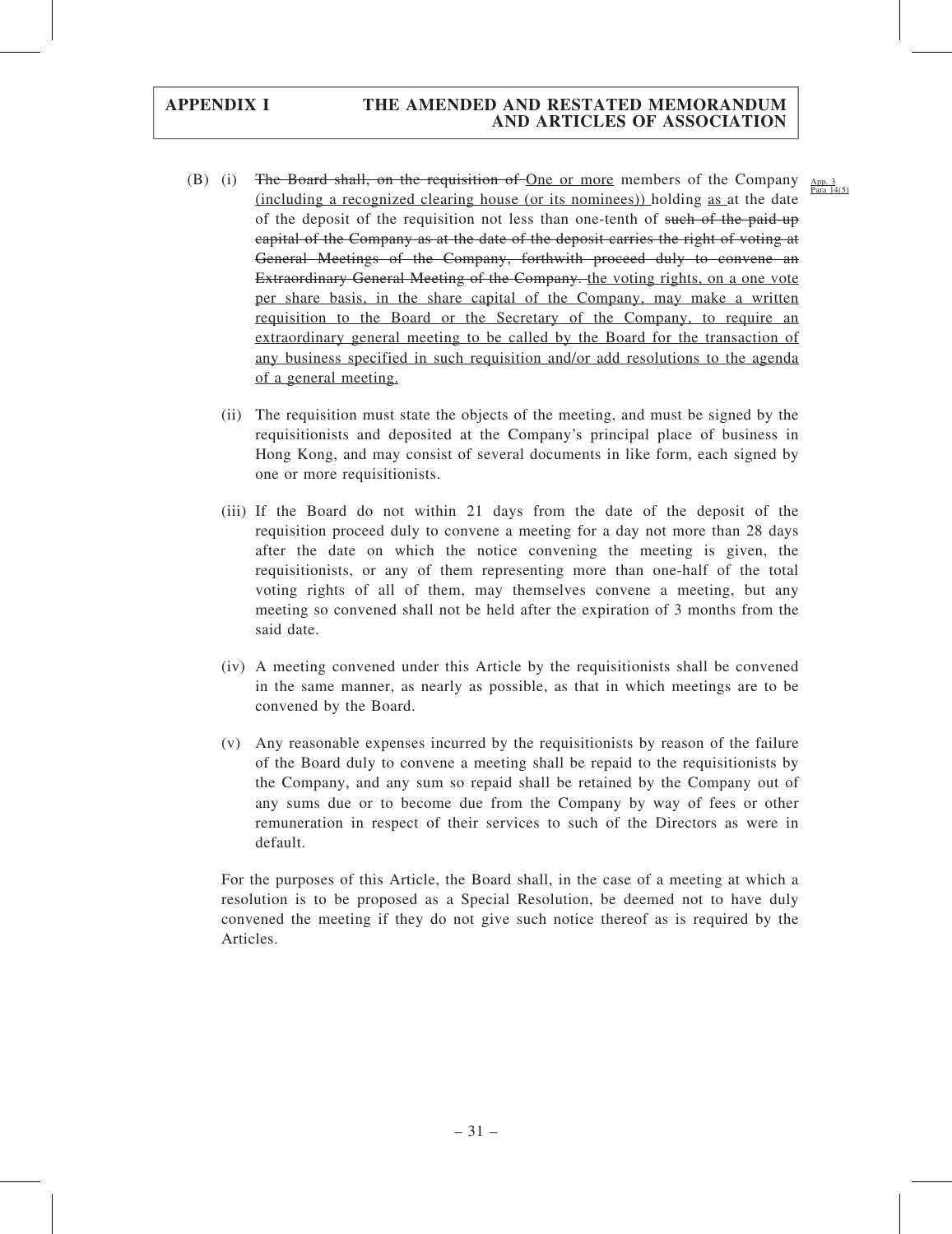(B) (i) ~~The Board shall, on the requisition of~~ One or more members of the Company (including a recognized clearing house (or its nominees)) holding as at the date of the deposit of the requisition not less than one-tenth of ~~such of the paid-up capital of the Company as at the date of the deposit carries the right of voting at General Meetings of the Company, forthwith proceed duly to convene an Extraordinary General Meeting of the Company.~~ the voting rights, on a one vote per share basis, in the share capital of the Company, may make a written requisition to the Board or the Secretary of the Company, to require an extraordinary general meeting to be called by the Board for the transaction of any business specified in such requisition and/or add resolutions to the agenda of a general meeting.

App. 3 Para 14(5)

(ii) The requisition must state the objects of the meeting, and must be signed by the requisitionists and deposited at the Company's principal place of business in Hong Kong, and may consist of several documents in like form, each signed by one or more requisitionists.

(iii) If the Board do not within 21 days from the date of the deposit of the requisition proceed duly to convene a meeting for a day not more than 28 days after the date on which the notice convening the meeting is given, the requisitionists, or any of them representing more than one-half of the total voting rights of all of them, may themselves convene a meeting, but any meeting so convened shall not be held after the expiration of 3 months from the said date.

(iv) A meeting convened under this Article by the requisitionists shall be convened in the same manner, as nearly as possible, as that in which meetings are to be convened by the Board.

(v) Any reasonable expenses incurred by the requisitionists by reason of the failure of the Board duly to convene a meeting shall be repaid to the requisitionists by the Company, and any sum so repaid shall be retained by the Company out of any sums due or to become due from the Company by way of fees or other remuneration in respect of their services to such of the Directors as were in default.

For the purposes of this Article, the Board shall, in the case of a meeting at which a resolution is to be proposed as a Special Resolution, be deemed not to have duly convened the meeting if they do not give such notice thereof as is required by the Articles.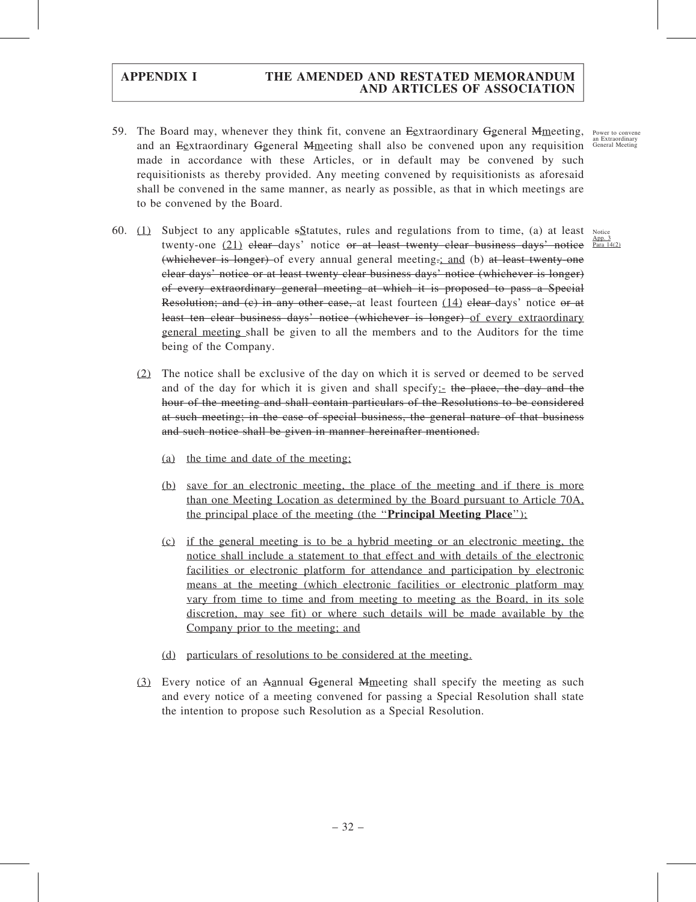59. The Board may, whenever they think fit, convene an ~~E~~extraordinary ~~G~~general ~~M~~meeting, and an ~~E~~extraordinary ~~G~~general ~~M~~meeting shall also be convened upon any requisition made in accordance with these Articles, or in default may be convened by such requisitionists as thereby provided. Any meeting convened by requisitionists as aforesaid shall be convened in the same manner, as nearly as possible, as that in which meetings are to be convened by the Board.

Power to convene an Extraordinary General Meeting

60. (1) Subject to any applicable ~~s~~Statutes, rules and regulations from time to time, (a) at least twenty-one (21) ~~clear~~ days' notice ~~or at least twenty clear business days' notice (whichever is longer)~~ of every annual general meeting~~.~~; and (b) ~~at least twenty-one clear days' notice or at least twenty clear business days' notice (whichever is longer) of every extraordinary general meeting at which it is proposed to pass a Special Resolution; and (c) in any other case,~~ at least fourteen (14) ~~clear~~ days' notice ~~or at least ten clear business days' notice (whichever is longer)~~ of every extraordinary general meeting shall be given to all the members and to the Auditors for the time being of the Company.

Notice App. 3 Para 14(2)

(2) The notice shall be exclusive of the day on which it is served or deemed to be served and of the day for which it is given and shall specify:~~-~~ ~~the place, the day and the hour of the meeting and shall contain particulars of the Resolutions to be considered at such meeting; in the case of special business, the general nature of that business and such notice shall be given in manner hereinafter mentioned.~~

(a) the time and date of the meeting;

(b) save for an electronic meeting, the place of the meeting and if there is more than one Meeting Location as determined by the Board pursuant to Article 70A, the principal place of the meeting (the "**Principal Meeting Place**");

(c) if the general meeting is to be a hybrid meeting or an electronic meeting, the notice shall include a statement to that effect and with details of the electronic facilities or electronic platform for attendance and participation by electronic means at the meeting (which electronic facilities or electronic platform may vary from time to time and from meeting to meeting as the Board, in its sole discretion, may see fit) or where such details will be made available by the Company prior to the meeting; and

(d) particulars of resolutions to be considered at the meeting.

(3) Every notice of an ~~A~~annual ~~G~~general ~~M~~meeting shall specify the meeting as such and every notice of a meeting convened for passing a Special Resolution shall state the intention to propose such Resolution as a Special Resolution.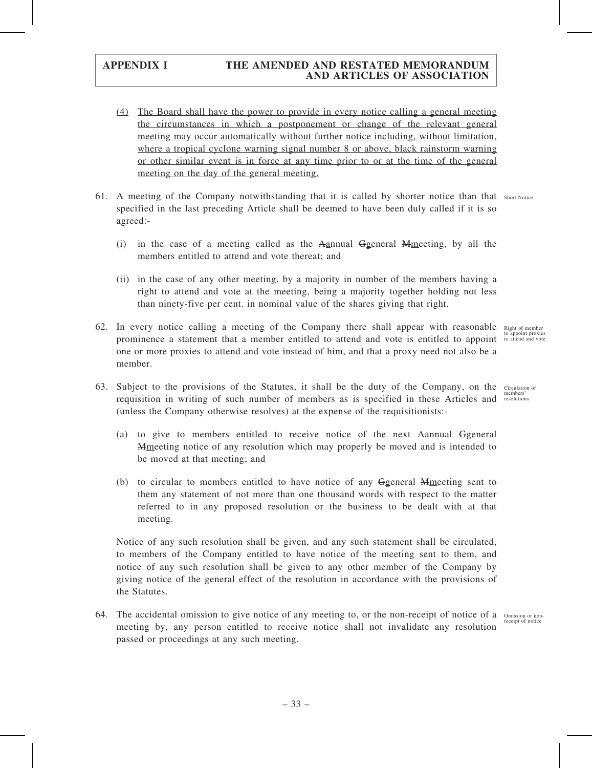(4) The Board shall have the power to provide in every notice calling a general meeting the circumstances in which a postponement or change of the relevant general meeting may occur automatically without further notice including, without limitation, where a tropical cyclone warning signal number 8 or above, black rainstorm warning or other similar event is in force at any time prior to or at the time of the general meeting on the day of the general meeting.

61. A meeting of the Company notwithstanding that it is called by shorter notice than that specified in the last preceding Article shall be deemed to have been duly called if it is so agreed:-

*Short Notice*

(i) in the case of a meeting called as the ~~A~~annual ~~G~~general ~~M~~meeting, by all the members entitled to attend and vote thereat; and

(ii) in the case of any other meeting, by a majority in number of the members having a right to attend and vote at the meeting, being a majority together holding not less than ninety-five per cent. in nominal value of the shares giving that right.

62. In every notice calling a meeting of the Company there shall appear with reasonable prominence a statement that a member entitled to attend and vote is entitled to appoint one or more proxies to attend and vote instead of him, and that a proxy need not also be a member.

*Right of member to appoint proxies to attend and vote*

63. Subject to the provisions of the Statutes, it shall be the duty of the Company, on the requisition in writing of such number of members as is specified in these Articles and (unless the Company otherwise resolves) at the expense of the requisitionists:-

*Circulation of members' resolutions*

(a) to give to members entitled to receive notice of the next ~~A~~annual ~~G~~general ~~M~~meeting notice of any resolution which may properly be moved and is intended to be moved at that meeting; and

(b) to circular to members entitled to have notice of any ~~G~~general ~~M~~meeting sent to them any statement of not more than one thousand words with respect to the matter referred to in any proposed resolution or the business to be dealt with at that meeting.

Notice of any such resolution shall be given, and any such statement shall be circulated, to members of the Company entitled to have notice of the meeting sent to them, and notice of any such resolution shall be given to any other member of the Company by giving notice of the general effect of the resolution in accordance with the provisions of the Statutes.

64. The accidental omission to give notice of any meeting to, or the non-receipt of notice of a meeting by, any person entitled to receive notice shall not invalidate any resolution passed or proceedings at any such meeting.

*Omission or non-receipt of notice*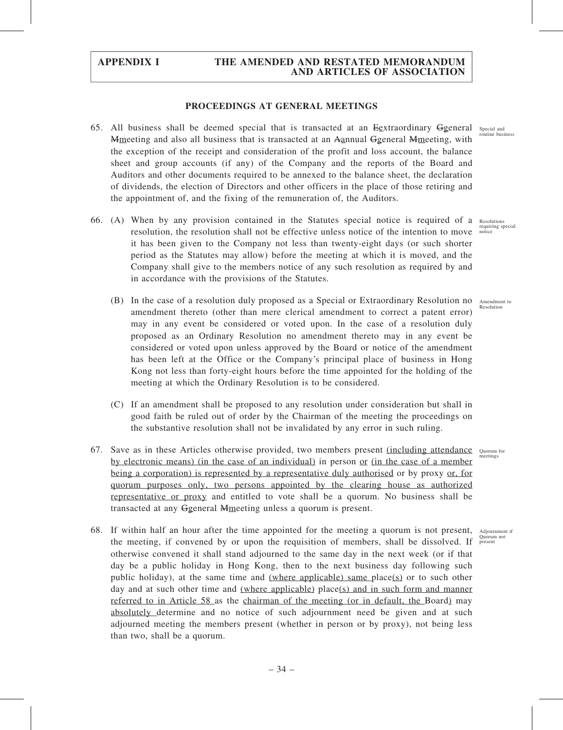## PROCEEDINGS AT GENERAL MEETINGS

**Special and routine business**

65. All business shall be deemed special that is transacted at an ~~E~~<u>e</u>xtraordinary ~~G~~<u>g</u>eneral ~~M~~<u>m</u>eeting and also all business that is transacted at an ~~A~~<u>a</u>nnual ~~G~~<u>g</u>eneral ~~M~~<u>m</u>eeting, with the exception of the receipt and consideration of the profit and loss account, the balance sheet and group accounts (if any) of the Company and the reports of the Board and Auditors and other documents required to be annexed to the balance sheet, the declaration of dividends, the election of Directors and other officers in the place of those retiring and the appointment of, and the fixing of the remuneration of, the Auditors.

**Resolutions requiring special notice**

66. (A) When by any provision contained in the Statutes special notice is required of a resolution, the resolution shall not be effective unless notice of the intention to move it has been given to the Company not less than twenty-eight days (or such shorter period as the Statutes may allow) before the meeting at which it is moved, and the Company shall give to the members notice of any such resolution as required by and in accordance with the provisions of the Statutes.

**Amendment to Resolution**

(B) In the case of a resolution duly proposed as a Special or Extraordinary Resolution no amendment thereto (other than mere clerical amendment to correct a patent error) may in any event be considered or voted upon. In the case of a resolution duly proposed as an Ordinary Resolution no amendment thereto may in any event be considered or voted upon unless approved by the Board or notice of the amendment has been left at the Office or the Company's principal place of business in Hong Kong not less than forty-eight hours before the time appointed for the holding of the meeting at which the Ordinary Resolution is to be considered.

(C) If an amendment shall be proposed to any resolution under consideration but shall in good faith be ruled out of order by the Chairman of the meeting the proceedings on the substantive resolution shall not be invalidated by any error in such ruling.

**Quorum for meetings**

67. Save as in these Articles otherwise provided, two members present <u>(including attendance by electronic means) (in the case of an individual)</u> in person <u>or</u> <u>(in the case of a member being a corporation) is represented by a representative duly authorised</u> or by proxy <u>or, for quorum purposes only, two persons appointed by the clearing house as authorized representative or proxy</u> and entitled to vote shall be a quorum. No business shall be transacted at any ~~G~~<u>g</u>eneral ~~M~~<u>m</u>eeting unless a quorum is present.

**Adjournment if Quorum not present**

68. If within half an hour after the time appointed for the meeting a quorum is not present, the meeting, if convened by or upon the requisition of members, shall be dissolved. If otherwise convened it shall stand adjourned to the same day in the next week (or if that day be a public holiday in Hong Kong, then to the next business day following such public holiday), at the same time and <u>(where applicable) same</u> place<u>(s)</u> or to such other day and at such other time and <u>(where applicable)</u> place<u>(s) and in such form and manner referred to in Article 58</u> as the <u>chairman of the meeting (or in default, the</u> Board<u>)</u> may <u>absolutely</u> determine and no notice of such adjournment need be given and at such adjourned meeting the members present (whether in person or by proxy), not being less than two, shall be a quorum.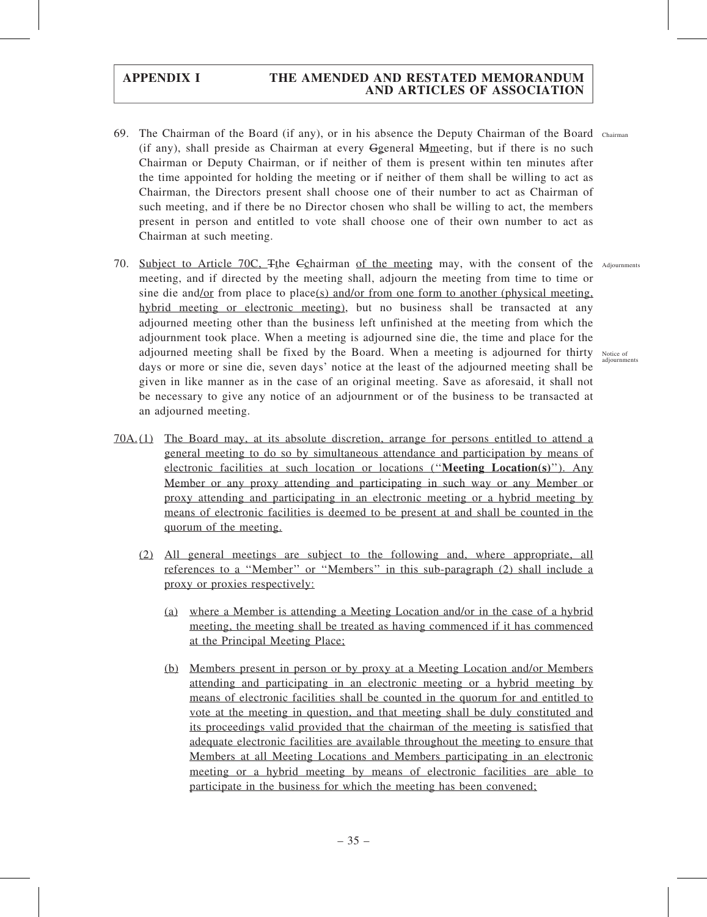69. The Chairman of the Board (if any), or in his absence the Deputy Chairman of the Board (if any), shall preside as Chairman at every Ggeneral Mmeeting, but if there is no such Chairman or Deputy Chairman, or if neither of them is present within ten minutes after the time appointed for holding the meeting or if neither of them shall be willing to act as Chairman, the Directors present shall choose one of their number to act as Chairman of such meeting, and if there be no Director chosen who shall be willing to act, the members present in person and entitled to vote shall choose one of their own number to act as Chairman at such meeting.

Chairman

70. Subject to Article 70C, Tthe Cchairman of the meeting may, with the consent of the meeting, and if directed by the meeting shall, adjourn the meeting from time to time or sine die and/or from place to place(s) and/or from one form to another (physical meeting, hybrid meeting or electronic meeting), but no business shall be transacted at any adjourned meeting other than the business left unfinished at the meeting from which the adjournment took place. When a meeting is adjourned sine die, the time and place for the adjourned meeting shall be fixed by the Board. When a meeting is adjourned for thirty days or more or sine die, seven days' notice at the least of the adjourned meeting shall be given in like manner as in the case of an original meeting. Save as aforesaid, it shall not be necessary to give any notice of an adjournment or of the business to be transacted at an adjourned meeting.

Adjournments

Notice of adjournments

70A. (1) The Board may, at its absolute discretion, arrange for persons entitled to attend a general meeting to do so by simultaneous attendance and participation by means of electronic facilities at such location or locations ("**Meeting Location(s)**"). Any Member or any proxy attending and participating in such way or any Member or proxy attending and participating in an electronic meeting or a hybrid meeting by means of electronic facilities is deemed to be present at and shall be counted in the quorum of the meeting.

(2) All general meetings are subject to the following and, where appropriate, all references to a "Member" or "Members" in this sub-paragraph (2) shall include a proxy or proxies respectively:

(a) where a Member is attending a Meeting Location and/or in the case of a hybrid meeting, the meeting shall be treated as having commenced if it has commenced at the Principal Meeting Place;

(b) Members present in person or by proxy at a Meeting Location and/or Members attending and participating in an electronic meeting or a hybrid meeting by means of electronic facilities shall be counted in the quorum for and entitled to vote at the meeting in question, and that meeting shall be duly constituted and its proceedings valid provided that the chairman of the meeting is satisfied that adequate electronic facilities are available throughout the meeting to ensure that Members at all Meeting Locations and Members participating in an electronic meeting or a hybrid meeting by means of electronic facilities are able to participate in the business for which the meeting has been convened;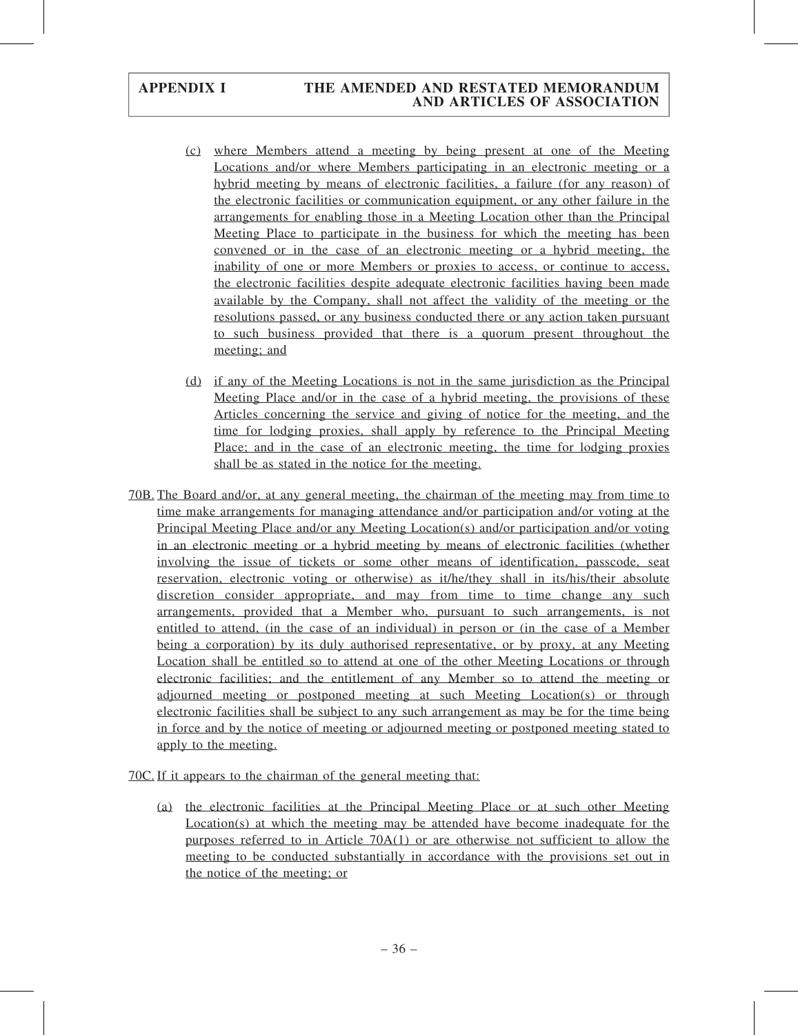(c) where Members attend a meeting by being present at one of the Meeting Locations and/or where Members participating in an electronic meeting or a hybrid meeting by means of electronic facilities, a failure (for any reason) of the electronic facilities or communication equipment, or any other failure in the arrangements for enabling those in a Meeting Location other than the Principal Meeting Place to participate in the business for which the meeting has been convened or in the case of an electronic meeting or a hybrid meeting, the inability of one or more Members or proxies to access, or continue to access, the electronic facilities despite adequate electronic facilities having been made available by the Company, shall not affect the validity of the meeting or the resolutions passed, or any business conducted there or any action taken pursuant to such business provided that there is a quorum present throughout the meeting; and

(d) if any of the Meeting Locations is not in the same jurisdiction as the Principal Meeting Place and/or in the case of a hybrid meeting, the provisions of these Articles concerning the service and giving of notice for the meeting, and the time for lodging proxies, shall apply by reference to the Principal Meeting Place; and in the case of an electronic meeting, the time for lodging proxies shall be as stated in the notice for the meeting.

70B. The Board and/or, at any general meeting, the chairman of the meeting may from time to time make arrangements for managing attendance and/or participation and/or voting at the Principal Meeting Place and/or any Meeting Location(s) and/or participation and/or voting in an electronic meeting or a hybrid meeting by means of electronic facilities (whether involving the issue of tickets or some other means of identification, passcode, seat reservation, electronic voting or otherwise) as it/he/they shall in its/his/their absolute discretion consider appropriate, and may from time to time change any such arrangements, provided that a Member who, pursuant to such arrangements, is not entitled to attend, (in the case of an individual) in person or (in the case of a Member being a corporation) by its duly authorised representative, or by proxy, at any Meeting Location shall be entitled so to attend at one of the other Meeting Locations or through electronic facilities; and the entitlement of any Member so to attend the meeting or adjourned meeting or postponed meeting at such Meeting Location(s) or through electronic facilities shall be subject to any such arrangement as may be for the time being in force and by the notice of meeting or adjourned meeting or postponed meeting stated to apply to the meeting.

70C. If it appears to the chairman of the general meeting that:

(a) the electronic facilities at the Principal Meeting Place or at such other Meeting Location(s) at which the meeting may be attended have become inadequate for the purposes referred to in Article 70A(1) or are otherwise not sufficient to allow the meeting to be conducted substantially in accordance with the provisions set out in the notice of the meeting; or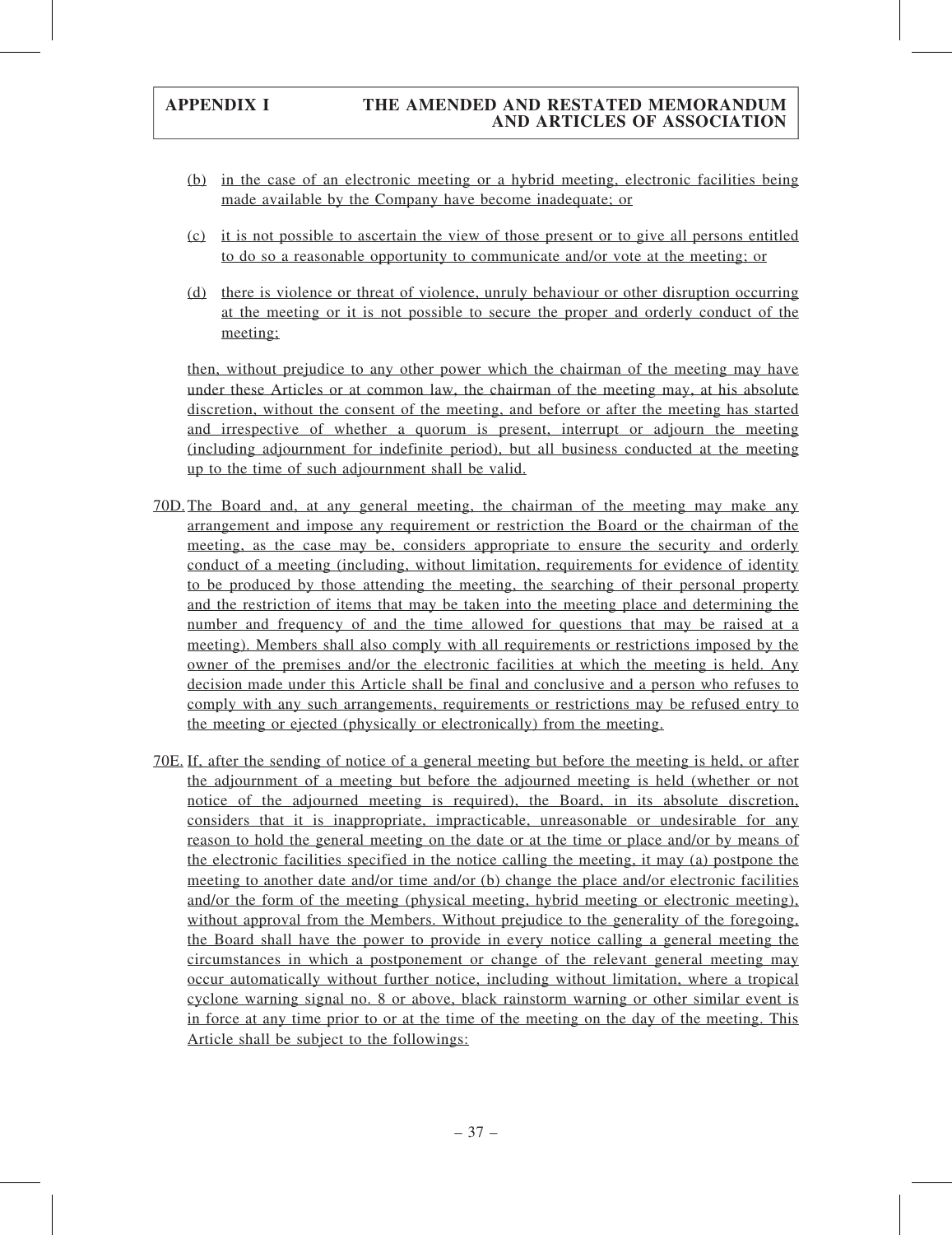(b) in the case of an electronic meeting or a hybrid meeting, electronic facilities being made available by the Company have become inadequate; or

(c) it is not possible to ascertain the view of those present or to give all persons entitled to do so a reasonable opportunity to communicate and/or vote at the meeting; or

(d) there is violence or threat of violence, unruly behaviour or other disruption occurring at the meeting or it is not possible to secure the proper and orderly conduct of the meeting;

then, without prejudice to any other power which the chairman of the meeting may have under these Articles or at common law, the chairman of the meeting may, at his absolute discretion, without the consent of the meeting, and before or after the meeting has started and irrespective of whether a quorum is present, interrupt or adjourn the meeting (including adjournment for indefinite period), but all business conducted at the meeting up to the time of such adjournment shall be valid.

70D. The Board and, at any general meeting, the chairman of the meeting may make any arrangement and impose any requirement or restriction the Board or the chairman of the meeting, as the case may be, considers appropriate to ensure the security and orderly conduct of a meeting (including, without limitation, requirements for evidence of identity to be produced by those attending the meeting, the searching of their personal property and the restriction of items that may be taken into the meeting place and determining the number and frequency of and the time allowed for questions that may be raised at a meeting). Members shall also comply with all requirements or restrictions imposed by the owner of the premises and/or the electronic facilities at which the meeting is held. Any decision made under this Article shall be final and conclusive and a person who refuses to comply with any such arrangements, requirements or restrictions may be refused entry to the meeting or ejected (physically or electronically) from the meeting.

70E. If, after the sending of notice of a general meeting but before the meeting is held, or after the adjournment of a meeting but before the adjourned meeting is held (whether or not notice of the adjourned meeting is required), the Board, in its absolute discretion, considers that it is inappropriate, impracticable, unreasonable or undesirable for any reason to hold the general meeting on the date or at the time or place and/or by means of the electronic facilities specified in the notice calling the meeting, it may (a) postpone the meeting to another date and/or time and/or (b) change the place and/or electronic facilities and/or the form of the meeting (physical meeting, hybrid meeting or electronic meeting), without approval from the Members. Without prejudice to the generality of the foregoing, the Board shall have the power to provide in every notice calling a general meeting the circumstances in which a postponement or change of the relevant general meeting may occur automatically without further notice, including without limitation, where a tropical cyclone warning signal no. 8 or above, black rainstorm warning or other similar event is in force at any time prior to or at the time of the meeting on the day of the meeting. This Article shall be subject to the followings: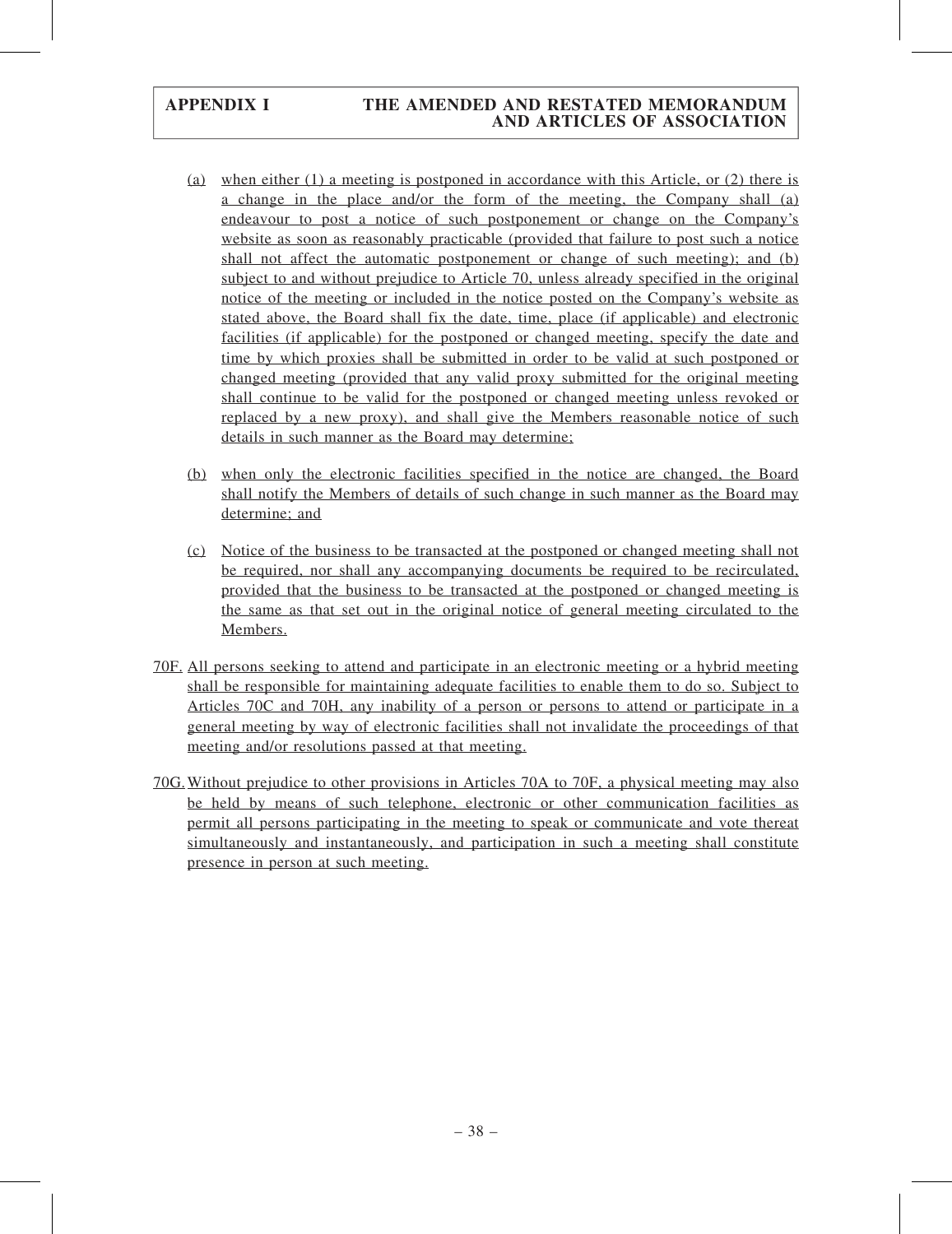(a) when either (1) a meeting is postponed in accordance with this Article, or (2) there is a change in the place and/or the form of the meeting, the Company shall (a) endeavour to post a notice of such postponement or change on the Company's website as soon as reasonably practicable (provided that failure to post such a notice shall not affect the automatic postponement or change of such meeting); and (b) subject to and without prejudice to Article 70, unless already specified in the original notice of the meeting or included in the notice posted on the Company's website as stated above, the Board shall fix the date, time, place (if applicable) and electronic facilities (if applicable) for the postponed or changed meeting, specify the date and time by which proxies shall be submitted in order to be valid at such postponed or changed meeting (provided that any valid proxy submitted for the original meeting shall continue to be valid for the postponed or changed meeting unless revoked or replaced by a new proxy), and shall give the Members reasonable notice of such details in such manner as the Board may determine;

(b) when only the electronic facilities specified in the notice are changed, the Board shall notify the Members of details of such change in such manner as the Board may determine; and

(c) Notice of the business to be transacted at the postponed or changed meeting shall not be required, nor shall any accompanying documents be required to be recirculated, provided that the business to be transacted at the postponed or changed meeting is the same as that set out in the original notice of general meeting circulated to the Members.

70F. All persons seeking to attend and participate in an electronic meeting or a hybrid meeting shall be responsible for maintaining adequate facilities to enable them to do so. Subject to Articles 70C and 70H, any inability of a person or persons to attend or participate in a general meeting by way of electronic facilities shall not invalidate the proceedings of that meeting and/or resolutions passed at that meeting.

70G. Without prejudice to other provisions in Articles 70A to 70F, a physical meeting may also be held by means of such telephone, electronic or other communication facilities as permit all persons participating in the meeting to speak or communicate and vote thereat simultaneously and instantaneously, and participation in such a meeting shall constitute presence in person at such meeting.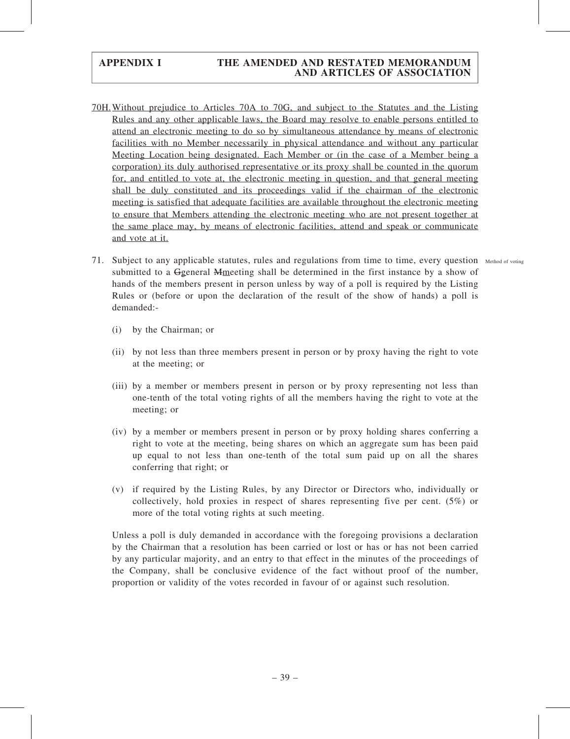70H. Without prejudice to Articles 70A to 70G, and subject to the Statutes and the Listing Rules and any other applicable laws, the Board may resolve to enable persons entitled to attend an electronic meeting to do so by simultaneous attendance by means of electronic facilities with no Member necessarily in physical attendance and without any particular Meeting Location being designated. Each Member or (in the case of a Member being a corporation) its duly authorised representative or its proxy shall be counted in the quorum for, and entitled to vote at, the electronic meeting in question, and that general meeting shall be duly constituted and its proceedings valid if the chairman of the electronic meeting is satisfied that adequate facilities are available throughout the electronic meeting to ensure that Members attending the electronic meeting who are not present together at the same place may, by means of electronic facilities, attend and speak or communicate and vote at it.

71. Subject to any applicable statutes, rules and regulations from time to time, every question submitted to a Ggeneral Mmeeting shall be determined in the first instance by a show of hands of the members present in person unless by way of a poll is required by the Listing Rules or (before or upon the declaration of the result of the show of hands) a poll is demanded:-

Method of voting

(i) by the Chairman; or

(ii) by not less than three members present in person or by proxy having the right to vote at the meeting; or

(iii) by a member or members present in person or by proxy representing not less than one-tenth of the total voting rights of all the members having the right to vote at the meeting; or

(iv) by a member or members present in person or by proxy holding shares conferring a right to vote at the meeting, being shares on which an aggregate sum has been paid up equal to not less than one-tenth of the total sum paid up on all the shares conferring that right; or

(v) if required by the Listing Rules, by any Director or Directors who, individually or collectively, hold proxies in respect of shares representing five per cent. (5%) or more of the total voting rights at such meeting.

Unless a poll is duly demanded in accordance with the foregoing provisions a declaration by the Chairman that a resolution has been carried or lost or has or has not been carried by any particular majority, and an entry to that effect in the minutes of the proceedings of the Company, shall be conclusive evidence of the fact without proof of the number, proportion or validity of the votes recorded in favour of or against such resolution.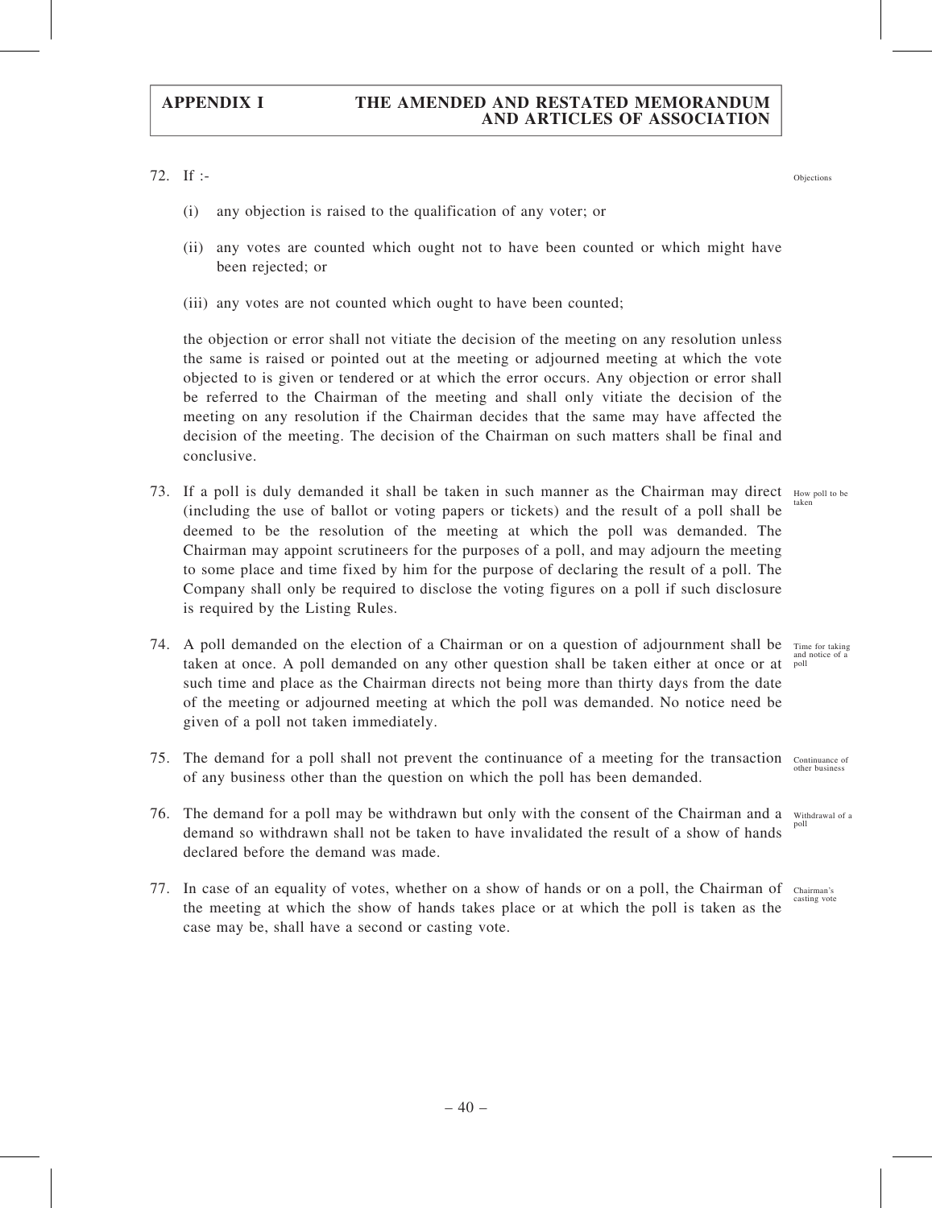72. If :- Objections

    (i) any objection is raised to the qualification of any voter; or

    (ii) any votes are counted which ought not to have been counted or which might have been rejected; or

    (iii) any votes are not counted which ought to have been counted;

    the objection or error shall not vitiate the decision of the meeting on any resolution unless the same is raised or pointed out at the meeting or adjourned meeting at which the vote objected to is given or tendered or at which the error occurs. Any objection or error shall be referred to the Chairman of the meeting and shall only vitiate the decision of the meeting on any resolution if the Chairman decides that the same may have affected the decision of the meeting. The decision of the Chairman on such matters shall be final and conclusive.

73. If a poll is duly demanded it shall be taken in such manner as the Chairman may direct (including the use of ballot or voting papers or tickets) and the result of a poll shall be deemed to be the resolution of the meeting at which the poll was demanded. The Chairman may appoint scrutineers for the purposes of a poll, and may adjourn the meeting to some place and time fixed by him for the purpose of declaring the result of a poll. The Company shall only be required to disclose the voting figures on a poll if such disclosure is required by the Listing Rules. How poll to be taken

74. A poll demanded on the election of a Chairman or on a question of adjournment shall be taken at once. A poll demanded on any other question shall be taken either at once or at such time and place as the Chairman directs not being more than thirty days from the date of the meeting or adjourned meeting at which the poll was demanded. No notice need be given of a poll not taken immediately. Time for taking and notice of a poll

75. The demand for a poll shall not prevent the continuance of a meeting for the transaction of any business other than the question on which the poll has been demanded. Continuance of other business

76. The demand for a poll may be withdrawn but only with the consent of the Chairman and a demand so withdrawn shall not be taken to have invalidated the result of a show of hands declared before the demand was made. Withdrawal of a poll

77. In case of an equality of votes, whether on a show of hands or on a poll, the Chairman of the meeting at which the show of hands takes place or at which the poll is taken as the case may be, shall have a second or casting vote. Chairman's casting vote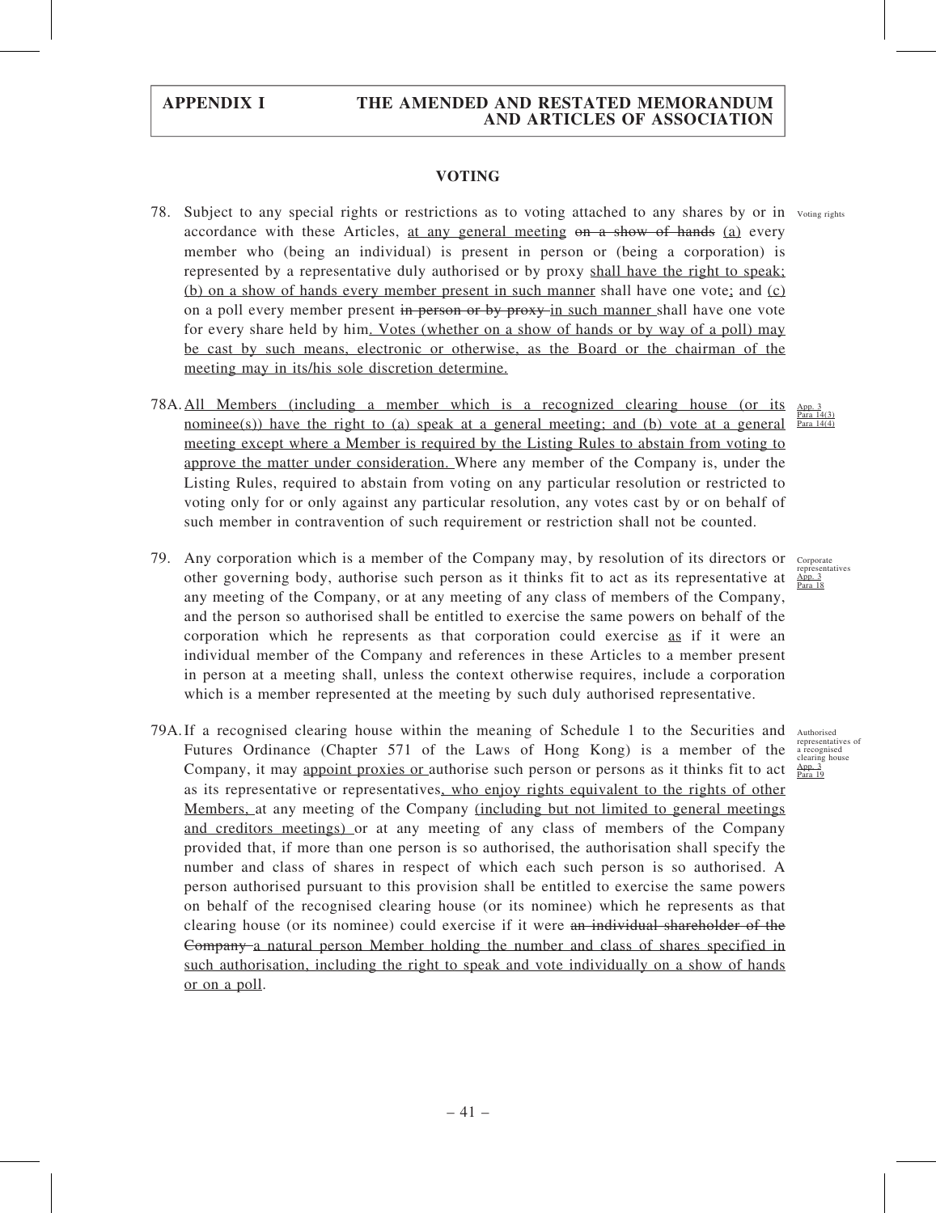## VOTING

78. Subject to any special rights or restrictions as to voting attached to any shares by or in accordance with these Articles, <u>at any general meeting</u> ~~on a show of hands~~ <u>(a)</u> every member who (being an individual) is present in person or (being a corporation) is represented by a representative duly authorised or by proxy <u>shall have the right to speak; (b) on a show of hands every member present in such manner</u> shall have one vote<u>;</u> and <u>(c)</u> on a poll every member present ~~in person or by proxy~~ <u>in such manner</u> shall have one vote for every share held by him<u>. Votes (whether on a show of hands or by way of a poll) may be cast by such means, electronic or otherwise, as the Board or the chairman of the meeting may in its/his sole discretion determine.</u>

Voting rights

78A. <u>All Members (including a member which is a recognized clearing house (or its nominee(s)) have the right to (a) speak at a general meeting; and (b) vote at a general meeting except where a Member is required by the Listing Rules to abstain from voting to approve the matter under consideration.</u> Where any member of the Company is, under the Listing Rules, required to abstain from voting on any particular resolution or restricted to voting only for or only against any particular resolution, any votes cast by or on behalf of such member in contravention of such requirement or restriction shall not be counted.

<u>App. 3 Para 14(3) Para 14(4)</u>

79. Any corporation which is a member of the Company may, by resolution of its directors or other governing body, authorise such person as it thinks fit to act as its representative at any meeting of the Company, or at any meeting of any class of members of the Company, and the person so authorised shall be entitled to exercise the same powers on behalf of the corporation which he represents as that corporation could exercise <u>as</u> if it were an individual member of the Company and references in these Articles to a member present in person at a meeting shall, unless the context otherwise requires, include a corporation which is a member represented at the meeting by such duly authorised representative.

Corporate representatives <u>App. 3 Para 18</u>

79A. If a recognised clearing house within the meaning of Schedule 1 to the Securities and Futures Ordinance (Chapter 571 of the Laws of Hong Kong) is a member of the Company, it may <u>appoint proxies or</u> authorise such person or persons as it thinks fit to act as its representative or representatives<u>, who enjoy rights equivalent to the rights of other Members,</u> at any meeting of the Company <u>(including but not limited to general meetings and creditors meetings)</u> or at any meeting of any class of members of the Company provided that, if more than one person is so authorised, the authorisation shall specify the number and class of shares in respect of which each such person is so authorised. A person authorised pursuant to this provision shall be entitled to exercise the same powers on behalf of the recognised clearing house (or its nominee) which he represents as that clearing house (or its nominee) could exercise if it were ~~an individual shareholder of the Company~~ <u>a natural person Member holding the number and class of shares specified in such authorisation, including the right to speak and vote individually on a show of hands or on a poll</u>.

Authorised representatives of a recognised clearing house <u>App. 3 Para 19</u>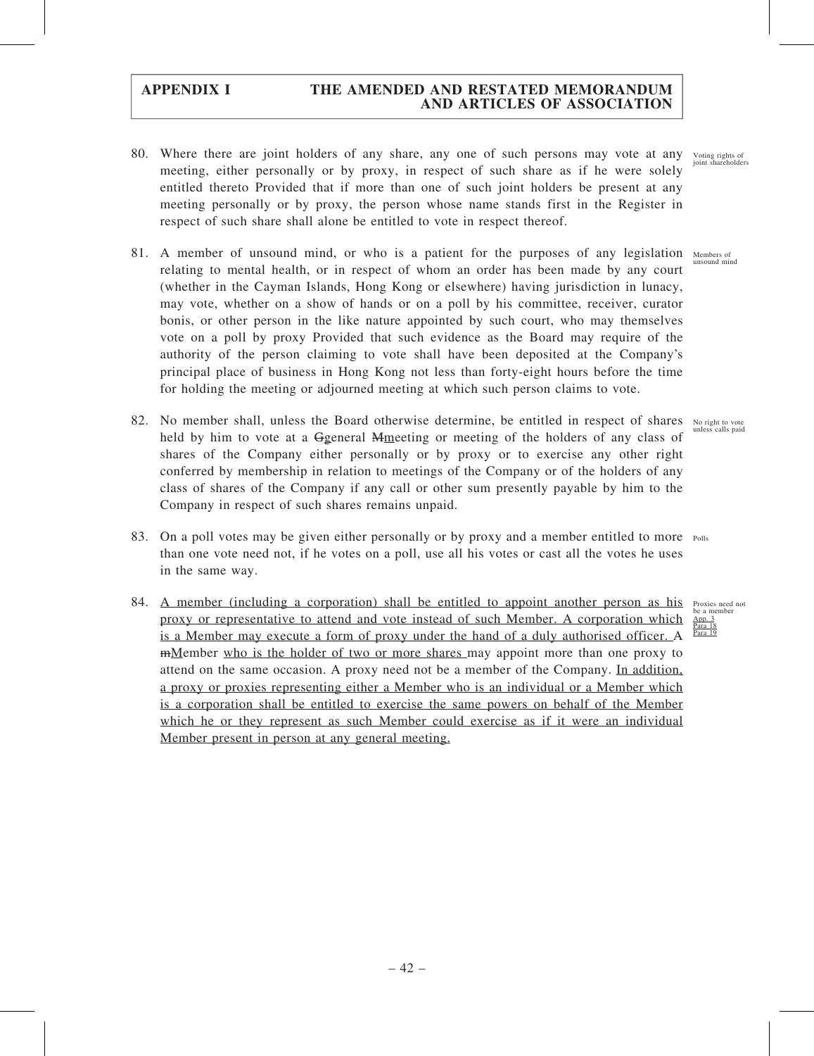80. Where there are joint holders of any share, any one of such persons may vote at any meeting, either personally or by proxy, in respect of such share as if he were solely entitled thereto Provided that if more than one of such joint holders be present at any meeting personally or by proxy, the person whose name stands first in the Register in respect of such share shall alone be entitled to vote in respect thereof.

Voting rights of joint shareholders

81. A member of unsound mind, or who is a patient for the purposes of any legislation relating to mental health, or in respect of whom an order has been made by any court (whether in the Cayman Islands, Hong Kong or elsewhere) having jurisdiction in lunacy, may vote, whether on a show of hands or on a poll by his committee, receiver, curator bonis, or other person in the like nature appointed by such court, who may themselves vote on a poll by proxy Provided that such evidence as the Board may require of the authority of the person claiming to vote shall have been deposited at the Company's principal place of business in Hong Kong not less than forty-eight hours before the time for holding the meeting or adjourned meeting at which such person claims to vote.

Members of unsound mind

82. No member shall, unless the Board otherwise determine, be entitled in respect of shares held by him to vote at a ~~G~~general ~~M~~meeting or meeting of the holders of any class of shares of the Company either personally or by proxy or to exercise any other right conferred by membership in relation to meetings of the Company or of the holders of any class of shares of the Company if any call or other sum presently payable by him to the Company in respect of such shares remains unpaid.

No right to vote unless calls paid

83. On a poll votes may be given either personally or by proxy and a member entitled to more than one vote need not, if he votes on a poll, use all his votes or cast all the votes he uses in the same way.

Polls

84. <u>A member (including a corporation) shall be entitled to appoint another person as his proxy or representative to attend and vote instead of such Member. A corporation which is a Member may execute a form of proxy under the hand of a duly authorised officer. A</u> ~~m~~<u>M</u>ember <u>who is the holder of two or more shares</u> may appoint more than one proxy to attend on the same occasion. A proxy need not be a member of the Company. <u>In addition, a proxy or proxies representing either a Member who is an individual or a Member which is a corporation shall be entitled to exercise the same powers on behalf of the Member which he or they represent as such Member could exercise as if it were an individual Member present in person at any general meeting.</u>

Proxies need not be a member
<u>App. 3</u>
<u>Para 18</u>
<u>Para 19</u>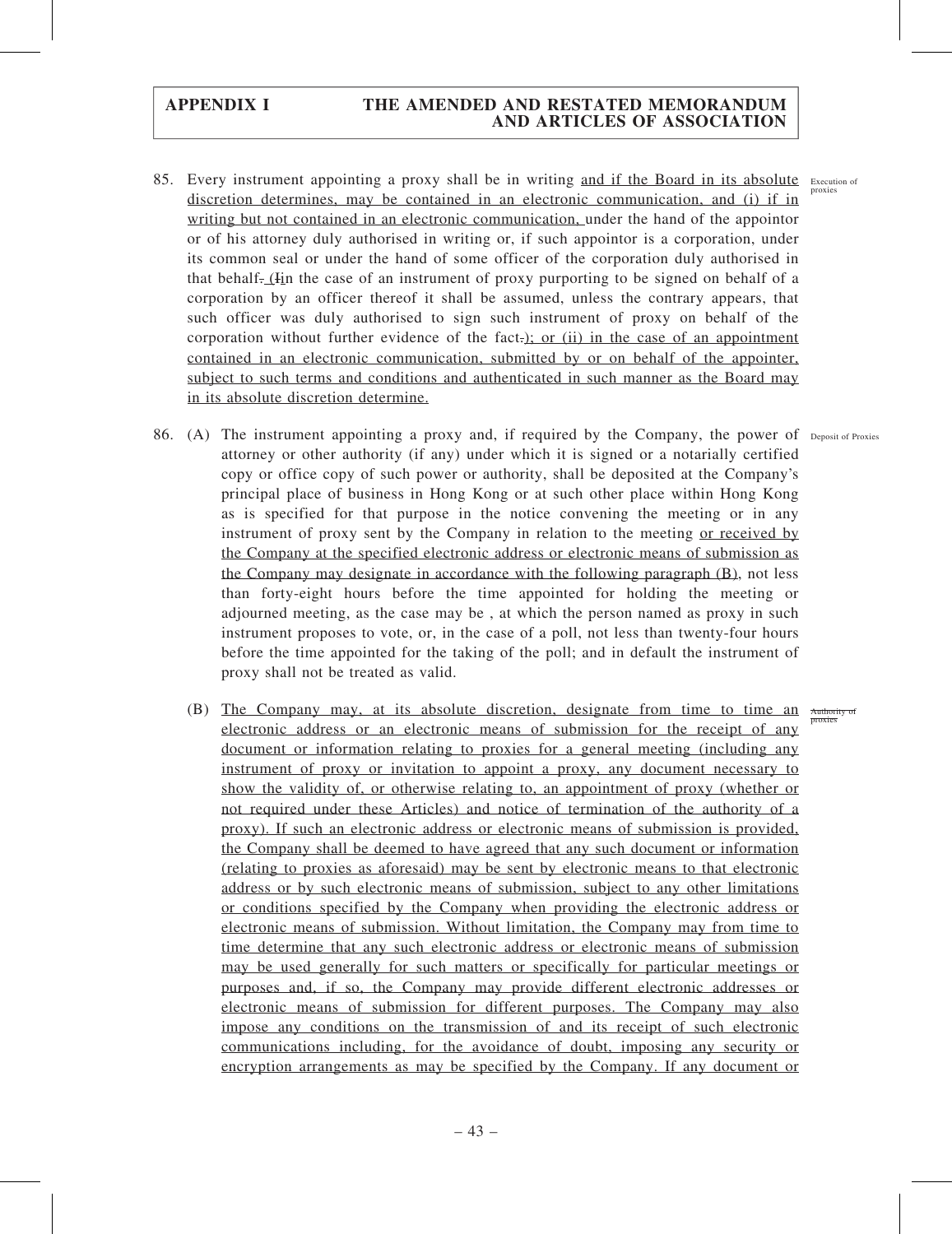85. Every instrument appointing a proxy shall be in writing and if the Board in its absolute discretion determines, may be contained in an electronic communication, and (i) if in writing but not contained in an electronic communication, under the hand of the appointor or of his attorney duly authorised in writing or, if such appointor is a corporation, under its common seal or under the hand of some officer of the corporation duly authorised in that behalf. (Iin the case of an instrument of proxy purporting to be signed on behalf of a corporation by an officer thereof it shall be assumed, unless the contrary appears, that such officer was duly authorised to sign such instrument of proxy on behalf of the corporation without further evidence of the fact.); or (ii) in the case of an appointment contained in an electronic communication, submitted by or on behalf of the appointer, subject to such terms and conditions and authenticated in such manner as the Board may in its absolute discretion determine.

Execution of proxies

86. (A) The instrument appointing a proxy and, if required by the Company, the power of attorney or other authority (if any) under which it is signed or a notarially certified copy or office copy of such power or authority, shall be deposited at the Company's principal place of business in Hong Kong or at such other place within Hong Kong as is specified for that purpose in the notice convening the meeting or in any instrument of proxy sent by the Company in relation to the meeting or received by the Company at the specified electronic address or electronic means of submission as the Company may designate in accordance with the following paragraph (B), not less than forty-eight hours before the time appointed for holding the meeting or adjourned meeting, as the case may be , at which the person named as proxy in such instrument proposes to vote, or, in the case of a poll, not less than twenty-four hours before the time appointed for the taking of the poll; and in default the instrument of proxy shall not be treated as valid.

Deposit of Proxies

(B) The Company may, at its absolute discretion, designate from time to time an electronic address or an electronic means of submission for the receipt of any document or information relating to proxies for a general meeting (including any instrument of proxy or invitation to appoint a proxy, any document necessary to show the validity of, or otherwise relating to, an appointment of proxy (whether or not required under these Articles) and notice of termination of the authority of a proxy). If such an electronic address or electronic means of submission is provided, the Company shall be deemed to have agreed that any such document or information (relating to proxies as aforesaid) may be sent by electronic means to that electronic address or by such electronic means of submission, subject to any other limitations or conditions specified by the Company when providing the electronic address or electronic means of submission. Without limitation, the Company may from time to time determine that any such electronic address or electronic means of submission may be used generally for such matters or specifically for particular meetings or purposes and, if so, the Company may provide different electronic addresses or electronic means of submission for different purposes. The Company may also impose any conditions on the transmission of and its receipt of such electronic communications including, for the avoidance of doubt, imposing any security or encryption arrangements as may be specified by the Company. If any document or

Authority of proxies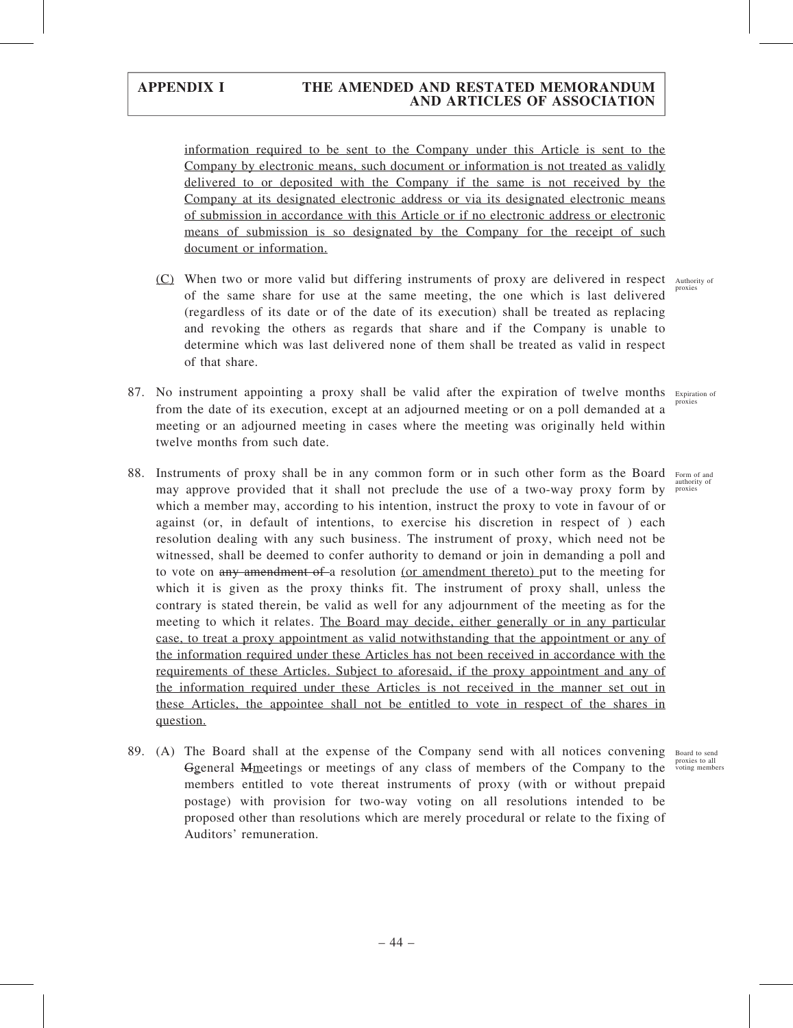information required to be sent to the Company under this Article is sent to the Company by electronic means, such document or information is not treated as validly delivered to or deposited with the Company if the same is not received by the Company at its designated electronic address or via its designated electronic means of submission in accordance with this Article or if no electronic address or electronic means of submission is so designated by the Company for the receipt of such document or information.

(C) When two or more valid but differing instruments of proxy are delivered in respect of the same share for use at the same meeting, the one which is last delivered (regardless of its date or of the date of its execution) shall be treated as replacing and revoking the others as regards that share and if the Company is unable to determine which was last delivered none of them shall be treated as valid in respect of that share.

Authority of proxies

87. No instrument appointing a proxy shall be valid after the expiration of twelve months from the date of its execution, except at an adjourned meeting or on a poll demanded at a meeting or an adjourned meeting in cases where the meeting was originally held within twelve months from such date.

Expiration of proxies

88. Instruments of proxy shall be in any common form or in such other form as the Board may approve provided that it shall not preclude the use of a two-way proxy form by which a member may, according to his intention, instruct the proxy to vote in favour of or against (or, in default of intentions, to exercise his discretion in respect of ) each resolution dealing with any such business. The instrument of proxy, which need not be witnessed, shall be deemed to confer authority to demand or join in demanding a poll and to vote on ~~any amendment of~~ a resolution (or amendment thereto) put to the meeting for which it is given as the proxy thinks fit. The instrument of proxy shall, unless the contrary is stated therein, be valid as well for any adjournment of the meeting as for the meeting to which it relates. The Board may decide, either generally or in any particular case, to treat a proxy appointment as valid notwithstanding that the appointment or any of the information required under these Articles has not been received in accordance with the requirements of these Articles. Subject to aforesaid, if the proxy appointment and any of the information required under these Articles is not received in the manner set out in these Articles, the appointee shall not be entitled to vote in respect of the shares in question.

Form of and authority of proxies

89. (A) The Board shall at the expense of the Company send with all notices convening ~~G~~general ~~M~~meetings or meetings of any class of members of the Company to the members entitled to vote thereat instruments of proxy (with or without prepaid postage) with provision for two-way voting on all resolutions intended to be proposed other than resolutions which are merely procedural or relate to the fixing of Auditors' remuneration.

Board to send proxies to all voting members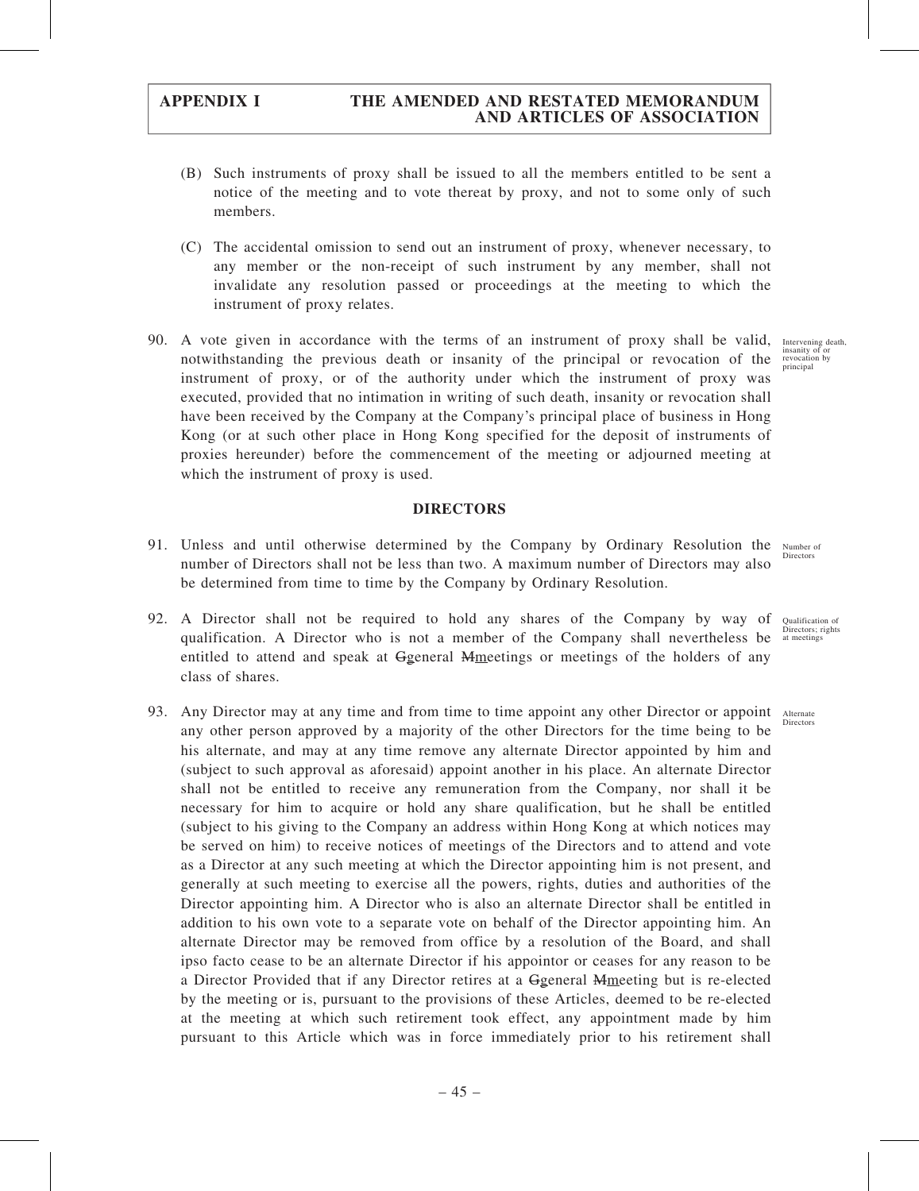(B) Such instruments of proxy shall be issued to all the members entitled to be sent a notice of the meeting and to vote thereat by proxy, and not to some only of such members.

(C) The accidental omission to send out an instrument of proxy, whenever necessary, to any member or the non-receipt of such instrument by any member, shall not invalidate any resolution passed or proceedings at the meeting to which the instrument of proxy relates.

90. A vote given in accordance with the terms of an instrument of proxy shall be valid, notwithstanding the previous death or insanity of the principal or revocation of the instrument of proxy, or of the authority under which the instrument of proxy was executed, provided that no intimation in writing of such death, insanity or revocation shall have been received by the Company at the Company's principal place of business in Hong Kong (or at such other place in Hong Kong specified for the deposit of instruments of proxies hereunder) before the commencement of the meeting or adjourned meeting at which the instrument of proxy is used.

Intervening death, insanity of or revocation by principal

## DIRECTORS

91. Unless and until otherwise determined by the Company by Ordinary Resolution the number of Directors shall not be less than two. A maximum number of Directors may also be determined from time to time by the Company by Ordinary Resolution.

Number of Directors

92. A Director shall not be required to hold any shares of the Company by way of qualification. A Director who is not a member of the Company shall nevertheless be entitled to attend and speak at ~~G~~general ~~M~~meetings or meetings of the holders of any class of shares.

Qualification of Directors; rights at meetings

93. Any Director may at any time and from time to time appoint any other Director or appoint any other person approved by a majority of the other Directors for the time being to be his alternate, and may at any time remove any alternate Director appointed by him and (subject to such approval as aforesaid) appoint another in his place. An alternate Director shall not be entitled to receive any remuneration from the Company, nor shall it be necessary for him to acquire or hold any share qualification, but he shall be entitled (subject to his giving to the Company an address within Hong Kong at which notices may be served on him) to receive notices of meetings of the Directors and to attend and vote as a Director at any such meeting at which the Director appointing him is not present, and generally at such meeting to exercise all the powers, rights, duties and authorities of the Director appointing him. A Director who is also an alternate Director shall be entitled in addition to his own vote to a separate vote on behalf of the Director appointing him. An alternate Director may be removed from office by a resolution of the Board, and shall ipso facto cease to be an alternate Director if his appointor or ceases for any reason to be a Director Provided that if any Director retires at a ~~G~~general ~~M~~meeting but is re-elected by the meeting or is, pursuant to the provisions of these Articles, deemed to be re-elected at the meeting at which such retirement took effect, any appointment made by him pursuant to this Article which was in force immediately prior to his retirement shall

Alternate Directors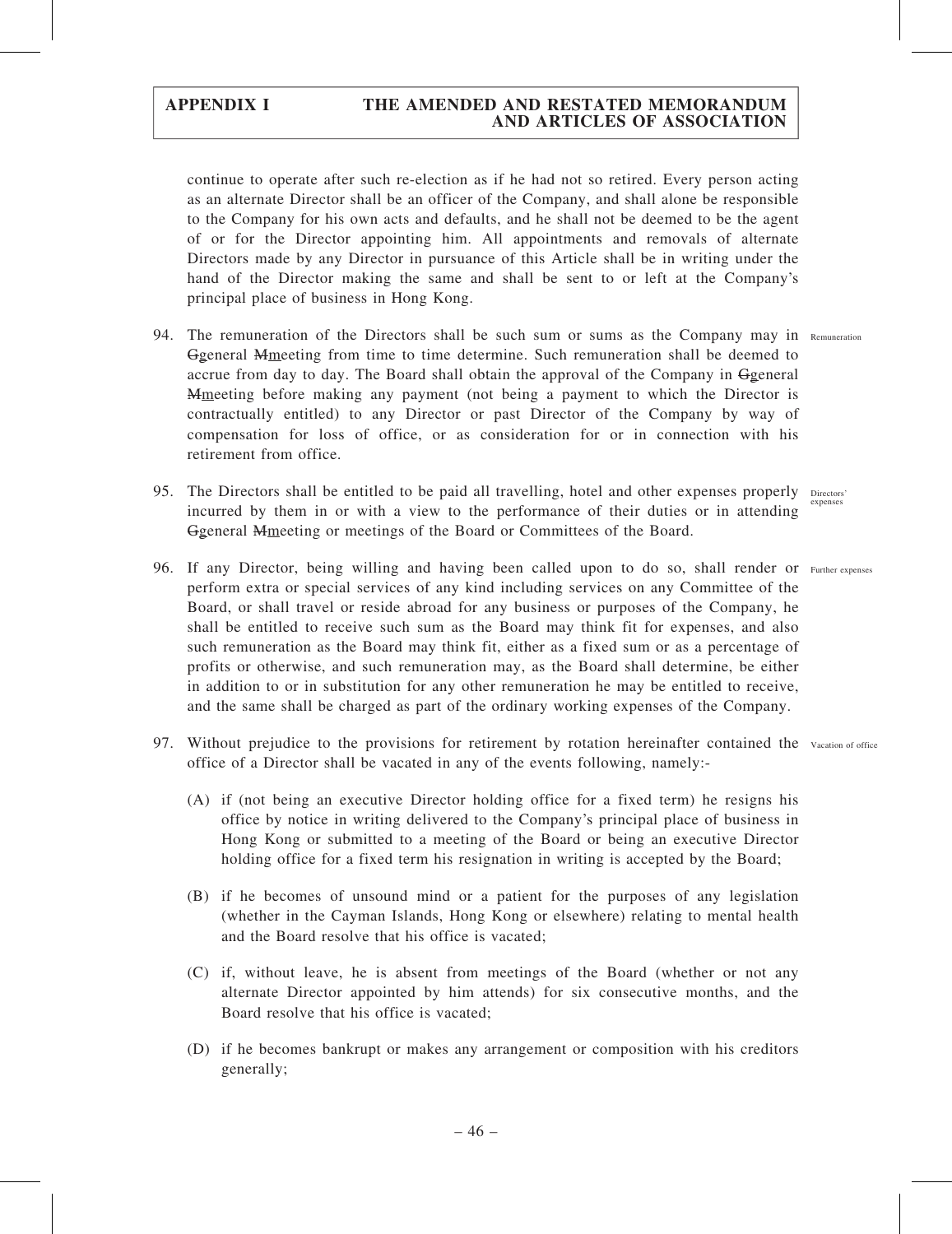continue to operate after such re-election as if he had not so retired. Every person acting as an alternate Director shall be an officer of the Company, and shall alone be responsible to the Company for his own acts and defaults, and he shall not be deemed to be the agent of or for the Director appointing him. All appointments and removals of alternate Directors made by any Director in pursuance of this Article shall be in writing under the hand of the Director making the same and shall be sent to or left at the Company's principal place of business in Hong Kong.

94. The remuneration of the Directors shall be such sum or sums as the Company may in ~~G~~general ~~M~~meeting from time to time determine. Such remuneration shall be deemed to accrue from day to day. The Board shall obtain the approval of the Company in ~~G~~general ~~M~~meeting before making any payment (not being a payment to which the Director is contractually entitled) to any Director or past Director of the Company by way of compensation for loss of office, or as consideration for or in connection with his retirement from office. *Remuneration*

95. The Directors shall be entitled to be paid all travelling, hotel and other expenses properly incurred by them in or with a view to the performance of their duties or in attending ~~G~~general ~~M~~meeting or meetings of the Board or Committees of the Board. *Directors' expenses*

96. If any Director, being willing and having been called upon to do so, shall render or perform extra or special services of any kind including services on any Committee of the Board, or shall travel or reside abroad for any business or purposes of the Company, he shall be entitled to receive such sum as the Board may think fit for expenses, and also such remuneration as the Board may think fit, either as a fixed sum or as a percentage of profits or otherwise, and such remuneration may, as the Board shall determine, be either in addition to or in substitution for any other remuneration he may be entitled to receive, and the same shall be charged as part of the ordinary working expenses of the Company. *Further expenses*

97. Without prejudice to the provisions for retirement by rotation hereinafter contained the office of a Director shall be vacated in any of the events following, namely:- *Vacation of office*

(A) if (not being an executive Director holding office for a fixed term) he resigns his office by notice in writing delivered to the Company's principal place of business in Hong Kong or submitted to a meeting of the Board or being an executive Director holding office for a fixed term his resignation in writing is accepted by the Board;

(B) if he becomes of unsound mind or a patient for the purposes of any legislation (whether in the Cayman Islands, Hong Kong or elsewhere) relating to mental health and the Board resolve that his office is vacated;

(C) if, without leave, he is absent from meetings of the Board (whether or not any alternate Director appointed by him attends) for six consecutive months, and the Board resolve that his office is vacated;

(D) if he becomes bankrupt or makes any arrangement or composition with his creditors generally;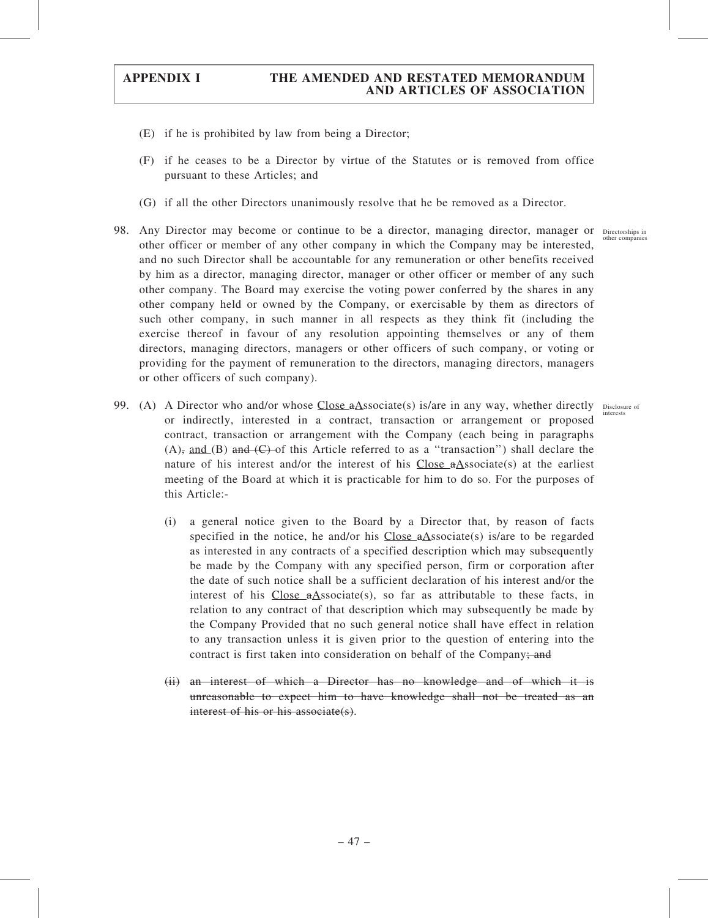(E) if he is prohibited by law from being a Director;

(F) if he ceases to be a Director by virtue of the Statutes or is removed from office pursuant to these Articles; and

(G) if all the other Directors unanimously resolve that he be removed as a Director.

98. Any Director may become or continue to be a director, managing director, manager or other officer or member of any other company in which the Company may be interested, and no such Director shall be accountable for any remuneration or other benefits received by him as a director, managing director, manager or other officer or member of any such other company. The Board may exercise the voting power conferred by the shares in any other company held or owned by the Company, or exercisable by them as directors of such other company, in such manner in all respects as they think fit (including the exercise thereof in favour of any resolution appointing themselves or any of them directors, managing directors, managers or other officers of such company, or voting or providing for the payment of remuneration to the directors, managing directors, managers or other officers of such company).

Directorships in other companies

99. (A) A Director who and/or whose <u>Close</u> ~~a~~<u>A</u>ssociate(s) is/are in any way, whether directly or indirectly, interested in a contract, transaction or arrangement or proposed contract, transaction or arrangement with the Company (each being in paragraphs (A)~~,~~ <u>and</u> (B) ~~and (C)~~ of this Article referred to as a "transaction") shall declare the nature of his interest and/or the interest of his <u>Close</u> ~~a~~<u>A</u>ssociate(s) at the earliest meeting of the Board at which it is practicable for him to do so. For the purposes of this Article:-

Disclosure of interests

(i) a general notice given to the Board by a Director that, by reason of facts specified in the notice, he and/or his <u>Close</u> ~~a~~<u>A</u>ssociate(s) is/are to be regarded as interested in any contracts of a specified description which may subsequently be made by the Company with any specified person, firm or corporation after the date of such notice shall be a sufficient declaration of his interest and/or the interest of his <u>Close</u> ~~a~~<u>A</u>ssociate(s), so far as attributable to these facts, in relation to any contract of that description which may subsequently be made by the Company Provided that no such general notice shall have effect in relation to any transaction unless it is given prior to the question of entering into the contract is first taken into consideration on behalf of the Company~~; and~~

~~(ii) an interest of which a Director has no knowledge and of which it is unreasonable to expect him to have knowledge shall not be treated as an interest of his or his associate(s)~~.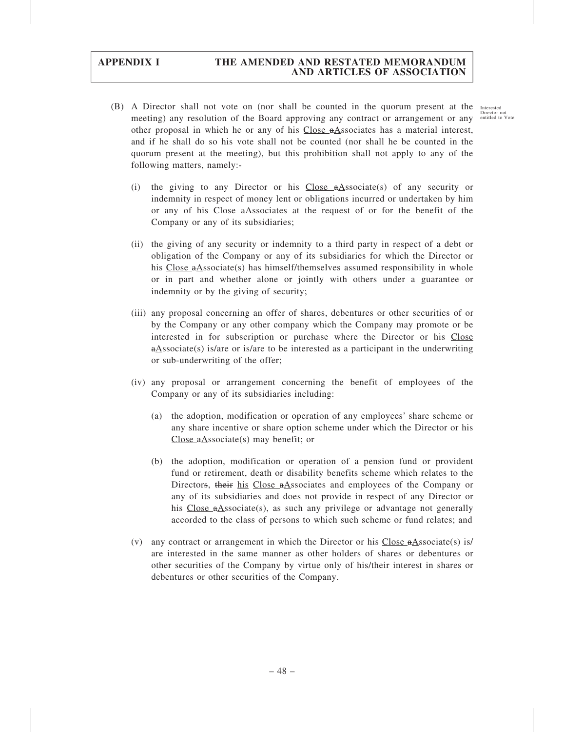(B) A Director shall not vote on (nor shall be counted in the quorum present at the meeting) any resolution of the Board approving any contract or arrangement or any other proposal in which he or any of his Close aAssociates has a material interest, and if he shall do so his vote shall not be counted (nor shall he be counted in the quorum present at the meeting), but this prohibition shall not apply to any of the following matters, namely:-

Interested Director not entitled to Vote

(i) the giving to any Director or his Close aAssociate(s) of any security or indemnity in respect of money lent or obligations incurred or undertaken by him or any of his Close aAssociates at the request of or for the benefit of the Company or any of its subsidiaries;

(ii) the giving of any security or indemnity to a third party in respect of a debt or obligation of the Company or any of its subsidiaries for which the Director or his Close aAssociate(s) has himself/themselves assumed responsibility in whole or in part and whether alone or jointly with others under a guarantee or indemnity or by the giving of security;

(iii) any proposal concerning an offer of shares, debentures or other securities of or by the Company or any other company which the Company may promote or be interested in for subscription or purchase where the Director or his Close aAssociate(s) is/are or is/are to be interested as a participant in the underwriting or sub-underwriting of the offer;

(iv) any proposal or arrangement concerning the benefit of employees of the Company or any of its subsidiaries including:

(a) the adoption, modification or operation of any employees' share scheme or any share incentive or share option scheme under which the Director or his Close aAssociate(s) may benefit; or

(b) the adoption, modification or operation of a pension fund or provident fund or retirement, death or disability benefits scheme which relates to the Directors, their his Close aAssociates and employees of the Company or any of its subsidiaries and does not provide in respect of any Director or his Close aAssociate(s), as such any privilege or advantage not generally accorded to the class of persons to which such scheme or fund relates; and

(v) any contract or arrangement in which the Director or his Close aAssociate(s) is/are interested in the same manner as other holders of shares or debentures or other securities of the Company by virtue only of his/their interest in shares or debentures or other securities of the Company.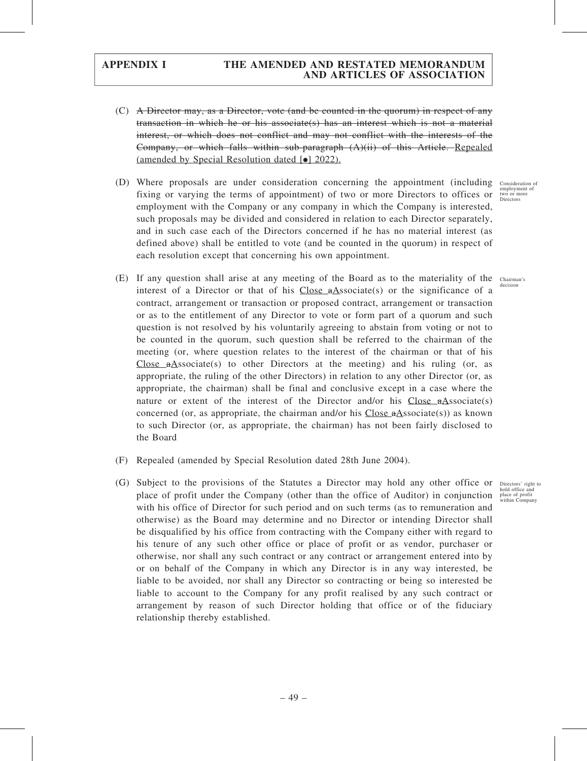(C) ~~A Director may, as a Director, vote (and be counted in the quorum) in respect of any transaction in which he or his associate(s) has an interest which is not a material interest, or which does not conflict and may not conflict with the interests of the Company, or which falls within sub-paragraph (A)(ii) of this Article.~~ Repealed (amended by Special Resolution dated [●] 2022).

(D) Where proposals are under consideration concerning the appointment (including fixing or varying the terms of appointment) of two or more Directors to offices or employment with the Company or any company in which the Company is interested, such proposals may be divided and considered in relation to each Director separately, and in such case each of the Directors concerned if he has no material interest (as defined above) shall be entitled to vote (and be counted in the quorum) in respect of each resolution except that concerning his own appointment.

Consideration of employment of two or more Directors

(E) If any question shall arise at any meeting of the Board as to the materiality of the interest of a Director or that of his Close ~~a~~Associate(s) or the significance of a contract, arrangement or transaction or proposed contract, arrangement or transaction or as to the entitlement of any Director to vote or form part of a quorum and such question is not resolved by his voluntarily agreeing to abstain from voting or not to be counted in the quorum, such question shall be referred to the chairman of the meeting (or, where question relates to the interest of the chairman or that of his Close ~~a~~Associate(s) to other Directors at the meeting) and his ruling (or, as appropriate, the ruling of the other Directors) in relation to any other Director (or, as appropriate, the chairman) shall be final and conclusive except in a case where the nature or extent of the interest of the Director and/or his Close ~~a~~Associate(s) concerned (or, as appropriate, the chairman and/or his Close ~~a~~Associate(s)) as known to such Director (or, as appropriate, the chairman) has not been fairly disclosed to the Board

Chairman's decision

(F) Repealed (amended by Special Resolution dated 28th June 2004).

(G) Subject to the provisions of the Statutes a Director may hold any other office or place of profit under the Company (other than the office of Auditor) in conjunction with his office of Director for such period and on such terms (as to remuneration and otherwise) as the Board may determine and no Director or intending Director shall be disqualified by his office from contracting with the Company either with regard to his tenure of any such other office or place of profit or as vendor, purchaser or otherwise, nor shall any such contract or any contract or arrangement entered into by or on behalf of the Company in which any Director is in any way interested, be liable to be avoided, nor shall any Director so contracting or being so interested be liable to account to the Company for any profit realised by any such contract or arrangement by reason of such Director holding that office or of the fiduciary relationship thereby established.

Directors' right to hold office and place of profit within Company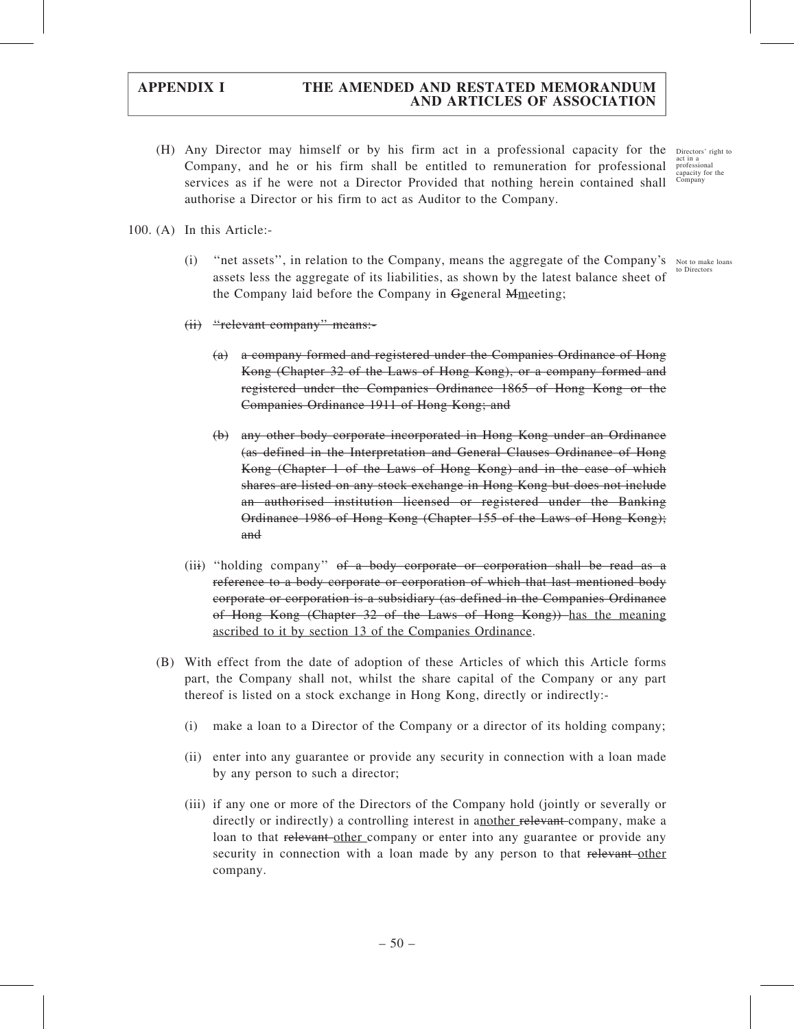(H) Any Director may himself or by his firm act in a professional capacity for the Company, and he or his firm shall be entitled to remuneration for professional services as if he were not a Director Provided that nothing herein contained shall authorise a Director or his firm to act as Auditor to the Company.

Directors' right to act in a professional capacity for the Company

100. (A) In this Article:-

Not to make loans to Directors

(i) "net assets", in relation to the Company, means the aggregate of the Company's assets less the aggregate of its liabilities, as shown by the latest balance sheet of the Company laid before the Company in ~~G~~general ~~M~~meeting;

~~(ii) "relevant company" means:-~~

~~(a) a company formed and registered under the Companies Ordinance of Hong Kong (Chapter 32 of the Laws of Hong Kong), or a company formed and registered under the Companies Ordinance 1865 of Hong Kong or the Companies Ordinance 1911 of Hong Kong; and~~

~~(b) any other body corporate incorporated in Hong Kong under an Ordinance (as defined in the Interpretation and General Clauses Ordinance of Hong Kong (Chapter 1 of the Laws of Hong Kong) and in the case of which shares are listed on any stock exchange in Hong Kong but does not include an authorised institution licensed or registered under the Banking Ordinance 1986 of Hong Kong (Chapter 155 of the Laws of Hong Kong); and~~

(ii~~i~~) "holding company" ~~of a body corporate or corporation shall be read as a reference to a body corporate or corporation of which that last mentioned body corporate or corporation is a subsidiary (as defined in the Companies Ordinance of Hong Kong (Chapter 32 of the Laws of Hong Kong))~~ has the meaning ascribed to it by section 13 of the Companies Ordinance.

(B) With effect from the date of adoption of these Articles of which this Article forms part, the Company shall not, whilst the share capital of the Company or any part thereof is listed on a stock exchange in Hong Kong, directly or indirectly:-

(i) make a loan to a Director of the Company or a director of its holding company;

(ii) enter into any guarantee or provide any security in connection with a loan made by any person to such a director;

(iii) if any one or more of the Directors of the Company hold (jointly or severally or directly or indirectly) a controlling interest in another ~~relevant~~ company, make a loan to that ~~relevant~~ other company or enter into any guarantee or provide any security in connection with a loan made by any person to that ~~relevant~~ other company.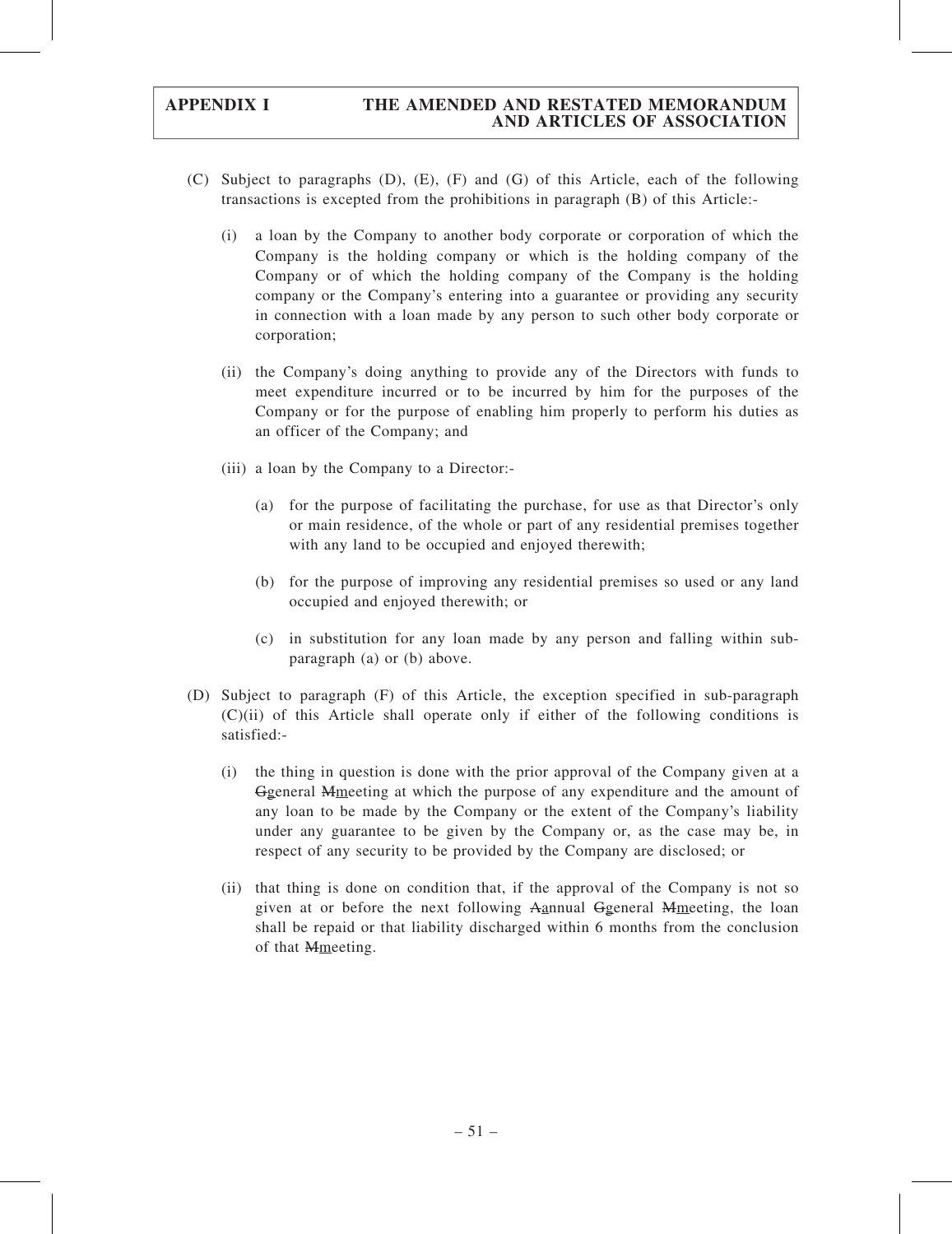(C) Subject to paragraphs (D), (E), (F) and (G) of this Article, each of the following transactions is excepted from the prohibitions in paragraph (B) of this Article:-

(i) a loan by the Company to another body corporate or corporation of which the Company is the holding company or which is the holding company of the Company or of which the holding company of the Company is the holding company or the Company's entering into a guarantee or providing any security in connection with a loan made by any person to such other body corporate or corporation;

(ii) the Company's doing anything to provide any of the Directors with funds to meet expenditure incurred or to be incurred by him for the purposes of the Company or for the purpose of enabling him properly to perform his duties as an officer of the Company; and

(iii) a loan by the Company to a Director:-

(a) for the purpose of facilitating the purchase, for use as that Director's only or main residence, of the whole or part of any residential premises together with any land to be occupied and enjoyed therewith;

(b) for the purpose of improving any residential premises so used or any land occupied and enjoyed therewith; or

(c) in substitution for any loan made by any person and falling within sub-paragraph (a) or (b) above.

(D) Subject to paragraph (F) of this Article, the exception specified in sub-paragraph (C)(ii) of this Article shall operate only if either of the following conditions is satisfied:-

(i) the thing in question is done with the prior approval of the Company given at a ~~G~~general ~~M~~meeting at which the purpose of any expenditure and the amount of any loan to be made by the Company or the extent of the Company's liability under any guarantee to be given by the Company or, as the case may be, in respect of any security to be provided by the Company are disclosed; or

(ii) that thing is done on condition that, if the approval of the Company is not so given at or before the next following ~~A~~annual ~~G~~general ~~M~~meeting, the loan shall be repaid or that liability discharged within 6 months from the conclusion of that ~~M~~meeting.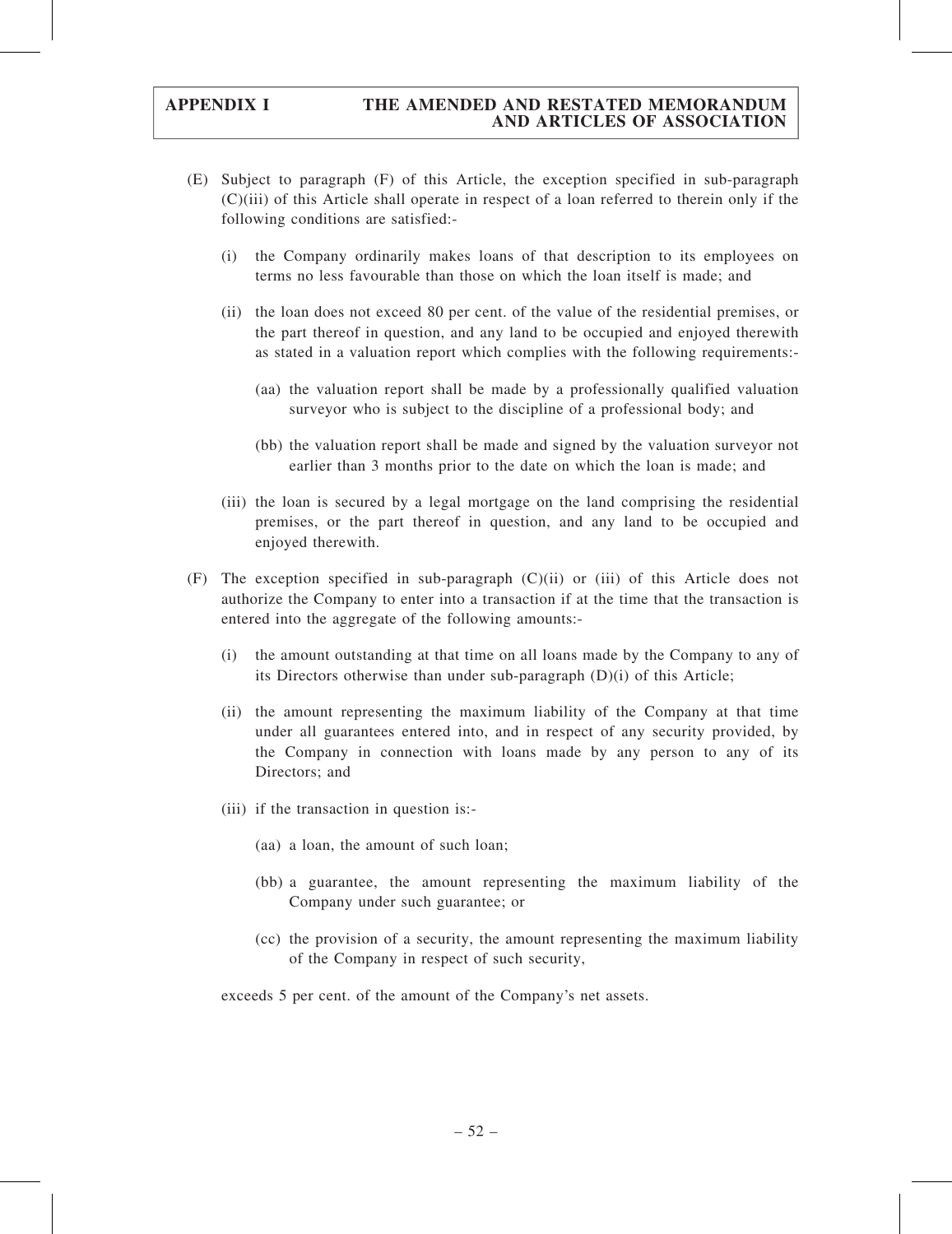(E) Subject to paragraph (F) of this Article, the exception specified in sub-paragraph (C)(iii) of this Article shall operate in respect of a loan referred to therein only if the following conditions are satisfied:-

  (i) the Company ordinarily makes loans of that description to its employees on terms no less favourable than those on which the loan itself is made; and

  (ii) the loan does not exceed 80 per cent. of the value of the residential premises, or the part thereof in question, and any land to be occupied and enjoyed therewith as stated in a valuation report which complies with the following requirements:-

    (aa) the valuation report shall be made by a professionally qualified valuation surveyor who is subject to the discipline of a professional body; and

    (bb) the valuation report shall be made and signed by the valuation surveyor not earlier than 3 months prior to the date on which the loan is made; and

  (iii) the loan is secured by a legal mortgage on the land comprising the residential premises, or the part thereof in question, and any land to be occupied and enjoyed therewith.

(F) The exception specified in sub-paragraph (C)(ii) or (iii) of this Article does not authorize the Company to enter into a transaction if at the time that the transaction is entered into the aggregate of the following amounts:-

  (i) the amount outstanding at that time on all loans made by the Company to any of its Directors otherwise than under sub-paragraph (D)(i) of this Article;

  (ii) the amount representing the maximum liability of the Company at that time under all guarantees entered into, and in respect of any security provided, by the Company in connection with loans made by any person to any of its Directors; and

  (iii) if the transaction in question is:-

    (aa) a loan, the amount of such loan;

    (bb) a guarantee, the amount representing the maximum liability of the Company under such guarantee; or

    (cc) the provision of a security, the amount representing the maximum liability of the Company in respect of such security,

  exceeds 5 per cent. of the amount of the Company's net assets.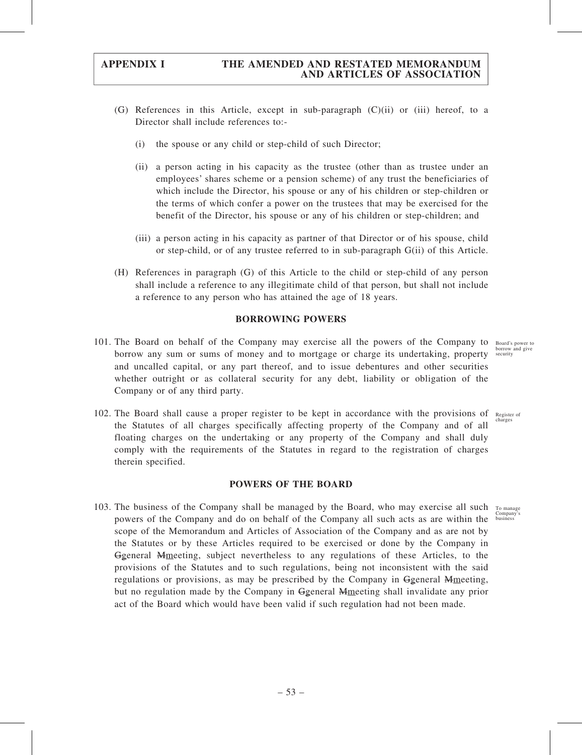(G) References in this Article, except in sub-paragraph (C)(ii) or (iii) hereof, to a Director shall include references to:-

(i) the spouse or any child or step-child of such Director;

(ii) a person acting in his capacity as the trustee (other than as trustee under an employees' shares scheme or a pension scheme) of any trust the beneficiaries of which include the Director, his spouse or any of his children or step-children or the terms of which confer a power on the trustees that may be exercised for the benefit of the Director, his spouse or any of his children or step-children; and

(iii) a person acting in his capacity as partner of that Director or of his spouse, child or step-child, or of any trustee referred to in sub-paragraph G(ii) of this Article.

(H) References in paragraph (G) of this Article to the child or step-child of any person shall include a reference to any illegitimate child of that person, but shall not include a reference to any person who has attained the age of 18 years.

## BORROWING POWERS

101. The Board on behalf of the Company may exercise all the powers of the Company to borrow any sum or sums of money and to mortgage or charge its undertaking, property and uncalled capital, or any part thereof, and to issue debentures and other securities whether outright or as collateral security for any debt, liability or obligation of the Company or of any third party.

Board's power to borrow and give security

102. The Board shall cause a proper register to be kept in accordance with the provisions of the Statutes of all charges specifically affecting property of the Company and of all floating charges on the undertaking or any property of the Company and shall duly comply with the requirements of the Statutes in regard to the registration of charges therein specified.

Register of charges

## POWERS OF THE BOARD

103. The business of the Company shall be managed by the Board, who may exercise all such powers of the Company and do on behalf of the Company all such acts as are within the scope of the Memorandum and Articles of Association of the Company and as are not by the Statutes or by these Articles required to be exercised or done by the Company in ~~G~~general ~~M~~meeting, subject nevertheless to any regulations of these Articles, to the provisions of the Statutes and to such regulations, being not inconsistent with the said regulations or provisions, as may be prescribed by the Company in ~~G~~general ~~M~~meeting, but no regulation made by the Company in ~~G~~general ~~M~~meeting shall invalidate any prior act of the Board which would have been valid if such regulation had not been made.

To manage Company's business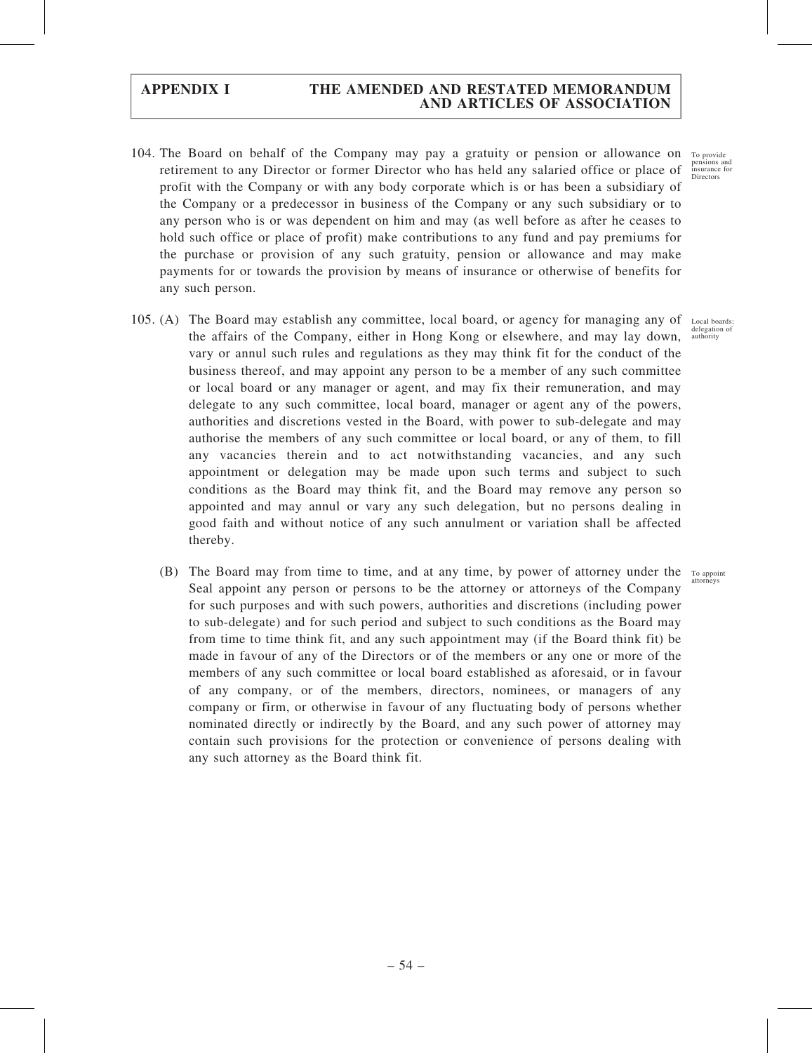104. The Board on behalf of the Company may pay a gratuity or pension or allowance on retirement to any Director or former Director who has held any salaried office or place of profit with the Company or with any body corporate which is or has been a subsidiary of the Company or a predecessor in business of the Company or any such subsidiary or to any person who is or was dependent on him and may (as well before as after he ceases to hold such office or place of profit) make contributions to any fund and pay premiums for the purchase or provision of any such gratuity, pension or allowance and may make payments for or towards the provision by means of insurance or otherwise of benefits for any such person.

*To provide pensions and insurance for Directors*

105. (A) The Board may establish any committee, local board, or agency for managing any of the affairs of the Company, either in Hong Kong or elsewhere, and may lay down, vary or annul such rules and regulations as they may think fit for the conduct of the business thereof, and may appoint any person to be a member of any such committee or local board or any manager or agent, and may fix their remuneration, and may delegate to any such committee, local board, manager or agent any of the powers, authorities and discretions vested in the Board, with power to sub-delegate and may authorise the members of any such committee or local board, or any of them, to fill any vacancies therein and to act notwithstanding vacancies, and any such appointment or delegation may be made upon such terms and subject to such conditions as the Board may think fit, and the Board may remove any person so appointed and may annul or vary any such delegation, but no persons dealing in good faith and without notice of any such annulment or variation shall be affected thereby.

*Local boards; delegation of authority*

(B) The Board may from time to time, and at any time, by power of attorney under the Seal appoint any person or persons to be the attorney or attorneys of the Company for such purposes and with such powers, authorities and discretions (including power to sub-delegate) and for such period and subject to such conditions as the Board may from time to time think fit, and any such appointment may (if the Board think fit) be made in favour of any of the Directors or of the members or any one or more of the members of any such committee or local board established as aforesaid, or in favour of any company, or of the members, directors, nominees, or managers of any company or firm, or otherwise in favour of any fluctuating body of persons whether nominated directly or indirectly by the Board, and any such power of attorney may contain such provisions for the protection or convenience of persons dealing with any such attorney as the Board think fit.

*To appoint attorneys*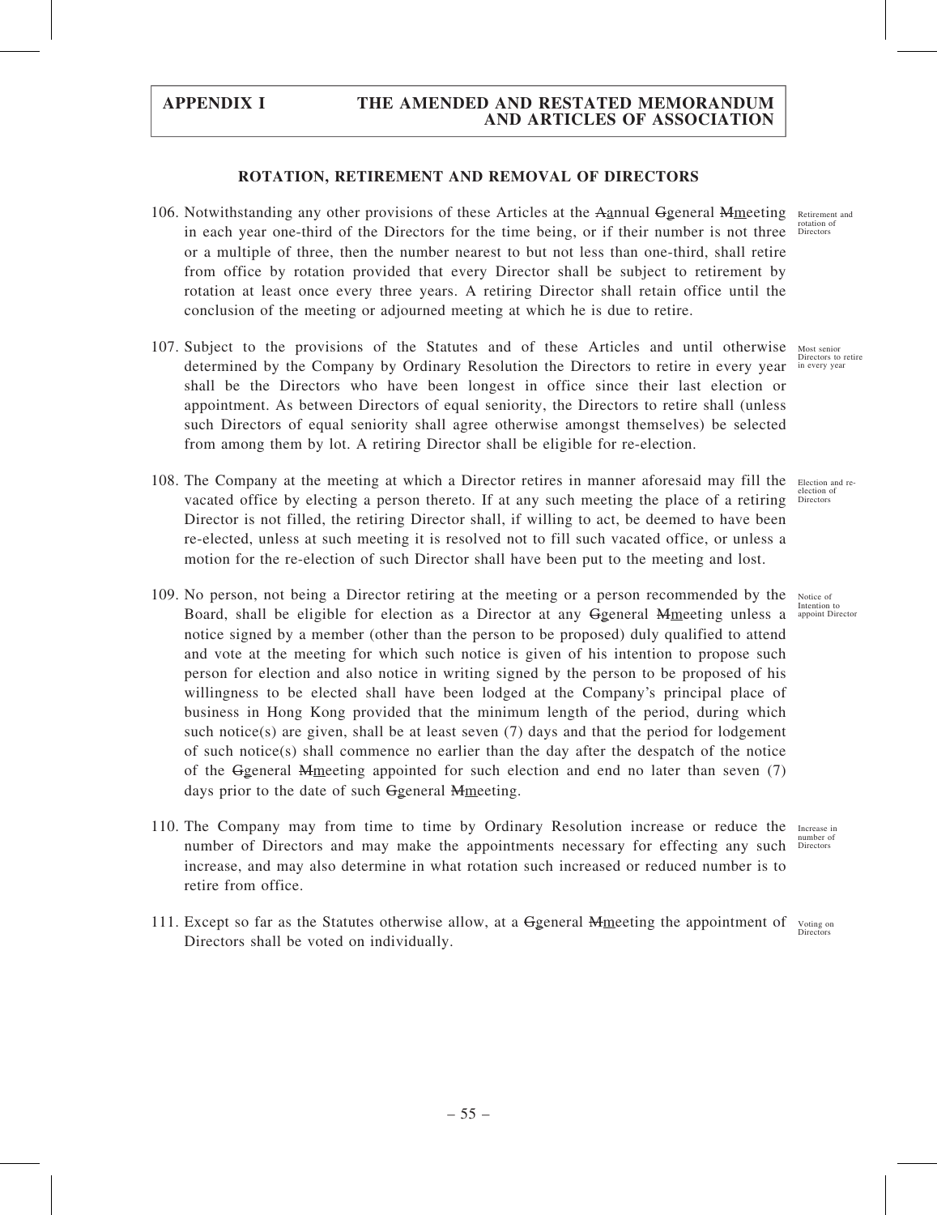## ROTATION, RETIREMENT AND REMOVAL OF DIRECTORS

106. Notwithstanding any other provisions of these Articles at the ~~A~~annual ~~G~~general ~~M~~meeting in each year one-third of the Directors for the time being, or if their number is not three or a multiple of three, then the number nearest to but not less than one-third, shall retire from office by rotation provided that every Director shall be subject to retirement by rotation at least once every three years. A retiring Director shall retain office until the conclusion of the meeting or adjourned meeting at which he is due to retire.

*Retirement and rotation of Directors*

107. Subject to the provisions of the Statutes and of these Articles and until otherwise determined by the Company by Ordinary Resolution the Directors to retire in every year shall be the Directors who have been longest in office since their last election or appointment. As between Directors of equal seniority, the Directors to retire shall (unless such Directors of equal seniority shall agree otherwise amongst themselves) be selected from among them by lot. A retiring Director shall be eligible for re-election.

*Most senior Directors to retire in every year*

108. The Company at the meeting at which a Director retires in manner aforesaid may fill the vacated office by electing a person thereto. If at any such meeting the place of a retiring Director is not filled, the retiring Director shall, if willing to act, be deemed to have been re-elected, unless at such meeting it is resolved not to fill such vacated office, or unless a motion for the re-election of such Director shall have been put to the meeting and lost.

*Election and re-election of Directors*

109. No person, not being a Director retiring at the meeting or a person recommended by the Board, shall be eligible for election as a Director at any ~~G~~general ~~M~~meeting unless a notice signed by a member (other than the person to be proposed) duly qualified to attend and vote at the meeting for which such notice is given of his intention to propose such person for election and also notice in writing signed by the person to be proposed of his willingness to be elected shall have been lodged at the Company's principal place of business in Hong Kong provided that the minimum length of the period, during which such notice(s) are given, shall be at least seven (7) days and that the period for lodgement of such notice(s) shall commence no earlier than the day after the despatch of the notice of the ~~G~~general ~~M~~meeting appointed for such election and end no later than seven (7) days prior to the date of such ~~G~~general ~~M~~meeting.

*Notice of Intention to appoint Director*

110. The Company may from time to time by Ordinary Resolution increase or reduce the number of Directors and may make the appointments necessary for effecting any such increase, and may also determine in what rotation such increased or reduced number is to retire from office.

*Increase in number of Directors*

111. Except so far as the Statutes otherwise allow, at a ~~G~~general ~~M~~meeting the appointment of Directors shall be voted on individually.

*Voting on Directors*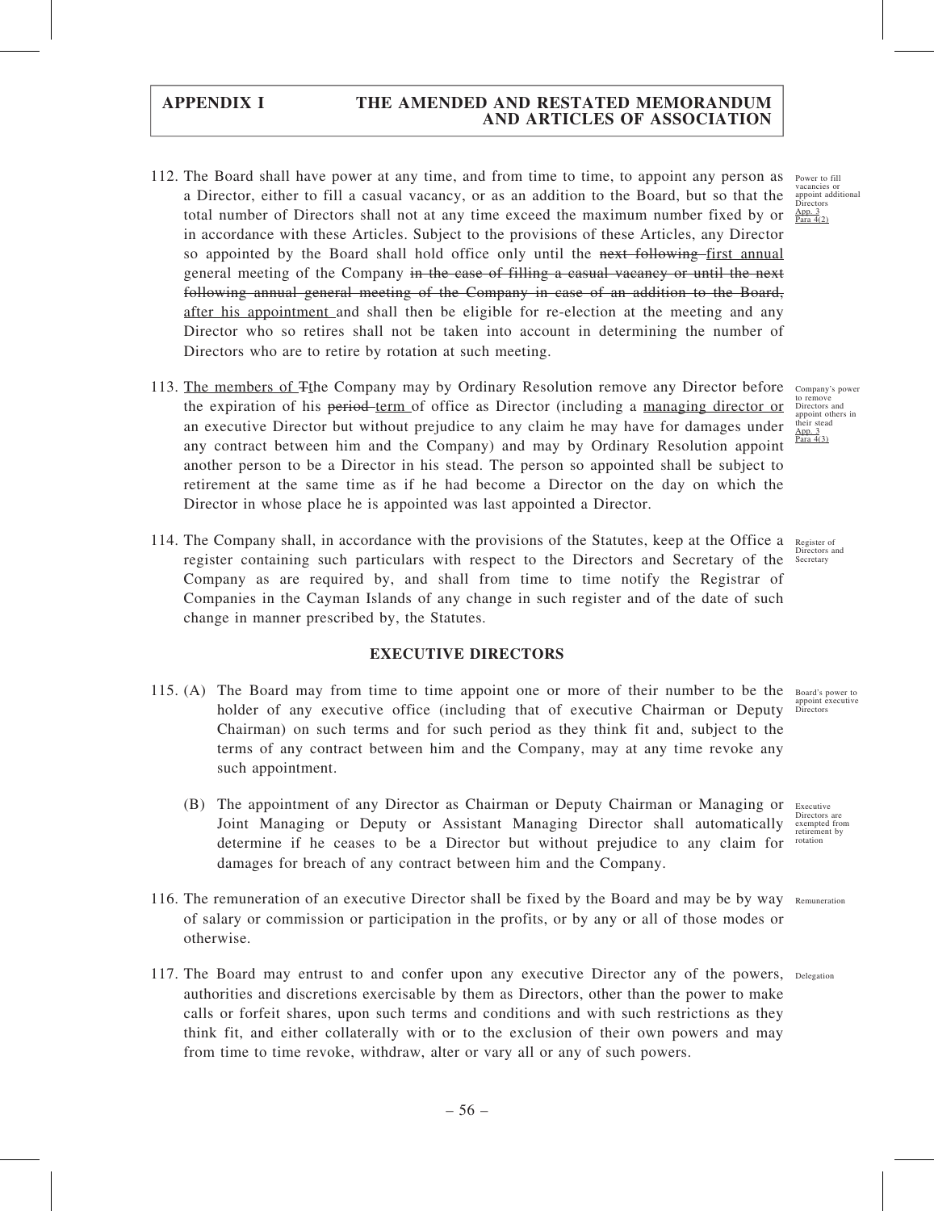112. The Board shall have power at any time, and from time to time, to appoint any person as a Director, either to fill a casual vacancy, or as an addition to the Board, but so that the total number of Directors shall not at any time exceed the maximum number fixed by or in accordance with these Articles. Subject to the provisions of these Articles, any Director so appointed by the Board shall hold office only until the ~~next following~~ first annual general meeting of the Company ~~in the case of filling a casual vacancy or until the next following annual general meeting of the Company in case of an addition to the Board,~~ after his appointment and shall then be eligible for re-election at the meeting and any Director who so retires shall not be taken into account in determining the number of Directors who are to retire by rotation at such meeting.

Power to fill vacancies or appoint additional Directors App. 3 Para 4(2)

113. The members of ~~T~~the Company may by Ordinary Resolution remove any Director before the expiration of his ~~period~~ term of office as Director (including a managing director or an executive Director but without prejudice to any claim he may have for damages under any contract between him and the Company) and may by Ordinary Resolution appoint another person to be a Director in his stead. The person so appointed shall be subject to retirement at the same time as if he had become a Director on the day on which the Director in whose place he is appointed was last appointed a Director.

Company's power to remove Directors and appoint others in their stead App. 3 Para 4(3)

114. The Company shall, in accordance with the provisions of the Statutes, keep at the Office a register containing such particulars with respect to the Directors and Secretary of the Company as are required by, and shall from time to time notify the Registrar of Companies in the Cayman Islands of any change in such register and of the date of such change in manner prescribed by, the Statutes.

Register of Directors and Secretary

## EXECUTIVE DIRECTORS

115. (A) The Board may from time to time appoint one or more of their number to be the holder of any executive office (including that of executive Chairman or Deputy Chairman) on such terms and for such period as they think fit and, subject to the terms of any contract between him and the Company, may at any time revoke any such appointment.

Board's power to appoint executive Directors

(B) The appointment of any Director as Chairman or Deputy Chairman or Managing or Joint Managing or Deputy or Assistant Managing Director shall automatically determine if he ceases to be a Director but without prejudice to any claim for damages for breach of any contract between him and the Company.

Executive Directors are exempted from retirement by rotation

116. The remuneration of an executive Director shall be fixed by the Board and may be by way of salary or commission or participation in the profits, or by any or all of those modes or otherwise.

Remuneration

117. The Board may entrust to and confer upon any executive Director any of the powers, authorities and discretions exercisable by them as Directors, other than the power to make calls or forfeit shares, upon such terms and conditions and with such restrictions as they think fit, and either collaterally with or to the exclusion of their own powers and may from time to time revoke, withdraw, alter or vary all or any of such powers.

Delegation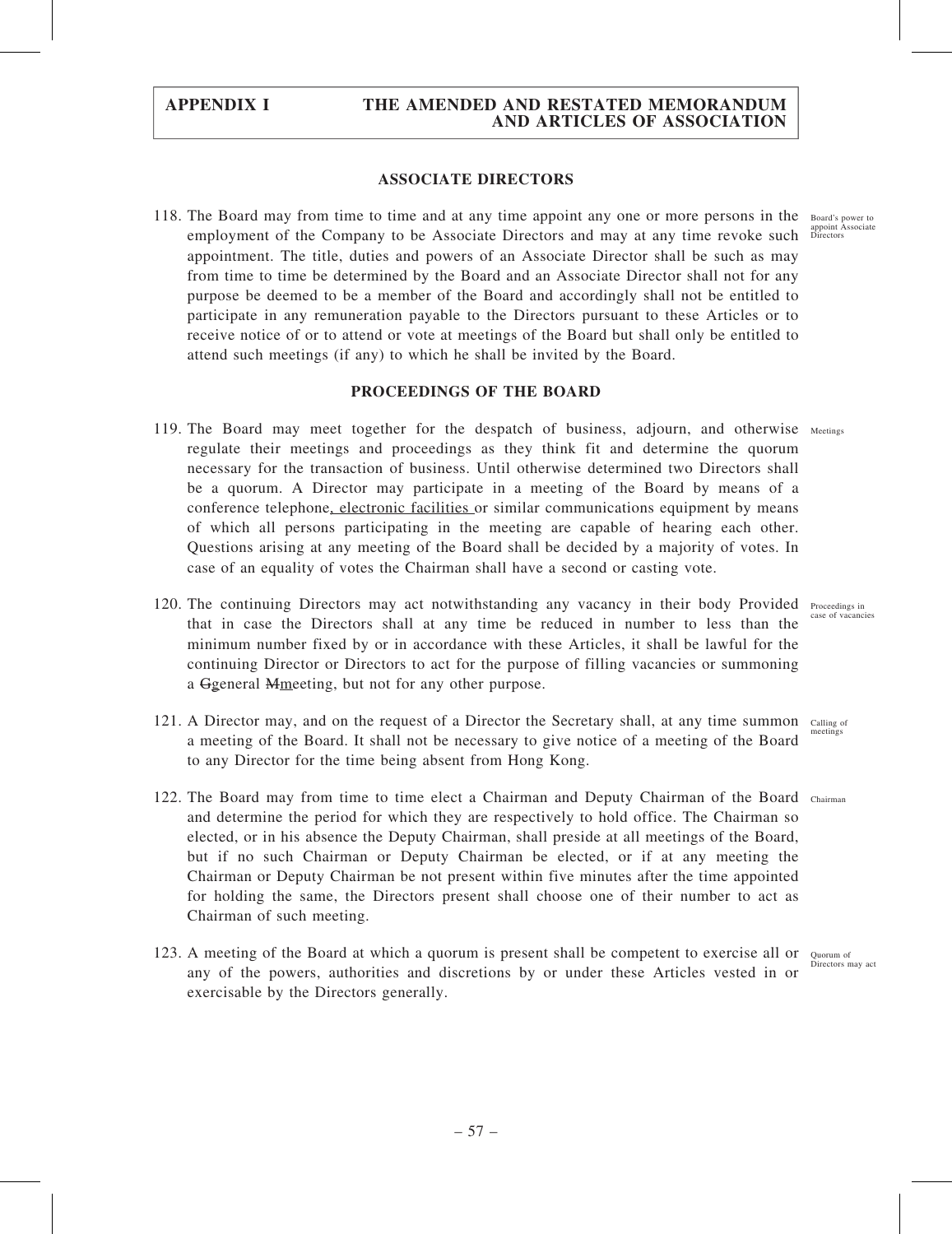## ASSOCIATE DIRECTORS

118. The Board may from time to time and at any time appoint any one or more persons in the employment of the Company to be Associate Directors and may at any time revoke such appointment. The title, duties and powers of an Associate Director shall be such as may from time to time be determined by the Board and an Associate Director shall not for any purpose be deemed to be a member of the Board and accordingly shall not be entitled to participate in any remuneration payable to the Directors pursuant to these Articles or to receive notice of or to attend or vote at meetings of the Board but shall only be entitled to attend such meetings (if any) to which he shall be invited by the Board.

Board's power to appoint Associate Directors

## PROCEEDINGS OF THE BOARD

119. The Board may meet together for the despatch of business, adjourn, and otherwise regulate their meetings and proceedings as they think fit and determine the quorum necessary for the transaction of business. Until otherwise determined two Directors shall be a quorum. A Director may participate in a meeting of the Board by means of a conference telephone, electronic facilities or similar communications equipment by means of which all persons participating in the meeting are capable of hearing each other. Questions arising at any meeting of the Board shall be decided by a majority of votes. In case of an equality of votes the Chairman shall have a second or casting vote.

Meetings

120. The continuing Directors may act notwithstanding any vacancy in their body Provided that in case the Directors shall at any time be reduced in number to less than the minimum number fixed by or in accordance with these Articles, it shall be lawful for the continuing Director or Directors to act for the purpose of filling vacancies or summoning a ~~G~~general ~~M~~meeting, but not for any other purpose.

Proceedings in case of vacancies

121. A Director may, and on the request of a Director the Secretary shall, at any time summon a meeting of the Board. It shall not be necessary to give notice of a meeting of the Board to any Director for the time being absent from Hong Kong.

Calling of meetings

122. The Board may from time to time elect a Chairman and Deputy Chairman of the Board and determine the period for which they are respectively to hold office. The Chairman so elected, or in his absence the Deputy Chairman, shall preside at all meetings of the Board, but if no such Chairman or Deputy Chairman be elected, or if at any meeting the Chairman or Deputy Chairman be not present within five minutes after the time appointed for holding the same, the Directors present shall choose one of their number to act as Chairman of such meeting.

Chairman

123. A meeting of the Board at which a quorum is present shall be competent to exercise all or any of the powers, authorities and discretions by or under these Articles vested in or exercisable by the Directors generally.

Quorum of Directors may act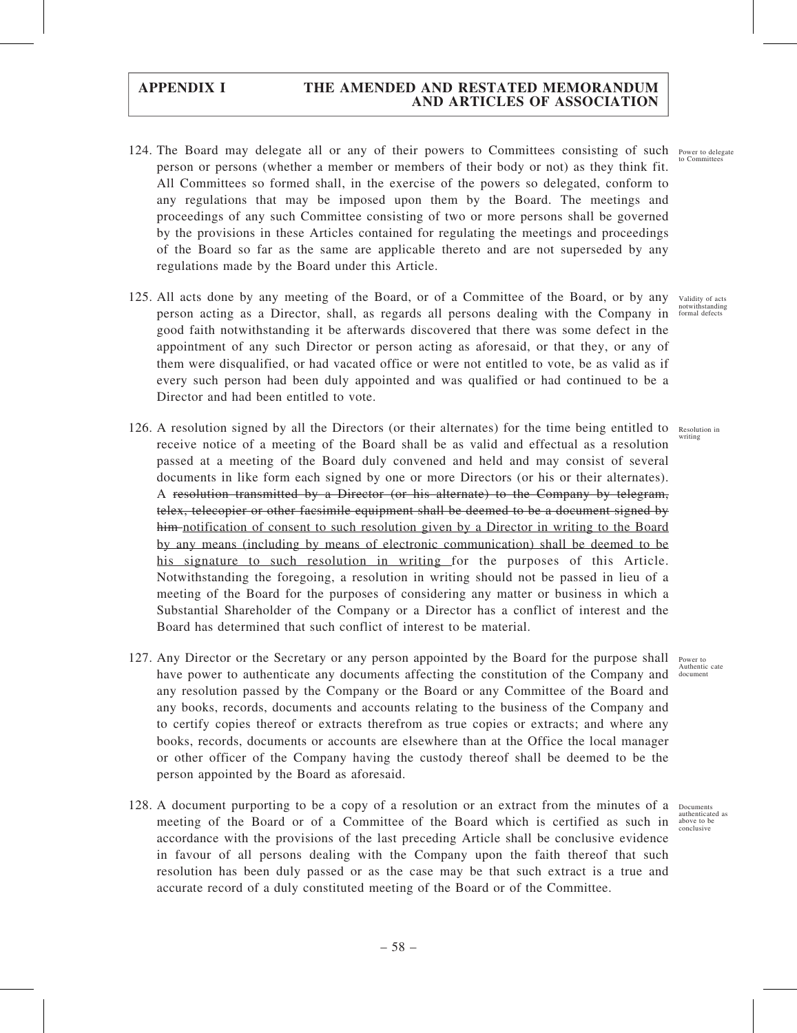124. The Board may delegate all or any of their powers to Committees consisting of such person or persons (whether a member or members of their body or not) as they think fit. All Committees so formed shall, in the exercise of the powers so delegated, conform to any regulations that may be imposed upon them by the Board. The meetings and proceedings of any such Committee consisting of two or more persons shall be governed by the provisions in these Articles contained for regulating the meetings and proceedings of the Board so far as the same are applicable thereto and are not superseded by any regulations made by the Board under this Article.

Power to delegate to Committees

125. All acts done by any meeting of the Board, or of a Committee of the Board, or by any person acting as a Director, shall, as regards all persons dealing with the Company in good faith notwithstanding it be afterwards discovered that there was some defect in the appointment of any such Director or person acting as aforesaid, or that they, or any of them were disqualified, or had vacated office or were not entitled to vote, be as valid as if every such person had been duly appointed and was qualified or had continued to be a Director and had been entitled to vote.

Validity of acts notwithstanding formal defects

126. A resolution signed by all the Directors (or their alternates) for the time being entitled to receive notice of a meeting of the Board shall be as valid and effectual as a resolution passed at a meeting of the Board duly convened and held and may consist of several documents in like form each signed by one or more Directors (or his or their alternates). A ~~resolution transmitted by a Director (or his alternate) to the Company by telegram, telex, telecopier or other facsimile equipment shall be deemed to be a document signed by him~~ notification of consent to such resolution given by a Director in writing to the Board by any means (including by means of electronic communication) shall be deemed to be his signature to such resolution in writing for the purposes of this Article. Notwithstanding the foregoing, a resolution in writing should not be passed in lieu of a meeting of the Board for the purposes of considering any matter or business in which a Substantial Shareholder of the Company or a Director has a conflict of interest and the Board has determined that such conflict of interest to be material.

Resolution in writing

127. Any Director or the Secretary or any person appointed by the Board for the purpose shall have power to authenticate any documents affecting the constitution of the Company and any resolution passed by the Company or the Board or any Committee of the Board and any books, records, documents and accounts relating to the business of the Company and to certify copies thereof or extracts therefrom as true copies or extracts; and where any books, records, documents or accounts are elsewhere than at the Office the local manager or other officer of the Company having the custody thereof shall be deemed to be the person appointed by the Board as aforesaid.

Power to Authentic cate document

128. A document purporting to be a copy of a resolution or an extract from the minutes of a meeting of the Board or of a Committee of the Board which is certified as such in accordance with the provisions of the last preceding Article shall be conclusive evidence in favour of all persons dealing with the Company upon the faith thereof that such resolution has been duly passed or as the case may be that such extract is a true and accurate record of a duly constituted meeting of the Board or of the Committee.

Documents authenticated as above to be conclusive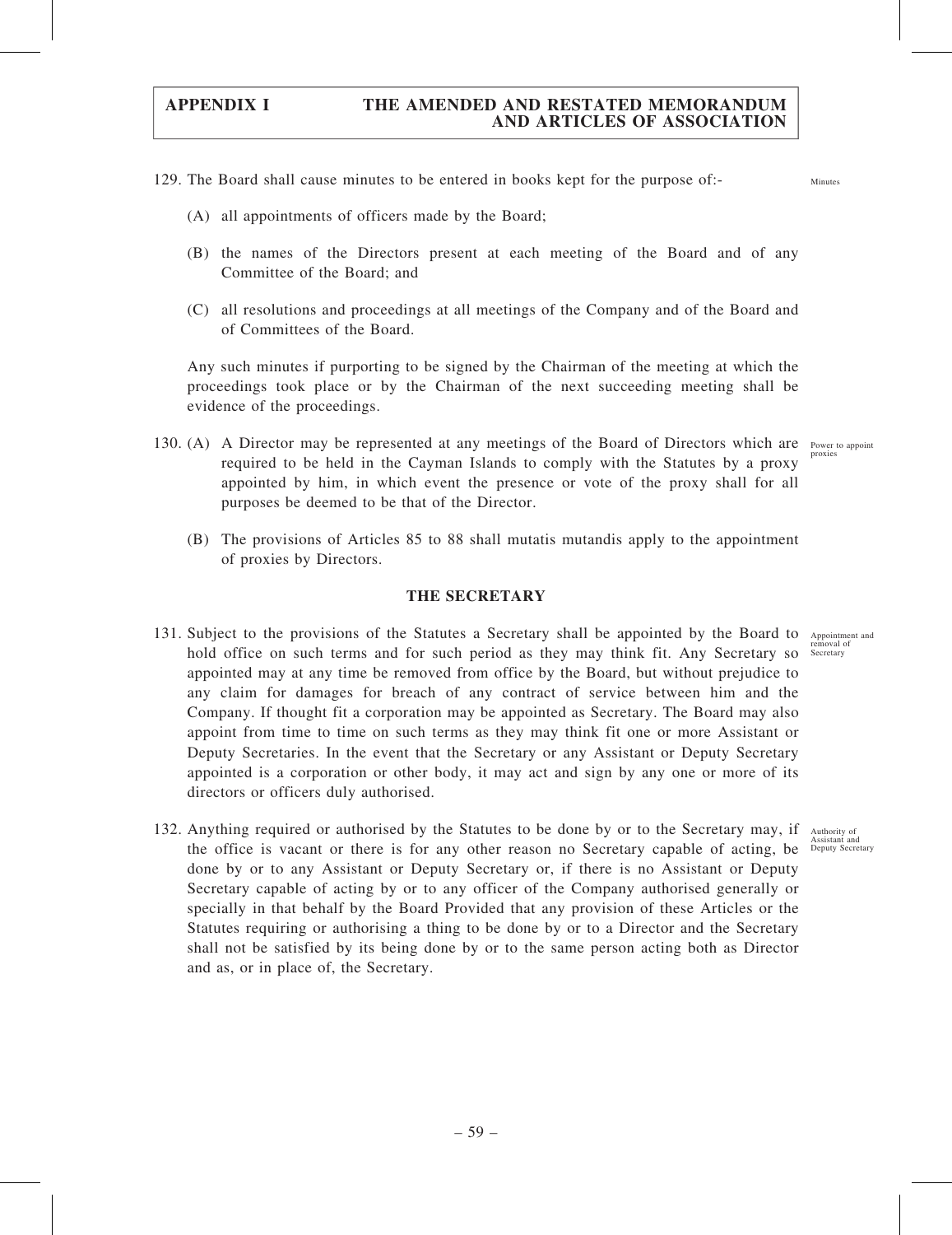129. The Board shall cause minutes to be entered in books kept for the purpose of:- Minutes

(A) all appointments of officers made by the Board;

(B) the names of the Directors present at each meeting of the Board and of any Committee of the Board; and

(C) all resolutions and proceedings at all meetings of the Company and of the Board and of Committees of the Board.

Any such minutes if purporting to be signed by the Chairman of the meeting at which the proceedings took place or by the Chairman of the next succeeding meeting shall be evidence of the proceedings.

130. (A) A Director may be represented at any meetings of the Board of Directors which are required to be held in the Cayman Islands to comply with the Statutes by a proxy appointed by him, in which event the presence or vote of the proxy shall for all purposes be deemed to be that of the Director. Power to appoint proxies

(B) The provisions of Articles 85 to 88 shall mutatis mutandis apply to the appointment of proxies by Directors.

## THE SECRETARY

131. Subject to the provisions of the Statutes a Secretary shall be appointed by the Board to hold office on such terms and for such period as they may think fit. Any Secretary so appointed may at any time be removed from office by the Board, but without prejudice to any claim for damages for breach of any contract of service between him and the Company. If thought fit a corporation may be appointed as Secretary. The Board may also appoint from time to time on such terms as they may think fit one or more Assistant or Deputy Secretaries. In the event that the Secretary or any Assistant or Deputy Secretary appointed is a corporation or other body, it may act and sign by any one or more of its directors or officers duly authorised. Appointment and removal of Secretary

132. Anything required or authorised by the Statutes to be done by or to the Secretary may, if the office is vacant or there is for any other reason no Secretary capable of acting, be done by or to any Assistant or Deputy Secretary or, if there is no Assistant or Deputy Secretary capable of acting by or to any officer of the Company authorised generally or specially in that behalf by the Board Provided that any provision of these Articles or the Statutes requiring or authorising a thing to be done by or to a Director and the Secretary shall not be satisfied by its being done by or to the same person acting both as Director and as, or in place of, the Secretary. Authority of Assistant and Deputy Secretary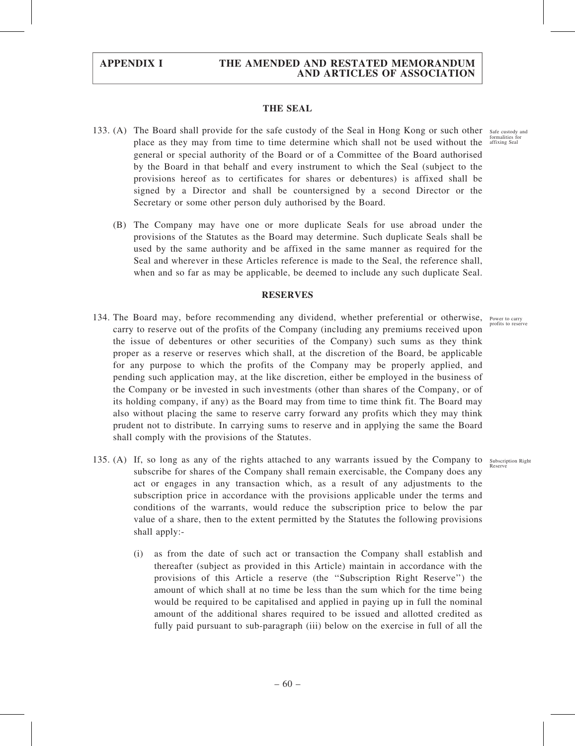## THE SEAL

133. (A) The Board shall provide for the safe custody of the Seal in Hong Kong or such other place as they may from time to time determine which shall not be used without the general or special authority of the Board or of a Committee of the Board authorised by the Board in that behalf and every instrument to which the Seal (subject to the provisions hereof as to certificates for shares or debentures) is affixed shall be signed by a Director and shall be countersigned by a second Director or the Secretary or some other person duly authorised by the Board.

Safe custody and formalities for affixing Seal

(B) The Company may have one or more duplicate Seals for use abroad under the provisions of the Statutes as the Board may determine. Such duplicate Seals shall be used by the same authority and be affixed in the same manner as required for the Seal and wherever in these Articles reference is made to the Seal, the reference shall, when and so far as may be applicable, be deemed to include any such duplicate Seal.

## RESERVES

134. The Board may, before recommending any dividend, whether preferential or otherwise, carry to reserve out of the profits of the Company (including any premiums received upon the issue of debentures or other securities of the Company) such sums as they think proper as a reserve or reserves which shall, at the discretion of the Board, be applicable for any purpose to which the profits of the Company may be properly applied, and pending such application may, at the like discretion, either be employed in the business of the Company or be invested in such investments (other than shares of the Company, or of its holding company, if any) as the Board may from time to time think fit. The Board may also without placing the same to reserve carry forward any profits which they may think prudent not to distribute. In carrying sums to reserve and in applying the same the Board shall comply with the provisions of the Statutes.

Power to carry profits to reserve

135. (A) If, so long as any of the rights attached to any warrants issued by the Company to subscribe for shares of the Company shall remain exercisable, the Company does any act or engages in any transaction which, as a result of any adjustments to the subscription price in accordance with the provisions applicable under the terms and conditions of the warrants, would reduce the subscription price to below the par value of a share, then to the extent permitted by the Statutes the following provisions shall apply:-

Subscription Right Reserve

(i) as from the date of such act or transaction the Company shall establish and thereafter (subject as provided in this Article) maintain in accordance with the provisions of this Article a reserve (the "Subscription Right Reserve") the amount of which shall at no time be less than the sum which for the time being would be required to be capitalised and applied in paying up in full the nominal amount of the additional shares required to be issued and allotted credited as fully paid pursuant to sub-paragraph (iii) below on the exercise in full of all the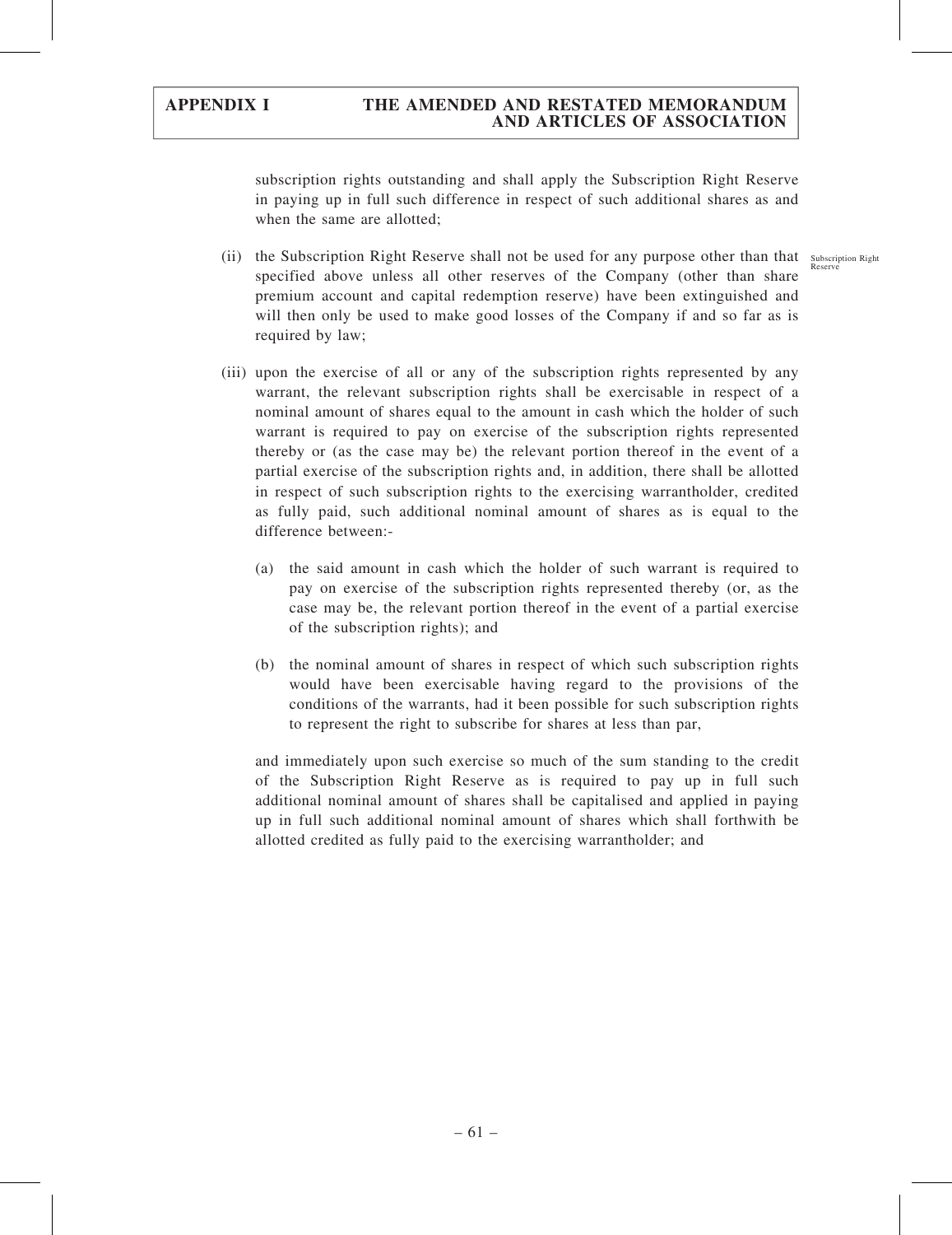subscription rights outstanding and shall apply the Subscription Right Reserve in paying up in full such difference in respect of such additional shares as and when the same are allotted;

(ii) the Subscription Right Reserve shall not be used for any purpose other than that specified above unless all other reserves of the Company (other than share premium account and capital redemption reserve) have been extinguished and will then only be used to make good losses of the Company if and so far as is required by law;

Subscription Right Reserve

(iii) upon the exercise of all or any of the subscription rights represented by any warrant, the relevant subscription rights shall be exercisable in respect of a nominal amount of shares equal to the amount in cash which the holder of such warrant is required to pay on exercise of the subscription rights represented thereby or (as the case may be) the relevant portion thereof in the event of a partial exercise of the subscription rights and, in addition, there shall be allotted in respect of such subscription rights to the exercising warrantholder, credited as fully paid, such additional nominal amount of shares as is equal to the difference between:-

(a) the said amount in cash which the holder of such warrant is required to pay on exercise of the subscription rights represented thereby (or, as the case may be, the relevant portion thereof in the event of a partial exercise of the subscription rights); and

(b) the nominal amount of shares in respect of which such subscription rights would have been exercisable having regard to the provisions of the conditions of the warrants, had it been possible for such subscription rights to represent the right to subscribe for shares at less than par,

and immediately upon such exercise so much of the sum standing to the credit of the Subscription Right Reserve as is required to pay up in full such additional nominal amount of shares shall be capitalised and applied in paying up in full such additional nominal amount of shares which shall forthwith be allotted credited as fully paid to the exercising warrantholder; and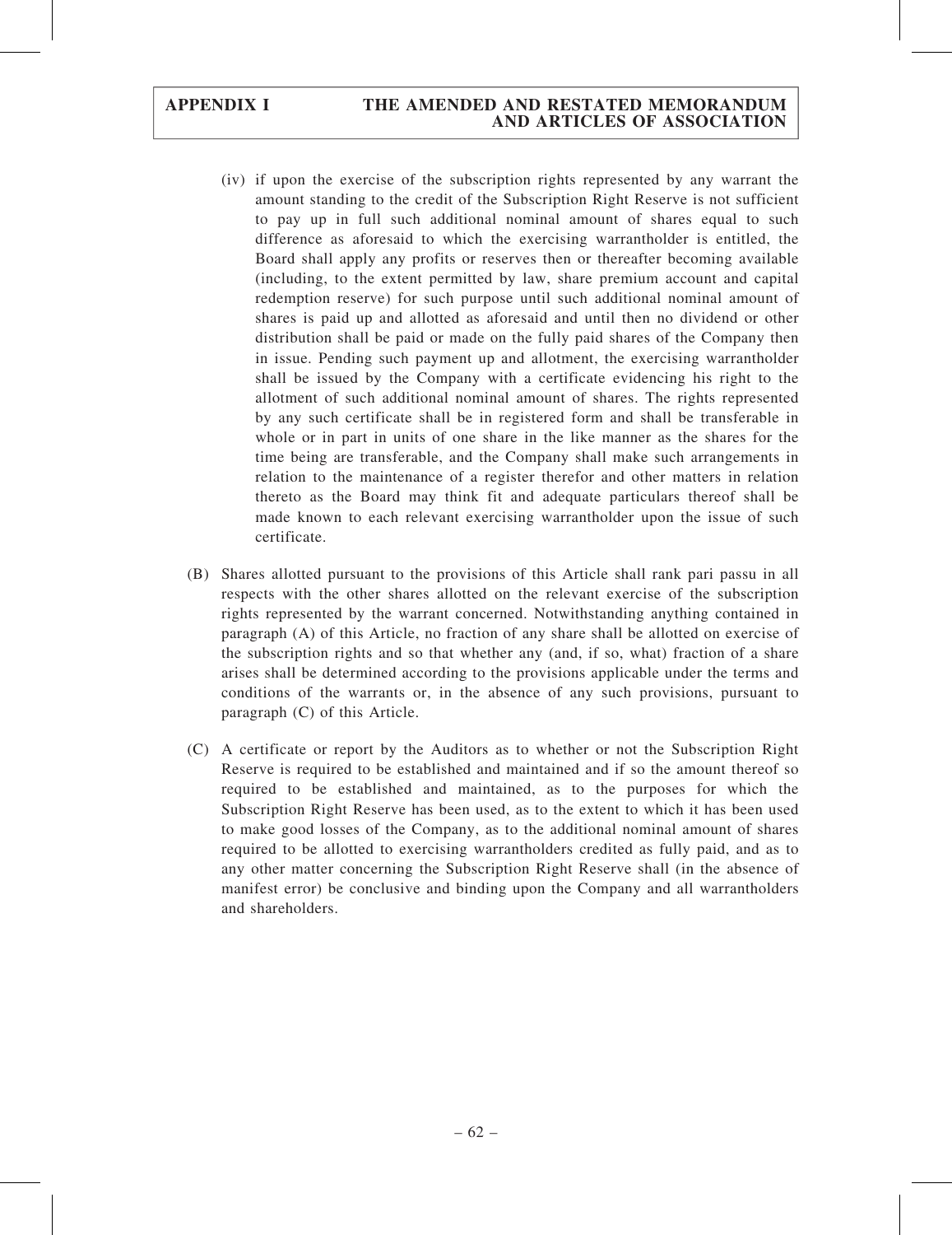(iv) if upon the exercise of the subscription rights represented by any warrant the amount standing to the credit of the Subscription Right Reserve is not sufficient to pay up in full such additional nominal amount of shares equal to such difference as aforesaid to which the exercising warrantholder is entitled, the Board shall apply any profits or reserves then or thereafter becoming available (including, to the extent permitted by law, share premium account and capital redemption reserve) for such purpose until such additional nominal amount of shares is paid up and allotted as aforesaid and until then no dividend or other distribution shall be paid or made on the fully paid shares of the Company then in issue. Pending such payment up and allotment, the exercising warrantholder shall be issued by the Company with a certificate evidencing his right to the allotment of such additional nominal amount of shares. The rights represented by any such certificate shall be in registered form and shall be transferable in whole or in part in units of one share in the like manner as the shares for the time being are transferable, and the Company shall make such arrangements in relation to the maintenance of a register therefor and other matters in relation thereto as the Board may think fit and adequate particulars thereof shall be made known to each relevant exercising warrantholder upon the issue of such certificate.

(B) Shares allotted pursuant to the provisions of this Article shall rank pari passu in all respects with the other shares allotted on the relevant exercise of the subscription rights represented by the warrant concerned. Notwithstanding anything contained in paragraph (A) of this Article, no fraction of any share shall be allotted on exercise of the subscription rights and so that whether any (and, if so, what) fraction of a share arises shall be determined according to the provisions applicable under the terms and conditions of the warrants or, in the absence of any such provisions, pursuant to paragraph (C) of this Article.

(C) A certificate or report by the Auditors as to whether or not the Subscription Right Reserve is required to be established and maintained and if so the amount thereof so required to be established and maintained, as to the purposes for which the Subscription Right Reserve has been used, as to the extent to which it has been used to make good losses of the Company, as to the additional nominal amount of shares required to be allotted to exercising warrantholders credited as fully paid, and as to any other matter concerning the Subscription Right Reserve shall (in the absence of manifest error) be conclusive and binding upon the Company and all warrantholders and shareholders.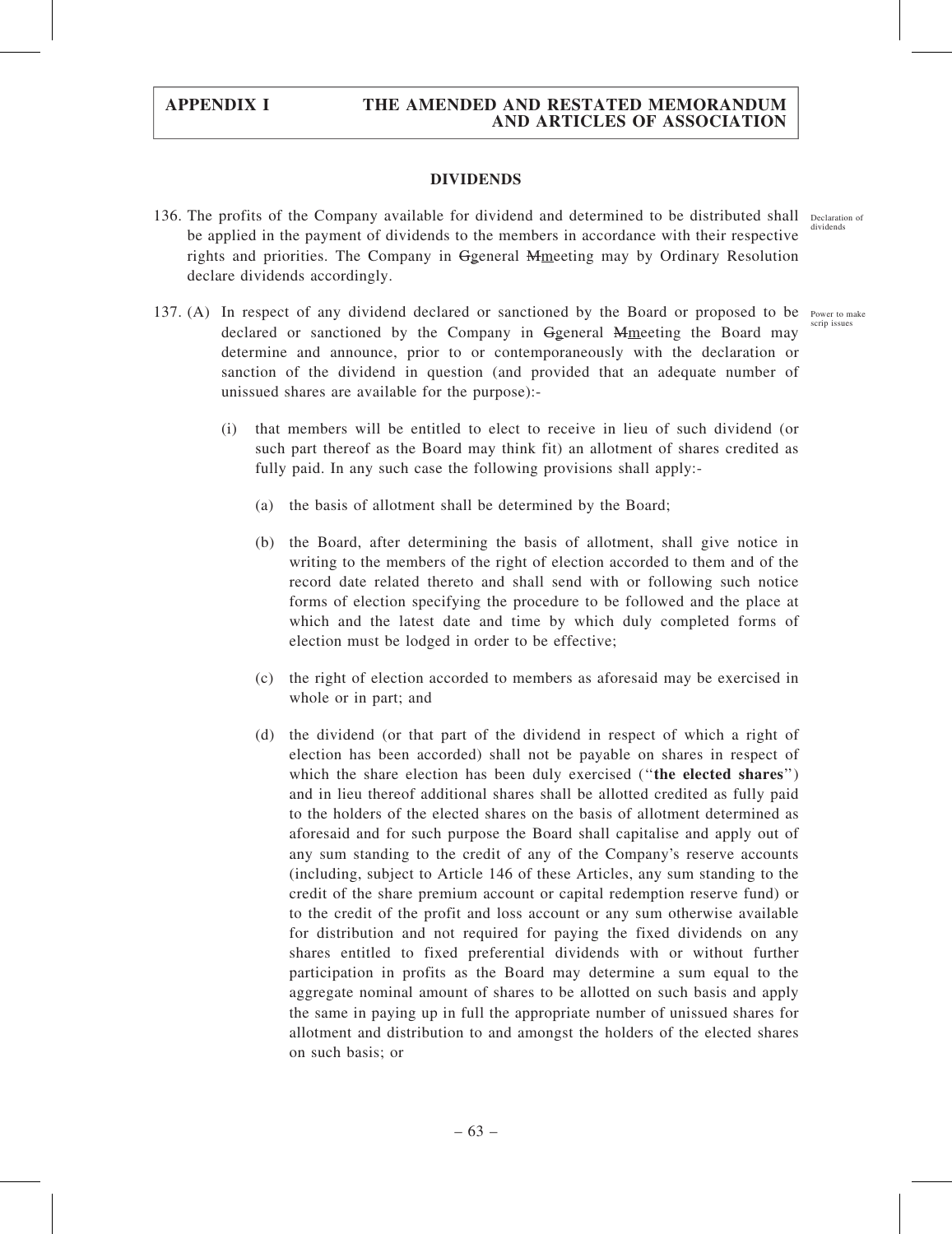## DIVIDENDS

136. The profits of the Company available for dividend and determined to be distributed shall be applied in the payment of dividends to the members in accordance with their respective rights and priorities. The Company in ~~G~~general ~~M~~meeting may by Ordinary Resolution declare dividends accordingly.

Declaration of dividends

137. (A) In respect of any dividend declared or sanctioned by the Board or proposed to be declared or sanctioned by the Company in ~~G~~general ~~M~~meeting the Board may determine and announce, prior to or contemporaneously with the declaration or sanction of the dividend in question (and provided that an adequate number of unissued shares are available for the purpose):-

Power to make scrip issues

(i) that members will be entitled to elect to receive in lieu of such dividend (or such part thereof as the Board may think fit) an allotment of shares credited as fully paid. In any such case the following provisions shall apply:-

(a) the basis of allotment shall be determined by the Board;

(b) the Board, after determining the basis of allotment, shall give notice in writing to the members of the right of election accorded to them and of the record date related thereto and shall send with or following such notice forms of election specifying the procedure to be followed and the place at which and the latest date and time by which duly completed forms of election must be lodged in order to be effective;

(c) the right of election accorded to members as aforesaid may be exercised in whole or in part; and

(d) the dividend (or that part of the dividend in respect of which a right of election has been accorded) shall not be payable on shares in respect of which the share election has been duly exercised ("**the elected shares**") and in lieu thereof additional shares shall be allotted credited as fully paid to the holders of the elected shares on the basis of allotment determined as aforesaid and for such purpose the Board shall capitalise and apply out of any sum standing to the credit of any of the Company's reserve accounts (including, subject to Article 146 of these Articles, any sum standing to the credit of the share premium account or capital redemption reserve fund) or to the credit of the profit and loss account or any sum otherwise available for distribution and not required for paying the fixed dividends on any shares entitled to fixed preferential dividends with or without further participation in profits as the Board may determine a sum equal to the aggregate nominal amount of shares to be allotted on such basis and apply the same in paying up in full the appropriate number of unissued shares for allotment and distribution to and amongst the holders of the elected shares on such basis; or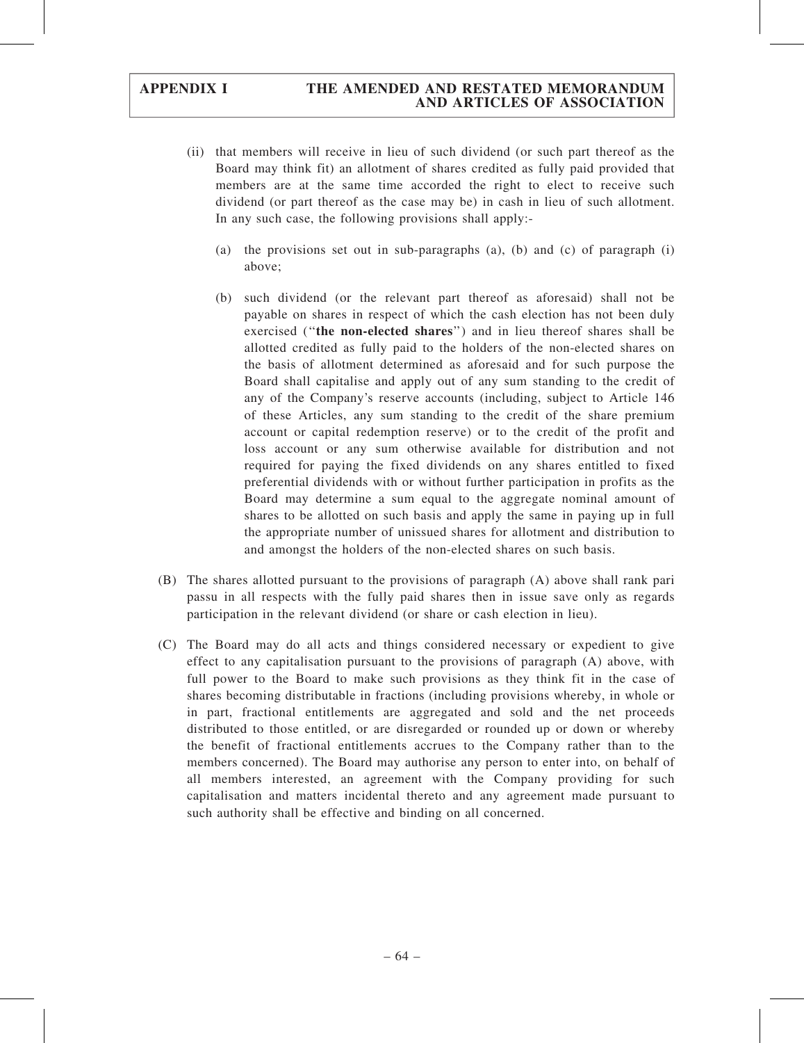(ii) that members will receive in lieu of such dividend (or such part thereof as the Board may think fit) an allotment of shares credited as fully paid provided that members are at the same time accorded the right to elect to receive such dividend (or part thereof as the case may be) in cash in lieu of such allotment. In any such case, the following provisions shall apply:-

(a) the provisions set out in sub-paragraphs (a), (b) and (c) of paragraph (i) above;

(b) such dividend (or the relevant part thereof as aforesaid) shall not be payable on shares in respect of which the cash election has not been duly exercised (''**the non-elected shares**'') and in lieu thereof shares shall be allotted credited as fully paid to the holders of the non-elected shares on the basis of allotment determined as aforesaid and for such purpose the Board shall capitalise and apply out of any sum standing to the credit of any of the Company's reserve accounts (including, subject to Article 146 of these Articles, any sum standing to the credit of the share premium account or capital redemption reserve) or to the credit of the profit and loss account or any sum otherwise available for distribution and not required for paying the fixed dividends on any shares entitled to fixed preferential dividends with or without further participation in profits as the Board may determine a sum equal to the aggregate nominal amount of shares to be allotted on such basis and apply the same in paying up in full the appropriate number of unissued shares for allotment and distribution to and amongst the holders of the non-elected shares on such basis.

(B) The shares allotted pursuant to the provisions of paragraph (A) above shall rank pari passu in all respects with the fully paid shares then in issue save only as regards participation in the relevant dividend (or share or cash election in lieu).

(C) The Board may do all acts and things considered necessary or expedient to give effect to any capitalisation pursuant to the provisions of paragraph (A) above, with full power to the Board to make such provisions as they think fit in the case of shares becoming distributable in fractions (including provisions whereby, in whole or in part, fractional entitlements are aggregated and sold and the net proceeds distributed to those entitled, or are disregarded or rounded up or down or whereby the benefit of fractional entitlements accrues to the Company rather than to the members concerned). The Board may authorise any person to enter into, on behalf of all members interested, an agreement with the Company providing for such capitalisation and matters incidental thereto and any agreement made pursuant to such authority shall be effective and binding on all concerned.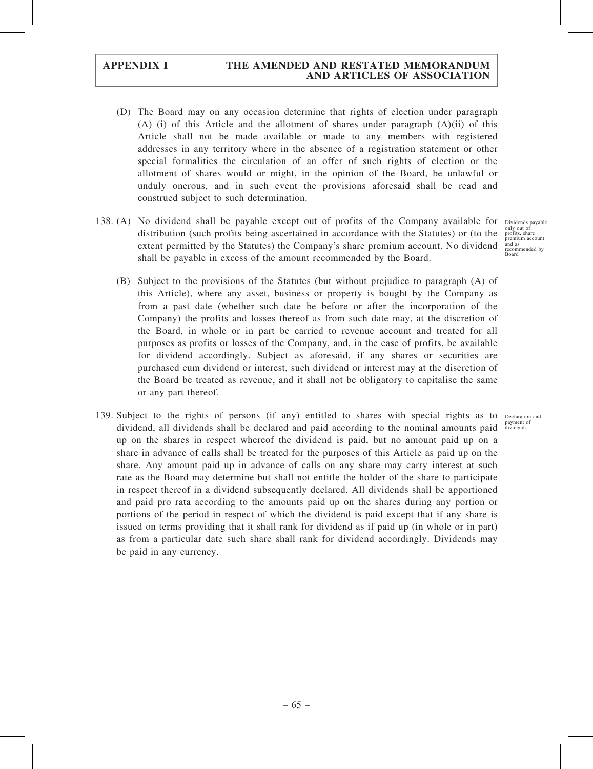(D) The Board may on any occasion determine that rights of election under paragraph (A) (i) of this Article and the allotment of shares under paragraph (A)(ii) of this Article shall not be made available or made to any members with registered addresses in any territory where in the absence of a registration statement or other special formalities the circulation of an offer of such rights of election or the allotment of shares would or might, in the opinion of the Board, be unlawful or unduly onerous, and in such event the provisions aforesaid shall be read and construed subject to such determination.

*Dividends payable only out of profits, share premium account and as recommended by Board*

138. (A) No dividend shall be payable except out of profits of the Company available for distribution (such profits being ascertained in accordance with the Statutes) or (to the extent permitted by the Statutes) the Company's share premium account. No dividend shall be payable in excess of the amount recommended by the Board.

(B) Subject to the provisions of the Statutes (but without prejudice to paragraph (A) of this Article), where any asset, business or property is bought by the Company as from a past date (whether such date be before or after the incorporation of the Company) the profits and losses thereof as from such date may, at the discretion of the Board, in whole or in part be carried to revenue account and treated for all purposes as profits or losses of the Company, and, in the case of profits, be available for dividend accordingly. Subject as aforesaid, if any shares or securities are purchased cum dividend or interest, such dividend or interest may at the discretion of the Board be treated as revenue, and it shall not be obligatory to capitalise the same or any part thereof.

*Declaration and payment of dividends*

139. Subject to the rights of persons (if any) entitled to shares with special rights as to dividend, all dividends shall be declared and paid according to the nominal amounts paid up on the shares in respect whereof the dividend is paid, but no amount paid up on a share in advance of calls shall be treated for the purposes of this Article as paid up on the share. Any amount paid up in advance of calls on any share may carry interest at such rate as the Board may determine but shall not entitle the holder of the share to participate in respect thereof in a dividend subsequently declared. All dividends shall be apportioned and paid pro rata according to the amounts paid up on the shares during any portion or portions of the period in respect of which the dividend is paid except that if any share is issued on terms providing that it shall rank for dividend as if paid up (in whole or in part) as from a particular date such share shall rank for dividend accordingly. Dividends may be paid in any currency.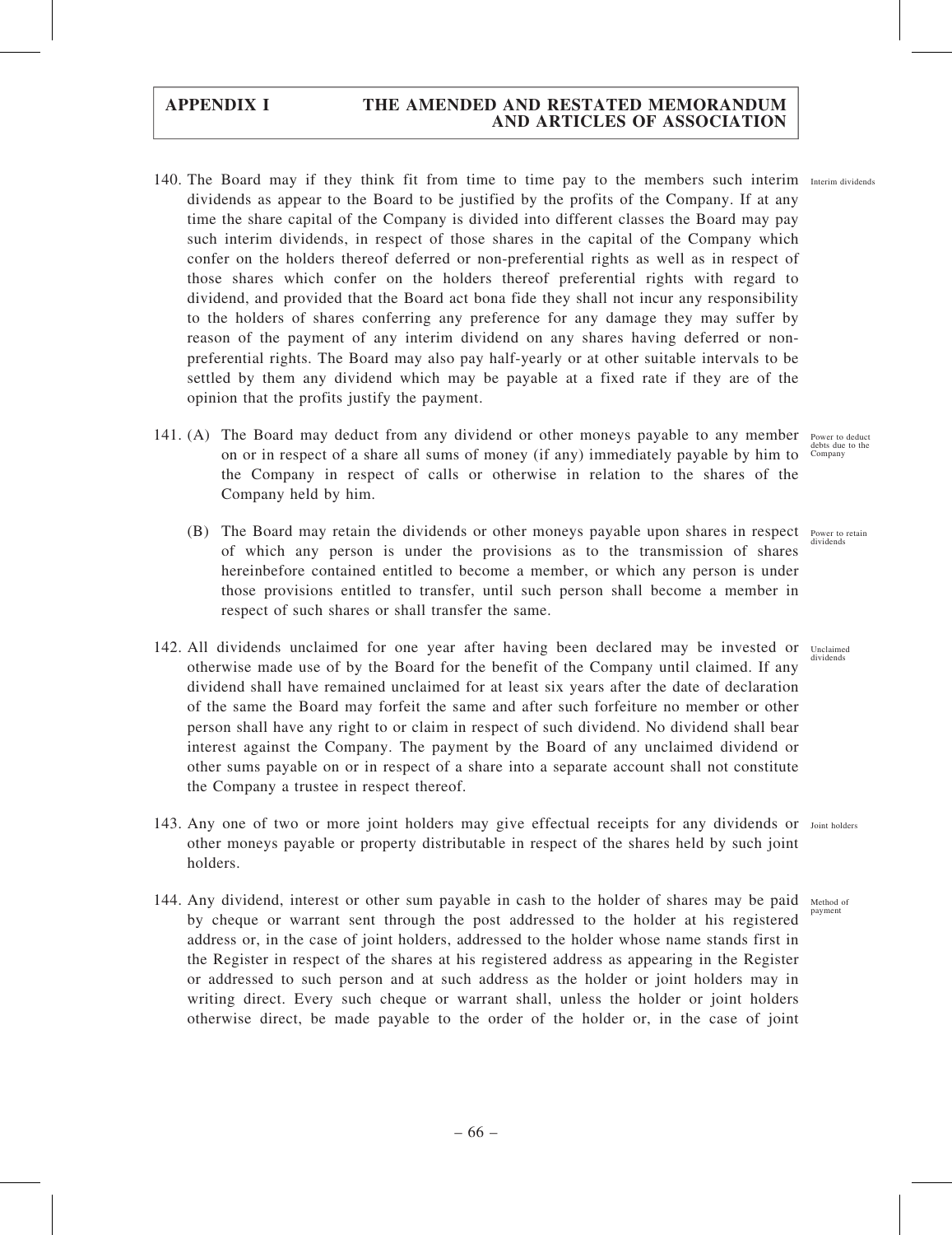140. The Board may if they think fit from time to time pay to the members such interim dividends as appear to the Board to be justified by the profits of the Company. If at any time the share capital of the Company is divided into different classes the Board may pay such interim dividends, in respect of those shares in the capital of the Company which confer on the holders thereof deferred or non-preferential rights as well as in respect of those shares which confer on the holders thereof preferential rights with regard to dividend, and provided that the Board act bona fide they shall not incur any responsibility to the holders of shares conferring any preference for any damage they may suffer by reason of the payment of any interim dividend on any shares having deferred or non-preferential rights. The Board may also pay half-yearly or at other suitable intervals to be settled by them any dividend which may be payable at a fixed rate if they are of the opinion that the profits justify the payment.

Interim dividends

141. (A) The Board may deduct from any dividend or other moneys payable to any member on or in respect of a share all sums of money (if any) immediately payable by him to the Company in respect of calls or otherwise in relation to the shares of the Company held by him.

Power to deduct debts due to the Company

(B) The Board may retain the dividends or other moneys payable upon shares in respect of which any person is under the provisions as to the transmission of shares hereinbefore contained entitled to become a member, or which any person is under those provisions entitled to transfer, until such person shall become a member in respect of such shares or shall transfer the same.

Power to retain dividends

142. All dividends unclaimed for one year after having been declared may be invested or otherwise made use of by the Board for the benefit of the Company until claimed. If any dividend shall have remained unclaimed for at least six years after the date of declaration of the same the Board may forfeit the same and after such forfeiture no member or other person shall have any right to or claim in respect of such dividend. No dividend shall bear interest against the Company. The payment by the Board of any unclaimed dividend or other sums payable on or in respect of a share into a separate account shall not constitute the Company a trustee in respect thereof.

Unclaimed dividends

143. Any one of two or more joint holders may give effectual receipts for any dividends or other moneys payable or property distributable in respect of the shares held by such joint holders.

Joint holders

144. Any dividend, interest or other sum payable in cash to the holder of shares may be paid by cheque or warrant sent through the post addressed to the holder at his registered address or, in the case of joint holders, addressed to the holder whose name stands first in the Register in respect of the shares at his registered address as appearing in the Register or addressed to such person and at such address as the holder or joint holders may in writing direct. Every such cheque or warrant shall, unless the holder or joint holders otherwise direct, be made payable to the order of the holder or, in the case of joint

Method of payment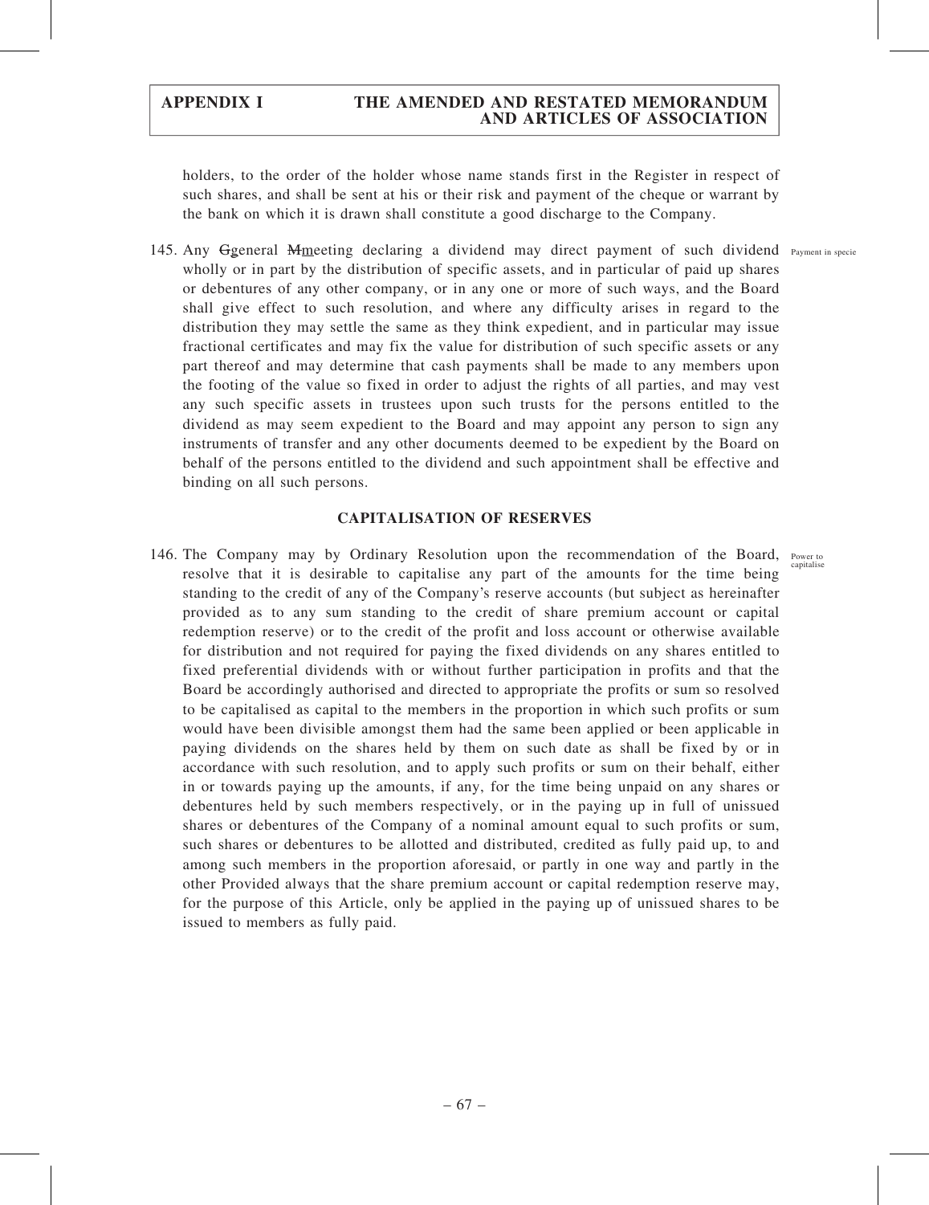holders, to the order of the holder whose name stands first in the Register in respect of such shares, and shall be sent at his or their risk and payment of the cheque or warrant by the bank on which it is drawn shall constitute a good discharge to the Company.

145. Any ~~G~~general ~~M~~meeting declaring a dividend may direct payment of such dividend wholly or in part by the distribution of specific assets, and in particular of paid up shares or debentures of any other company, or in any one or more of such ways, and the Board shall give effect to such resolution, and where any difficulty arises in regard to the distribution they may settle the same as they think expedient, and in particular may issue fractional certificates and may fix the value for distribution of such specific assets or any part thereof and may determine that cash payments shall be made to any members upon the footing of the value so fixed in order to adjust the rights of all parties, and may vest any such specific assets in trustees upon such trusts for the persons entitled to the dividend as may seem expedient to the Board and may appoint any person to sign any instruments of transfer and any other documents deemed to be expedient by the Board on behalf of the persons entitled to the dividend and such appointment shall be effective and binding on all such persons.

Payment in specie

## CAPITALISATION OF RESERVES

146. The Company may by Ordinary Resolution upon the recommendation of the Board, resolve that it is desirable to capitalise any part of the amounts for the time being standing to the credit of any of the Company's reserve accounts (but subject as hereinafter provided as to any sum standing to the credit of share premium account or capital redemption reserve) or to the credit of the profit and loss account or otherwise available for distribution and not required for paying the fixed dividends on any shares entitled to fixed preferential dividends with or without further participation in profits and that the Board be accordingly authorised and directed to appropriate the profits or sum so resolved to be capitalised as capital to the members in the proportion in which such profits or sum would have been divisible amongst them had the same been applied or been applicable in paying dividends on the shares held by them on such date as shall be fixed by or in accordance with such resolution, and to apply such profits or sum on their behalf, either in or towards paying up the amounts, if any, for the time being unpaid on any shares or debentures held by such members respectively, or in the paying up in full of unissued shares or debentures of the Company of a nominal amount equal to such profits or sum, such shares or debentures to be allotted and distributed, credited as fully paid up, to and among such members in the proportion aforesaid, or partly in one way and partly in the other Provided always that the share premium account or capital redemption reserve may, for the purpose of this Article, only be applied in the paying up of unissued shares to be issued to members as fully paid.

Power to capitalise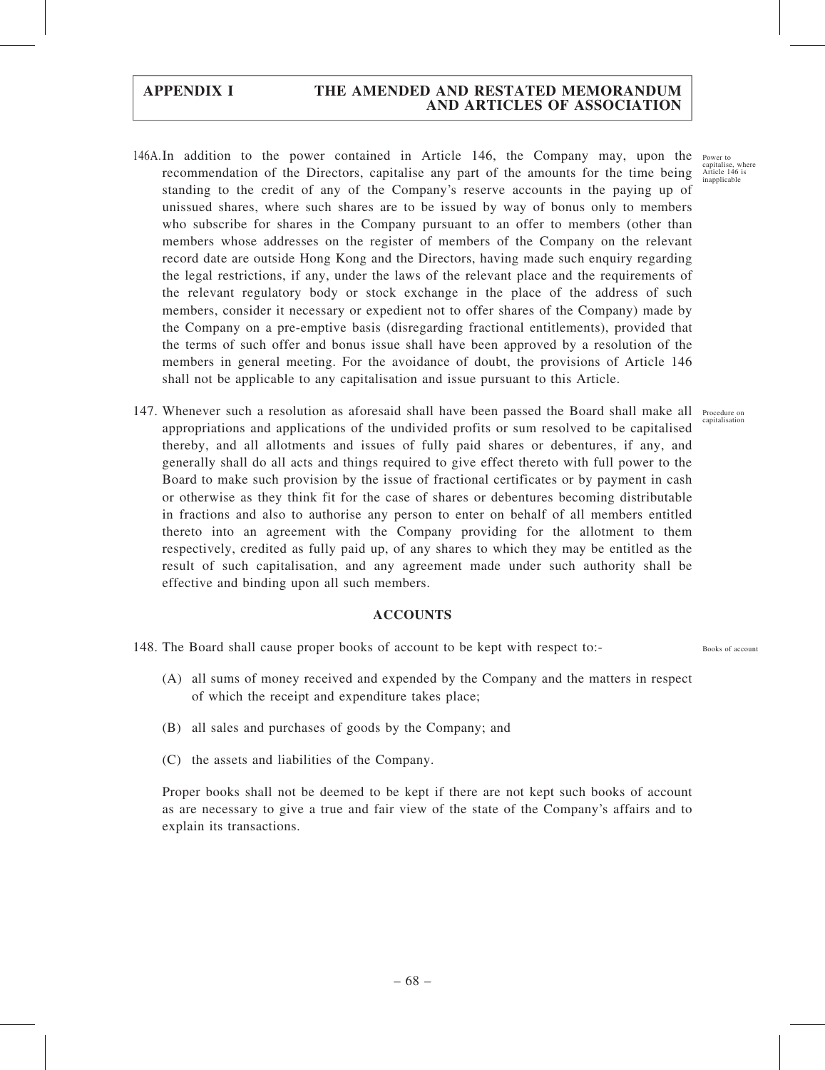146A. In addition to the power contained in Article 146, the Company may, upon the recommendation of the Directors, capitalise any part of the amounts for the time being standing to the credit of any of the Company's reserve accounts in the paying up of unissued shares, where such shares are to be issued by way of bonus only to members who subscribe for shares in the Company pursuant to an offer to members (other than members whose addresses on the register of members of the Company on the relevant record date are outside Hong Kong and the Directors, having made such enquiry regarding the legal restrictions, if any, under the laws of the relevant place and the requirements of the relevant regulatory body or stock exchange in the place of the address of such members, consider it necessary or expedient not to offer shares of the Company) made by the Company on a pre-emptive basis (disregarding fractional entitlements), provided that the terms of such offer and bonus issue shall have been approved by a resolution of the members in general meeting. For the avoidance of doubt, the provisions of Article 146 shall not be applicable to any capitalisation and issue pursuant to this Article.

*Power to capitalise, where Article 146 is inapplicable*

147. Whenever such a resolution as aforesaid shall have been passed the Board shall make all appropriations and applications of the undivided profits or sum resolved to be capitalised thereby, and all allotments and issues of fully paid shares or debentures, if any, and generally shall do all acts and things required to give effect thereto with full power to the Board to make such provision by the issue of fractional certificates or by payment in cash or otherwise as they think fit for the case of shares or debentures becoming distributable in fractions and also to authorise any person to enter on behalf of all members entitled thereto into an agreement with the Company providing for the allotment to them respectively, credited as fully paid up, of any shares to which they may be entitled as the result of such capitalisation, and any agreement made under such authority shall be effective and binding upon all such members.

*Procedure on capitalisation*

## ACCOUNTS

148. The Board shall cause proper books of account to be kept with respect to:-

*Books of account*

(A) all sums of money received and expended by the Company and the matters in respect of which the receipt and expenditure takes place;

(B) all sales and purchases of goods by the Company; and

(C) the assets and liabilities of the Company.

Proper books shall not be deemed to be kept if there are not kept such books of account as are necessary to give a true and fair view of the state of the Company's affairs and to explain its transactions.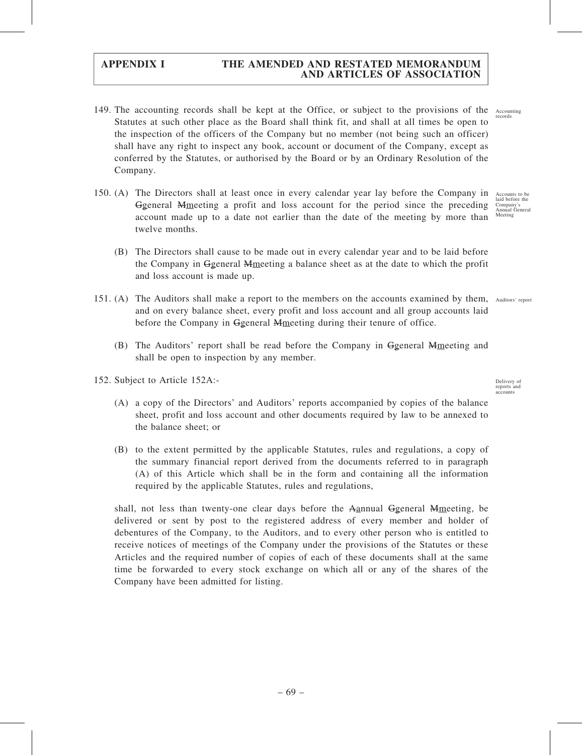149. The accounting records shall be kept at the Office, or subject to the provisions of the Statutes at such other place as the Board shall think fit, and shall at all times be open to the inspection of the officers of the Company but no member (not being such an officer) shall have any right to inspect any book, account or document of the Company, except as conferred by the Statutes, or authorised by the Board or by an Ordinary Resolution of the Company.

Accounting records

150. (A) The Directors shall at least once in every calendar year lay before the Company in ~~G~~general ~~M~~meeting a profit and loss account for the period since the preceding account made up to a date not earlier than the date of the meeting by more than twelve months.

Accounts to be laid before the Company's Annual General Meeting

(B) The Directors shall cause to be made out in every calendar year and to be laid before the Company in ~~G~~general ~~M~~meeting a balance sheet as at the date to which the profit and loss account is made up.

151. (A) The Auditors shall make a report to the members on the accounts examined by them, and on every balance sheet, every profit and loss account and all group accounts laid before the Company in ~~G~~general ~~M~~meeting during their tenure of office.

Auditors' report

(B) The Auditors' report shall be read before the Company in ~~G~~general ~~M~~meeting and shall be open to inspection by any member.

152. Subject to Article 152A:-

Delivery of reports and accounts

(A) a copy of the Directors' and Auditors' reports accompanied by copies of the balance sheet, profit and loss account and other documents required by law to be annexed to the balance sheet; or

(B) to the extent permitted by the applicable Statutes, rules and regulations, a copy of the summary financial report derived from the documents referred to in paragraph (A) of this Article which shall be in the form and containing all the information required by the applicable Statutes, rules and regulations,

shall, not less than twenty-one clear days before the ~~A~~annual ~~G~~general ~~M~~meeting, be delivered or sent by post to the registered address of every member and holder of debentures of the Company, to the Auditors, and to every other person who is entitled to receive notices of meetings of the Company under the provisions of the Statutes or these Articles and the required number of copies of each of these documents shall at the same time be forwarded to every stock exchange on which all or any of the shares of the Company have been admitted for listing.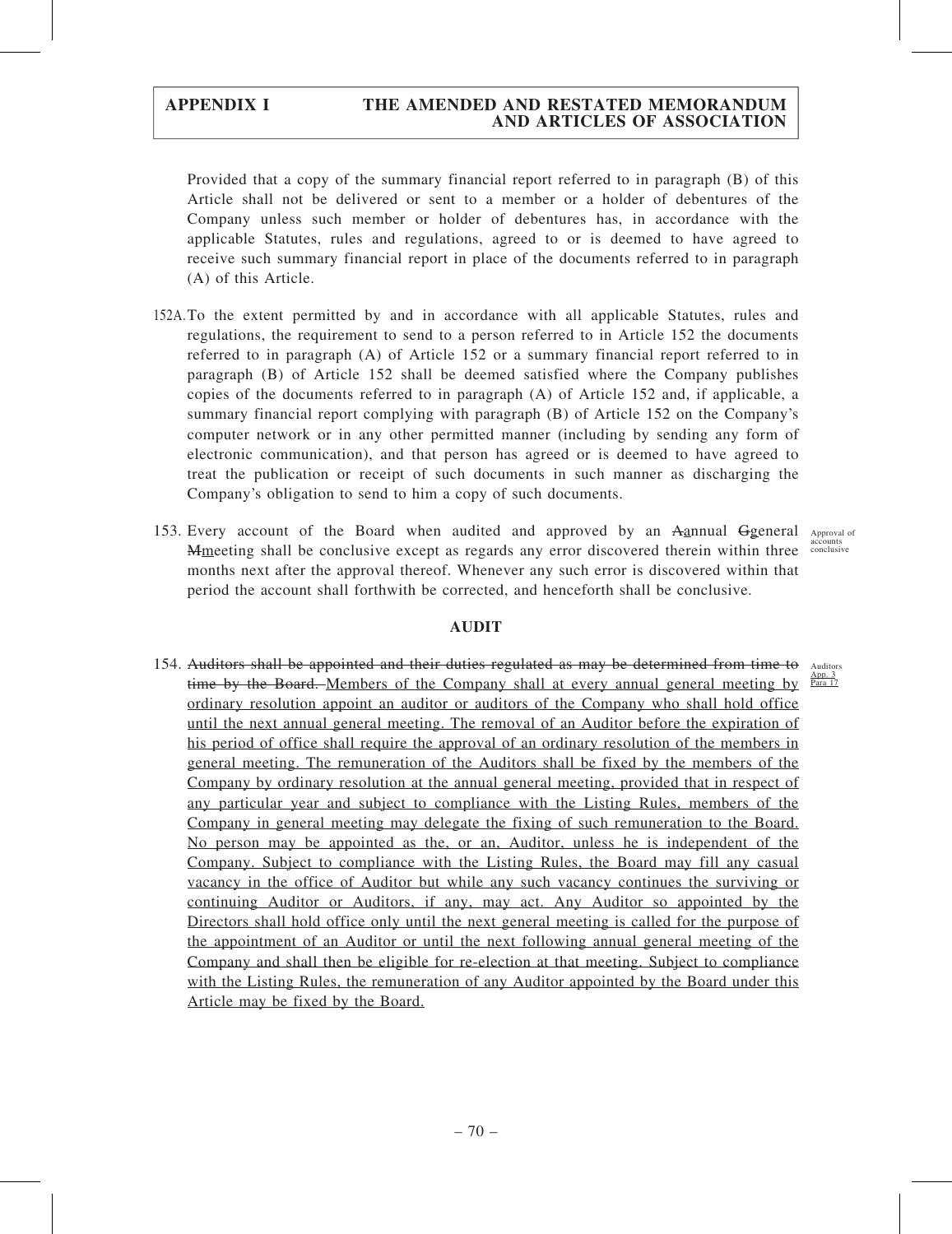Provided that a copy of the summary financial report referred to in paragraph (B) of this Article shall not be delivered or sent to a member or a holder of debentures of the Company unless such member or holder of debentures has, in accordance with the applicable Statutes, rules and regulations, agreed to or is deemed to have agreed to receive such summary financial report in place of the documents referred to in paragraph (A) of this Article.

152A. To the extent permitted by and in accordance with all applicable Statutes, rules and regulations, the requirement to send to a person referred to in Article 152 the documents referred to in paragraph (A) of Article 152 or a summary financial report referred to in paragraph (B) of Article 152 shall be deemed satisfied where the Company publishes copies of the documents referred to in paragraph (A) of Article 152 and, if applicable, a summary financial report complying with paragraph (B) of Article 152 on the Company's computer network or in any other permitted manner (including by sending any form of electronic communication), and that person has agreed or is deemed to have agreed to treat the publication or receipt of such documents in such manner as discharging the Company's obligation to send to him a copy of such documents.

153. Every account of the Board when audited and approved by an ~~A~~annual ~~G~~general ~~M~~meeting shall be conclusive except as regards any error discovered therein within three months next after the approval thereof. Whenever any such error is discovered within that period the account shall forthwith be corrected, and henceforth shall be conclusive. *Approval of accounts conclusive*

## AUDIT

154. ~~Auditors shall be appointed and their duties regulated as may be determined from time to time by the Board.~~ Members of the Company shall at every annual general meeting by ordinary resolution appoint an auditor or auditors of the Company who shall hold office until the next annual general meeting. The removal of an Auditor before the expiration of his period of office shall require the approval of an ordinary resolution of the members in general meeting. The remuneration of the Auditors shall be fixed by the members of the Company by ordinary resolution at the annual general meeting, provided that in respect of any particular year and subject to compliance with the Listing Rules, members of the Company in general meeting may delegate the fixing of such remuneration to the Board. No person may be appointed as the, or an, Auditor, unless he is independent of the Company. Subject to compliance with the Listing Rules, the Board may fill any casual vacancy in the office of Auditor but while any such vacancy continues the surviving or continuing Auditor or Auditors, if any, may act. Any Auditor so appointed by the Directors shall hold office only until the next general meeting is called for the purpose of the appointment of an Auditor or until the next following annual general meeting of the Company and shall then be eligible for re-election at that meeting. Subject to compliance with the Listing Rules, the remuneration of any Auditor appointed by the Board under this Article may be fixed by the Board. *Auditors App. 3 Para 17*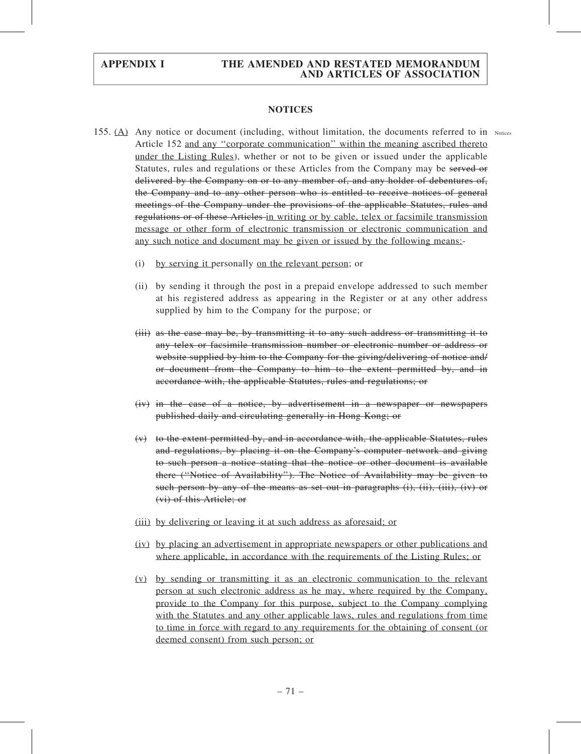## NOTICES

155. <u>(A)</u> Any notice or document (including, without limitation, the documents referred to in Article 152 <u>and any "corporate communication" within the meaning ascribed thereto under the Listing Rules</u>), whether or not to be given or issued under the applicable Statutes, rules and regulations or these Articles from the Company may be ~~served or delivered by the Company on or to any member of, and any holder of debentures of, the Company and to any other person who is entitled to receive notices of general meetings of the Company under the provisions of the applicable Statutes, rules and regulations or of these Articles~~ <u>in writing or by cable, telex or facsimile transmission message or other form of electronic transmission or electronic communication and any such notice and document may be given or issued by the following means:</u>-

(i) <u>by serving it</u> personally <u>on the relevant person</u>; or

(ii) by sending it through the post in a prepaid envelope addressed to such member at his registered address as appearing in the Register or at any other address supplied by him to the Company for the purpose; or

~~(iii) as the case may be, by transmitting it to any such address or transmitting it to any telex or facsimile transmission number or electronic number or address or website supplied by him to the Company for the giving/delivering of notice and/or document from the Company to him to the extent permitted by, and in accordance with, the applicable Statutes, rules and regulations; or~~

~~(iv) in the case of a notice, by advertisement in a newspaper or newspapers published daily and circulating generally in Hong Kong; or~~

~~(v) to the extent permitted by, and in accordance with, the applicable Statutes, rules and regulations, by placing it on the Company's computer network and giving to such person a notice stating that the notice or other document is available there ("Notice of Availability"). The Notice of Availability may be given to such person by any of the means as set out in paragraphs (i), (ii), (iii), (iv) or (vi) of this Article; or~~

<u>(iii) by delivering or leaving it at such address as aforesaid; or</u>

<u>(iv) by placing an advertisement in appropriate newspapers or other publications and where applicable, in accordance with the requirements of the Listing Rules; or</u>

<u>(v) by sending or transmitting it as an electronic communication to the relevant person at such electronic address as he may, where required by the Company, provide to the Company for this purpose, subject to the Company complying with the Statutes and any other applicable laws, rules and regulations from time to time in force with regard to any requirements for the obtaining of consent (or deemed consent) from such person; or</u>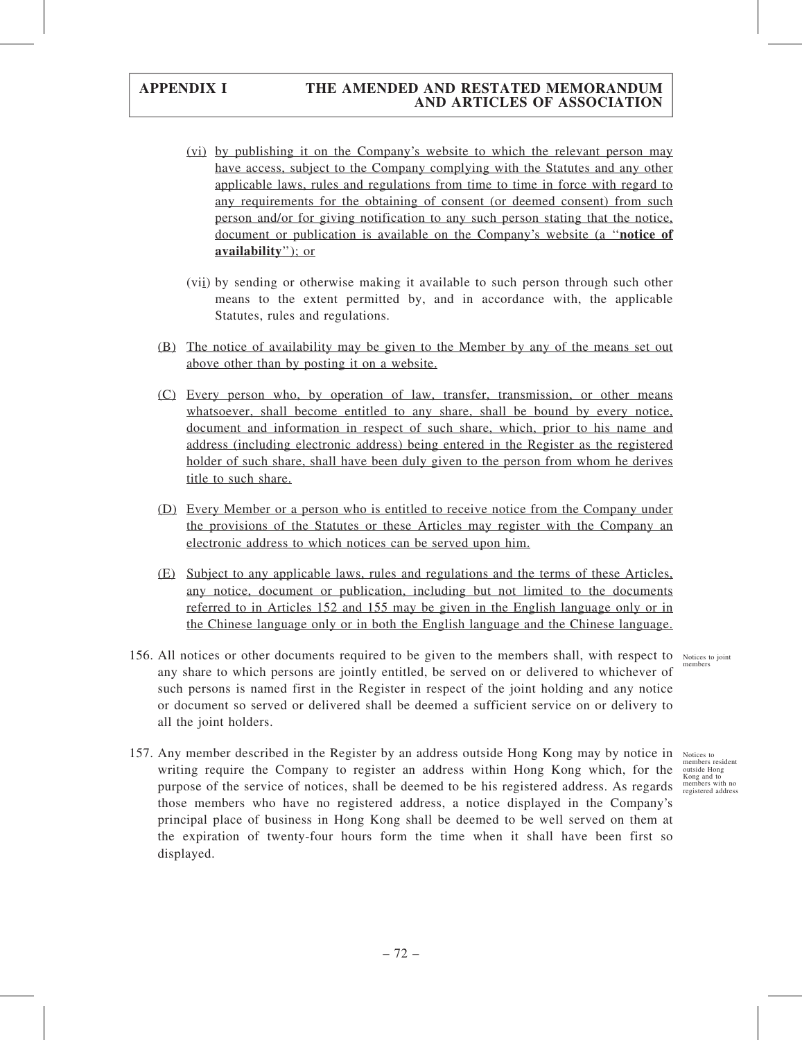(vi) by publishing it on the Company's website to which the relevant person may have access, subject to the Company complying with the Statutes and any other applicable laws, rules and regulations from time to time in force with regard to any requirements for the obtaining of consent (or deemed consent) from such person and/or for giving notification to any such person stating that the notice, document or publication is available on the Company's website (a "**notice of availability**"); or

(vii) by sending or otherwise making it available to such person through such other means to the extent permitted by, and in accordance with, the applicable Statutes, rules and regulations.

(B) The notice of availability may be given to the Member by any of the means set out above other than by posting it on a website.

(C) Every person who, by operation of law, transfer, transmission, or other means whatsoever, shall become entitled to any share, shall be bound by every notice, document and information in respect of such share, which, prior to his name and address (including electronic address) being entered in the Register as the registered holder of such share, shall have been duly given to the person from whom he derives title to such share.

(D) Every Member or a person who is entitled to receive notice from the Company under the provisions of the Statutes or these Articles may register with the Company an electronic address to which notices can be served upon him.

(E) Subject to any applicable laws, rules and regulations and the terms of these Articles, any notice, document or publication, including but not limited to the documents referred to in Articles 152 and 155 may be given in the English language only or in the Chinese language only or in both the English language and the Chinese language.

156. All notices or other documents required to be given to the members shall, with respect to any share to which persons are jointly entitled, be served on or delivered to whichever of such persons is named first in the Register in respect of the joint holding and any notice or document so served or delivered shall be deemed a sufficient service on or delivery to all the joint holders.

*Notices to joint members*

157. Any member described in the Register by an address outside Hong Kong may by notice in writing require the Company to register an address within Hong Kong which, for the purpose of the service of notices, shall be deemed to be his registered address. As regards those members who have no registered address, a notice displayed in the Company's principal place of business in Hong Kong shall be deemed to be well served on them at the expiration of twenty-four hours form the time when it shall have been first so displayed.

*Notices to members resident outside Hong Kong and to members with no registered address*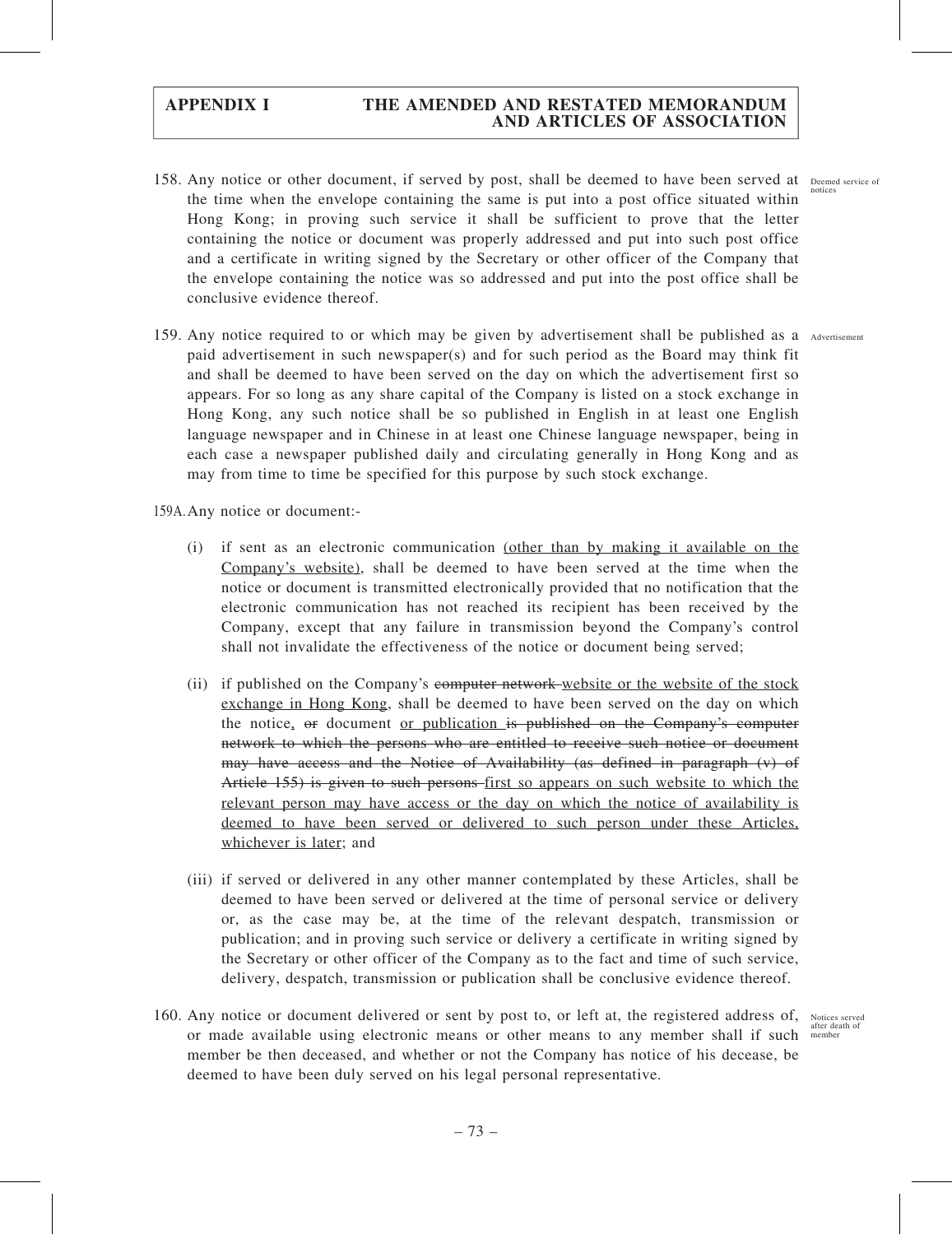158. Any notice or other document, if served by post, shall be deemed to have been served at the time when the envelope containing the same is put into a post office situated within Hong Kong; in proving such service it shall be sufficient to prove that the letter containing the notice or document was properly addressed and put into such post office and a certificate in writing signed by the Secretary or other officer of the Company that the envelope containing the notice was so addressed and put into the post office shall be conclusive evidence thereof. *Deemed service of notices*

159. Any notice required to or which may be given by advertisement shall be published as a paid advertisement in such newspaper(s) and for such period as the Board may think fit and shall be deemed to have been served on the day on which the advertisement first so appears. For so long as any share capital of the Company is listed on a stock exchange in Hong Kong, any such notice shall be so published in English in at least one English language newspaper and in Chinese in at least one Chinese language newspaper, being in each case a newspaper published daily and circulating generally in Hong Kong and as may from time to time be specified for this purpose by such stock exchange. *Advertisement*

159A. Any notice or document:-

(i) if sent as an electronic communication <u>(other than by making it available on the Company's website)</u>, shall be deemed to have been served at the time when the notice or document is transmitted electronically provided that no notification that the electronic communication has not reached its recipient has been received by the Company, except that any failure in transmission beyond the Company's control shall not invalidate the effectiveness of the notice or document being served;

(ii) if published on the Company's ~~computer network~~ <u>website or the website of the stock exchange in Hong Kong</u>, shall be deemed to have been served on the day on which the notice<u>,</u> ~~or~~ document <u>or publication</u> ~~is published on the Company's computer network to which the persons who are entitled to receive such notice or document may have access and the Notice of Availability (as defined in paragraph (v) of Article 155) is given to such persons~~ <u>first so appears on such website to which the relevant person may have access or the day on which the notice of availability is deemed to have been served or delivered to such person under these Articles, whichever is later</u>; and

(iii) if served or delivered in any other manner contemplated by these Articles, shall be deemed to have been served or delivered at the time of personal service or delivery or, as the case may be, at the time of the relevant despatch, transmission or publication; and in proving such service or delivery a certificate in writing signed by the Secretary or other officer of the Company as to the fact and time of such service, delivery, despatch, transmission or publication shall be conclusive evidence thereof.

160. Any notice or document delivered or sent by post to, or left at, the registered address of, or made available using electronic means or other means to any member shall if such member be then deceased, and whether or not the Company has notice of his decease, be deemed to have been duly served on his legal personal representative. *Notices served after death of member*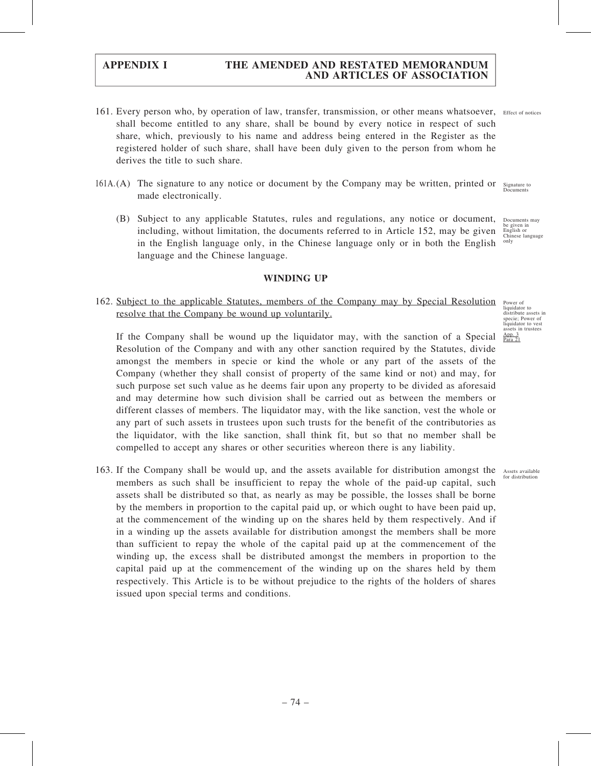161. Every person who, by operation of law, transfer, transmission, or other means whatsoever, shall become entitled to any share, shall be bound by every notice in respect of such share, which, previously to his name and address being entered in the Register as the registered holder of such share, shall have been duly given to the person from whom he derives the title to such share.

Effect of notices

161A. (A) The signature to any notice or document by the Company may be written, printed or made electronically.

Signature to Documents

(B) Subject to any applicable Statutes, rules and regulations, any notice or document, including, without limitation, the documents referred to in Article 152, may be given in the English language only, in the Chinese language only or in both the English language and the Chinese language.

Documents may be given in English or Chinese language only

## WINDING UP

162. <u>Subject to the applicable Statutes, members of the Company may by Special Resolution resolve that the Company be wound up voluntarily.</u>

Power of liquidator to distribute assets in specie; Power of liquidator to vest assets in trustees <u>App. 3 Para 21</u>

If the Company shall be wound up the liquidator may, with the sanction of a Special Resolution of the Company and with any other sanction required by the Statutes, divide amongst the members in specie or kind the whole or any part of the assets of the Company (whether they shall consist of property of the same kind or not) and may, for such purpose set such value as he deems fair upon any property to be divided as aforesaid and may determine how such division shall be carried out as between the members or different classes of members. The liquidator may, with the like sanction, vest the whole or any part of such assets in trustees upon such trusts for the benefit of the contributories as the liquidator, with the like sanction, shall think fit, but so that no member shall be compelled to accept any shares or other securities whereon there is any liability.

163. If the Company shall be would up, and the assets available for distribution amongst the members as such shall be insufficient to repay the whole of the paid-up capital, such assets shall be distributed so that, as nearly as may be possible, the losses shall be borne by the members in proportion to the capital paid up, or which ought to have been paid up, at the commencement of the winding up on the shares held by them respectively. And if in a winding up the assets available for distribution amongst the members shall be more than sufficient to repay the whole of the capital paid up at the commencement of the winding up, the excess shall be distributed amongst the members in proportion to the capital paid up at the commencement of the winding up on the shares held by them respectively. This Article is to be without prejudice to the rights of the holders of shares issued upon special terms and conditions.

Assets available for distribution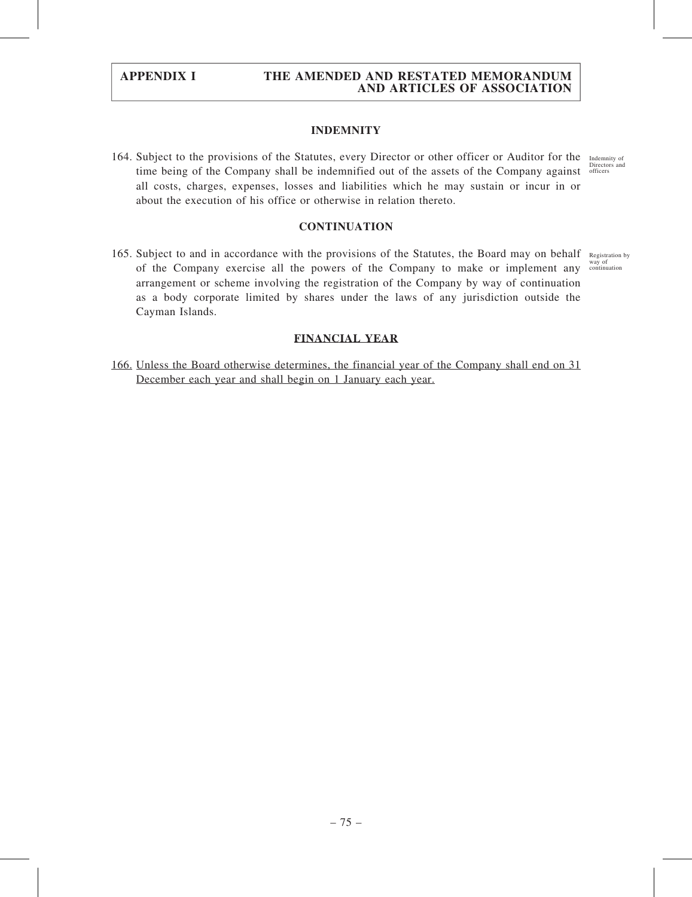## INDEMNITY

164. Subject to the provisions of the Statutes, every Director or other officer or Auditor for the time being of the Company shall be indemnified out of the assets of the Company against all costs, charges, expenses, losses and liabilities which he may sustain or incur in or about the execution of his office or otherwise in relation thereto.

Indemnity of Directors and officers

## CONTINUATION

165. Subject to and in accordance with the provisions of the Statutes, the Board may on behalf of the Company exercise all the powers of the Company to make or implement any arrangement or scheme involving the registration of the Company by way of continuation as a body corporate limited by shares under the laws of any jurisdiction outside the Cayman Islands.

Registration by way of continuation

## FINANCIAL YEAR

166. Unless the Board otherwise determines, the financial year of the Company shall end on 31 December each year and shall begin on 1 January each year.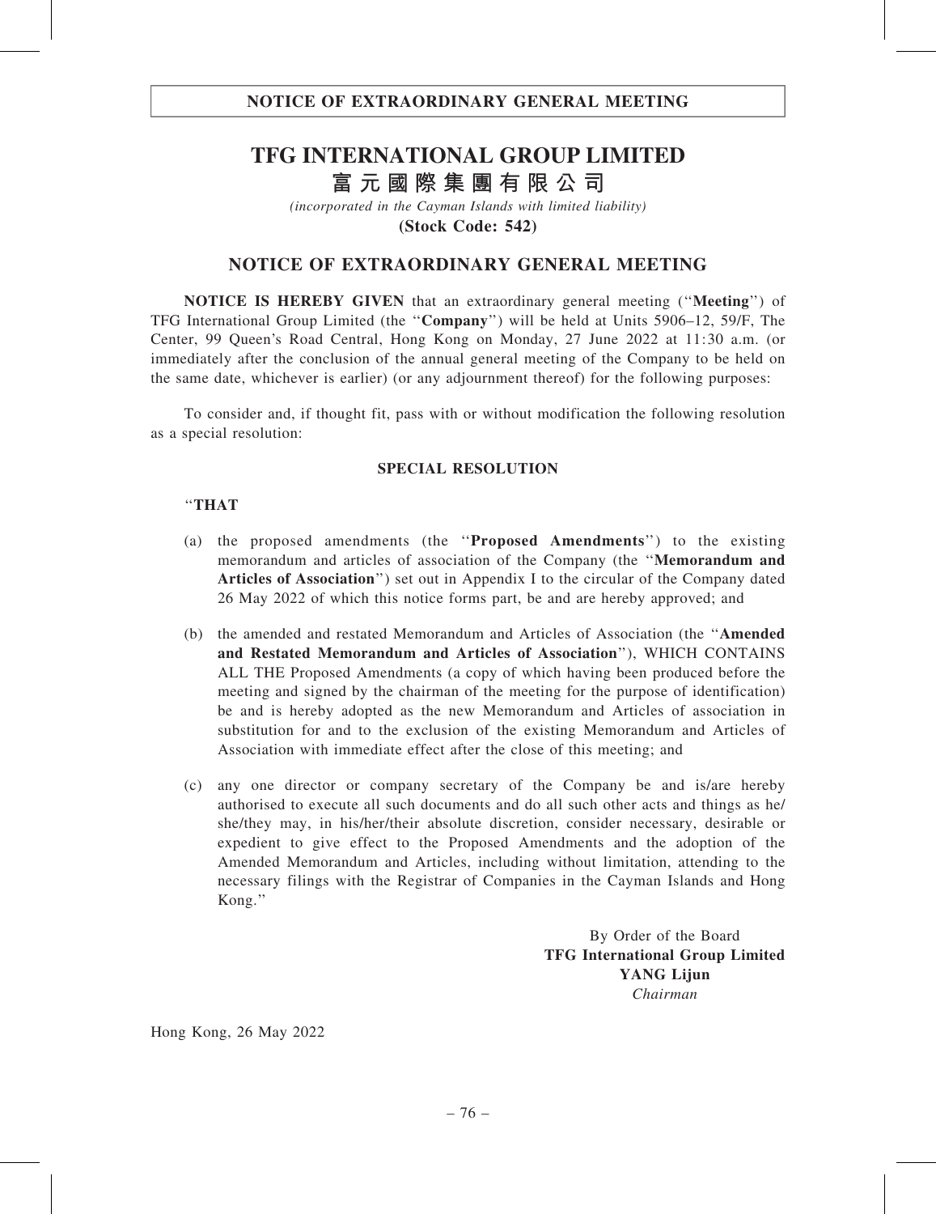NOTICE OF EXTRAORDINARY GENERAL MEETING

# TFG INTERNATIONAL GROUP LIMITED
# 富元國際集團有限公司

*(incorporated in the Cayman Islands with limited liability)*

**(Stock Code: 542)**

## NOTICE OF EXTRAORDINARY GENERAL MEETING

**NOTICE IS HEREBY GIVEN** that an extraordinary general meeting (''**Meeting**'') of TFG International Group Limited (the ''**Company**'') will be held at Units 5906–12, 59/F, The Center, 99 Queen's Road Central, Hong Kong on Monday, 27 June 2022 at 11:30 a.m. (or immediately after the conclusion of the annual general meeting of the Company to be held on the same date, whichever is earlier) (or any adjournment thereof) for the following purposes:

To consider and, if thought fit, pass with or without modification the following resolution as a special resolution:

**SPECIAL RESOLUTION**

''**THAT**

(a) the proposed amendments (the ''**Proposed Amendments**'') to the existing memorandum and articles of association of the Company (the ''**Memorandum and Articles of Association**'') set out in Appendix I to the circular of the Company dated 26 May 2022 of which this notice forms part, be and are hereby approved; and

(b) the amended and restated Memorandum and Articles of Association (the ''**Amended and Restated Memorandum and Articles of Association**''), WHICH CONTAINS ALL THE Proposed Amendments (a copy of which having been produced before the meeting and signed by the chairman of the meeting for the purpose of identification) be and is hereby adopted as the new Memorandum and Articles of association in substitution for and to the exclusion of the existing Memorandum and Articles of Association with immediate effect after the close of this meeting; and

(c) any one director or company secretary of the Company be and is/are hereby authorised to execute all such documents and do all such other acts and things as he/she/they may, in his/her/their absolute discretion, consider necessary, desirable or expedient to give effect to the Proposed Amendments and the adoption of the Amended Memorandum and Articles, including without limitation, attending to the necessary filings with the Registrar of Companies in the Cayman Islands and Hong Kong.''

By Order of the Board
**TFG International Group Limited**
**YANG Lijun**
*Chairman*

Hong Kong, 26 May 2022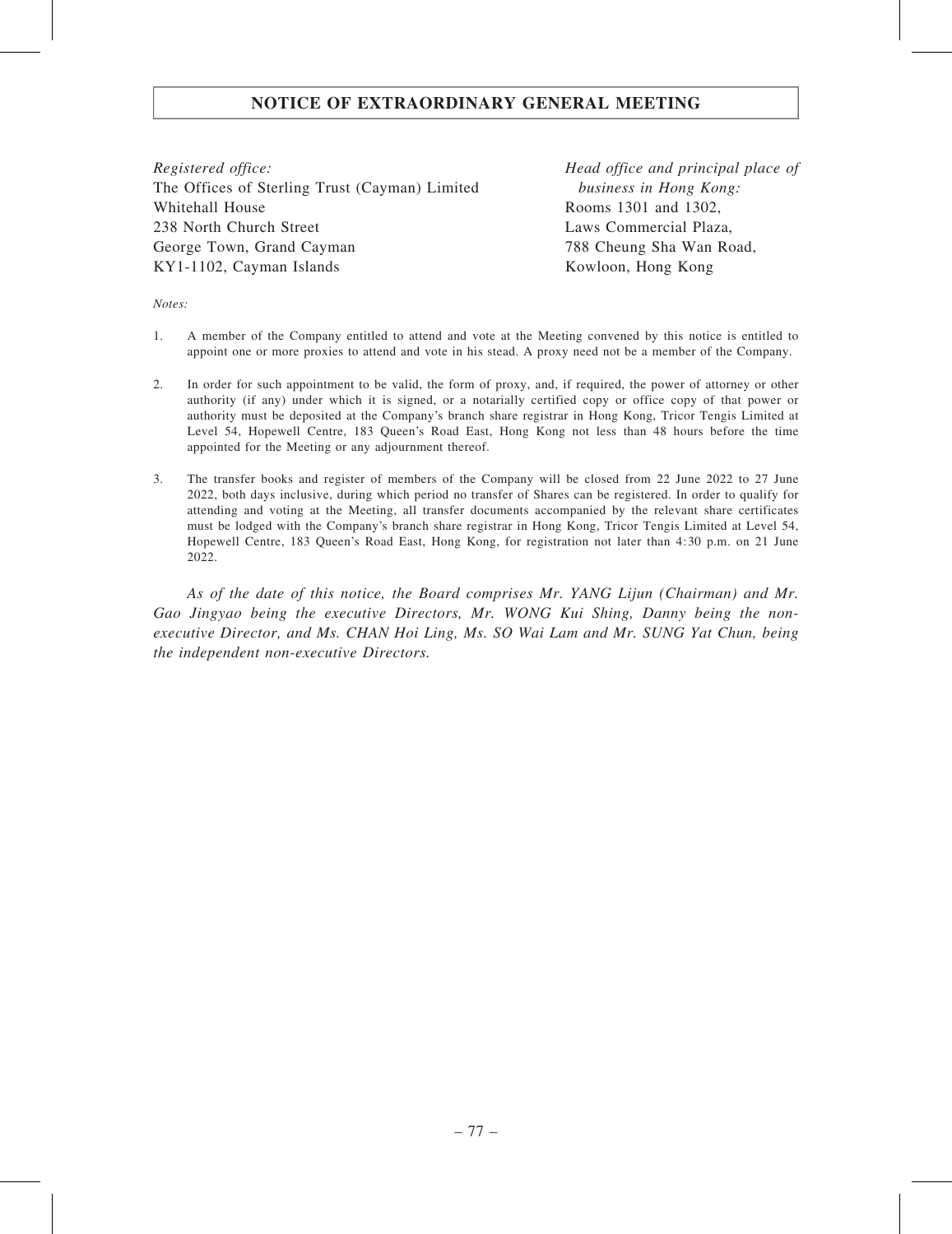# NOTICE OF EXTRAORDINARY GENERAL MEETING

*Registered office:*
The Offices of Sterling Trust (Cayman) Limited
Whitehall House
238 North Church Street
George Town, Grand Cayman
KY1-1102, Cayman Islands

*Head office and principal place of business in Hong Kong:*
Rooms 1301 and 1302,
Laws Commercial Plaza,
788 Cheung Sha Wan Road,
Kowloon, Hong Kong

*Notes:*

1. A member of the Company entitled to attend and vote at the Meeting convened by this notice is entitled to appoint one or more proxies to attend and vote in his stead. A proxy need not be a member of the Company.

2. In order for such appointment to be valid, the form of proxy, and, if required, the power of attorney or other authority (if any) under which it is signed, or a notarially certified copy or office copy of that power or authority must be deposited at the Company's branch share registrar in Hong Kong, Tricor Tengis Limited at Level 54, Hopewell Centre, 183 Queen's Road East, Hong Kong not less than 48 hours before the time appointed for the Meeting or any adjournment thereof.

3. The transfer books and register of members of the Company will be closed from 22 June 2022 to 27 June 2022, both days inclusive, during which period no transfer of Shares can be registered. In order to qualify for attending and voting at the Meeting, all transfer documents accompanied by the relevant share certificates must be lodged with the Company's branch share registrar in Hong Kong, Tricor Tengis Limited at Level 54, Hopewell Centre, 183 Queen's Road East, Hong Kong, for registration not later than 4:30 p.m. on 21 June 2022.

*As of the date of this notice, the Board comprises Mr. YANG Lijun (Chairman) and Mr. Gao Jingyao being the executive Directors, Mr. WONG Kui Shing, Danny being the non-executive Director, and Ms. CHAN Hoi Ling, Ms. SO Wai Lam and Mr. SUNG Yat Chun, being the independent non-executive Directors.*